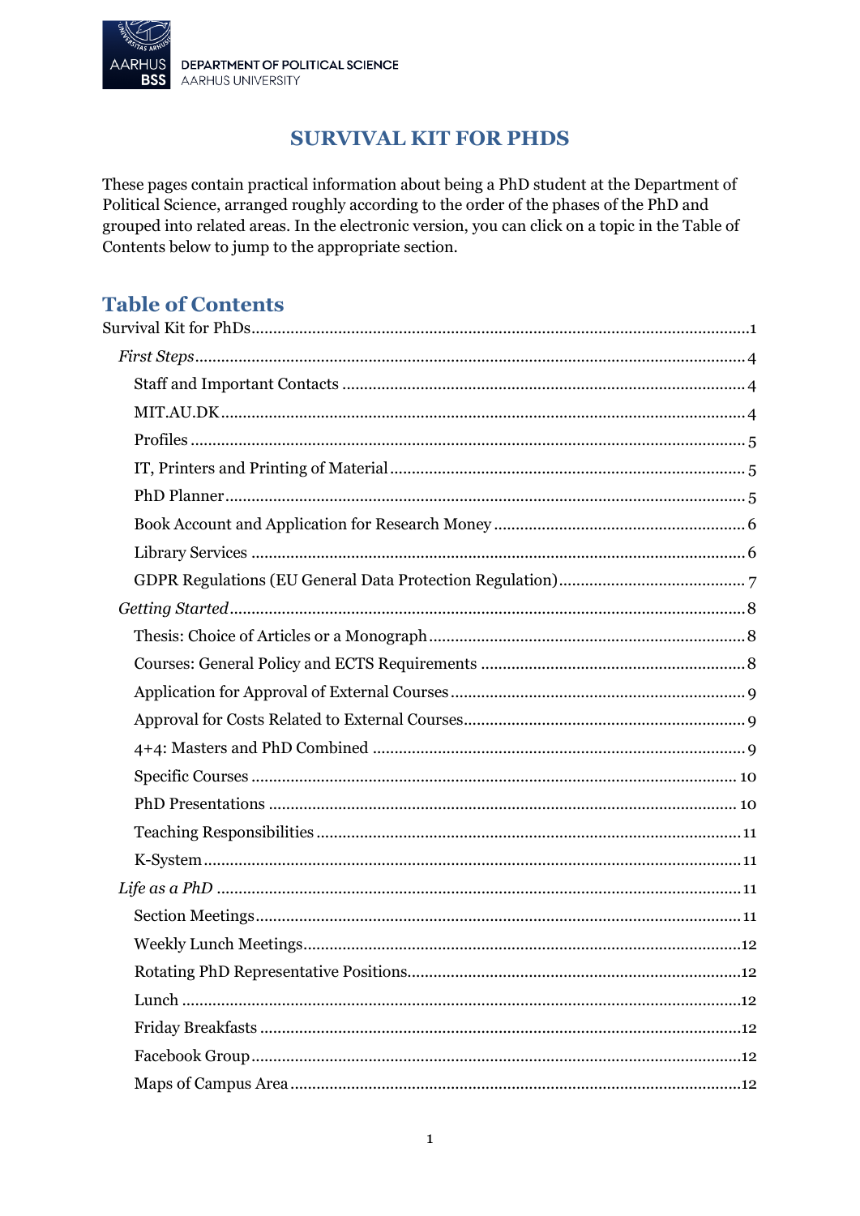DEPARTMENT OF POLITICAL SCIENCE
AARHUS UNIVERSITY

# SURVIVAL KIT FOR PHDS

These pages contain practical information about being a PhD student at the Department of Political Science, arranged roughly according to the order of the phases of the PhD and grouped into related areas. In the electronic version, you can click on a topic in the Table of Contents below to jump to the appropriate section.

## Table of Contents

Survival Kit for PhDs........................................................1

*First Steps*........................................................4

- Staff and Important Contacts........................................................4
- MIT.AU.DK........................................................4
- Profiles........................................................5
- IT, Printers and Printing of Material........................................................5
- PhD Planner........................................................5
- Book Account and Application for Research Money........................................................6
- Library Services........................................................6
- GDPR Regulations (EU General Data Protection Regulation)........................................................7

*Getting Started*........................................................8

- Thesis: Choice of Articles or a Monograph........................................................8
- Courses: General Policy and ECTS Requirements........................................................8
- Application for Approval of External Courses........................................................9
- Approval for Costs Related to External Courses........................................................9
- 4+4: Masters and PhD Combined........................................................9
- Specific Courses........................................................10
- PhD Presentations........................................................10
- Teaching Responsibilities........................................................11
- K-System........................................................11

*Life as a PhD*........................................................11

- Section Meetings........................................................11
- Weekly Lunch Meetings........................................................12
- Rotating PhD Representative Positions........................................................12
- Lunch........................................................12
- Friday Breakfasts........................................................12
- Facebook Group........................................................12
- Maps of Campus Area........................................................12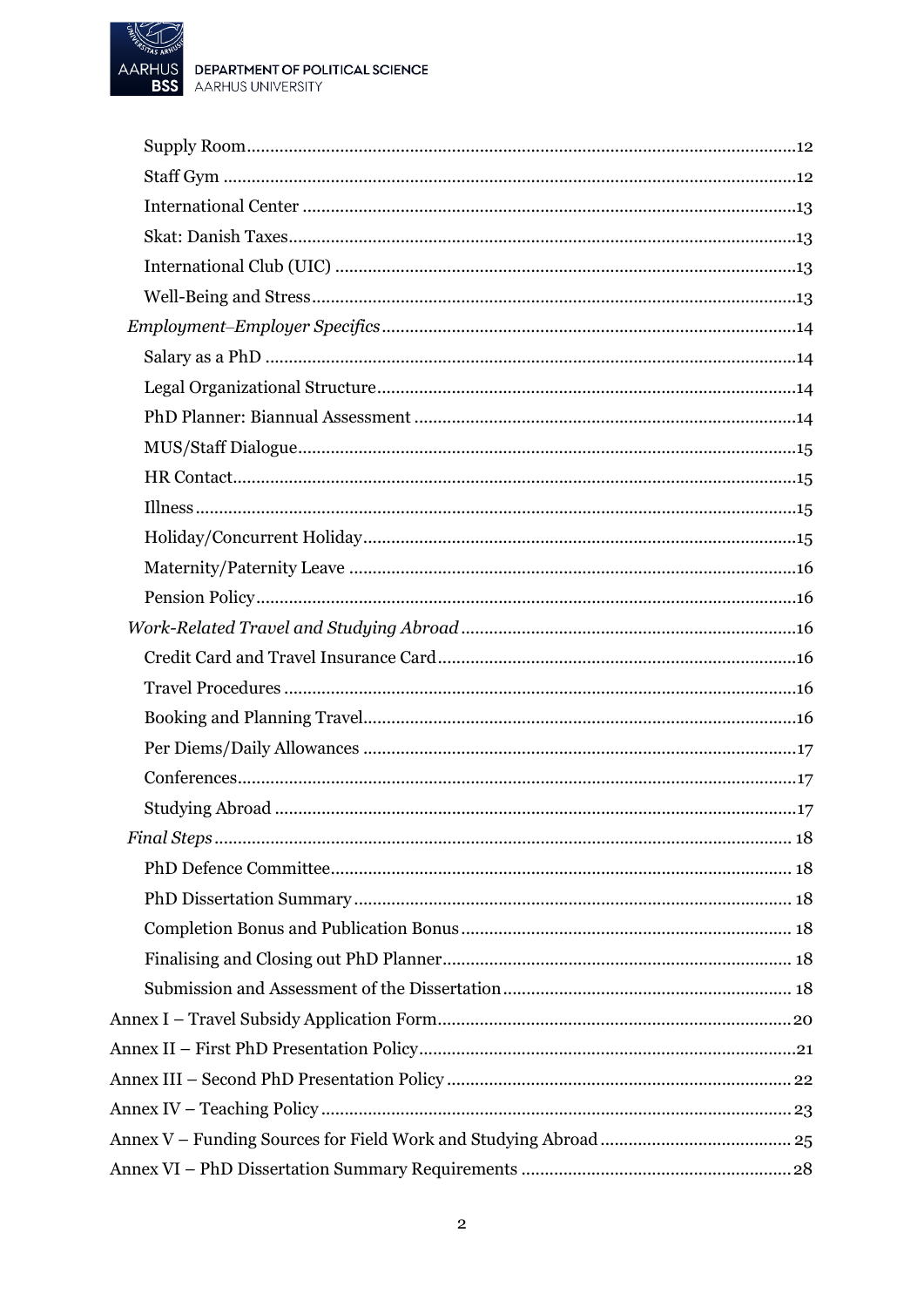Supply Room ....................................................................................................................12
Staff Gym ..........................................................................................................................12
International Center .........................................................................................................13
Skat: Danish Taxes............................................................................................................13
International Club (UIC) ..................................................................................................13
Well-Being and Stress.......................................................................................................13

*Employment–Employer Specifics*........................................................................................14
Salary as a PhD .................................................................................................................14
Legal Organizational Structure.........................................................................................14
PhD Planner: Biannual Assessment .................................................................................14
MUS/Staff Dialogue..........................................................................................................15
HR Contact........................................................................................................................15
Illness ................................................................................................................................15
Holiday/Concurrent Holiday............................................................................................15
Maternity/Paternity Leave ...............................................................................................16
Pension Policy...................................................................................................................16

*Work-Related Travel and Studying Abroad*........................................................................16
Credit Card and Travel Insurance Card............................................................................16
Travel Procedures .............................................................................................................16
Booking and Planning Travel............................................................................................16
Per Diems/Daily Allowances ............................................................................................17
Conferences.......................................................................................................................17
Studying Abroad ...............................................................................................................17

*Final Steps*...........................................................................................................................18
PhD Defence Committee.................................................................................................. 18
PhD Dissertation Summary............................................................................................. 18
Completion Bonus and Publication Bonus...................................................................... 18
Finalising and Closing out PhD Planner.......................................................................... 18
Submission and Assessment of the Dissertation............................................................. 18

Annex I – Travel Subsidy Application Form...........................................................................20
Annex II – First PhD Presentation Policy................................................................................21
Annex III – Second PhD Presentation Policy......................................................................... 22
Annex IV – Teaching Policy................................................................................................... 23
Annex V – Funding Sources for Field Work and Studying Abroad........................................ 25
Annex VI – PhD Dissertation Summary Requirements .........................................................28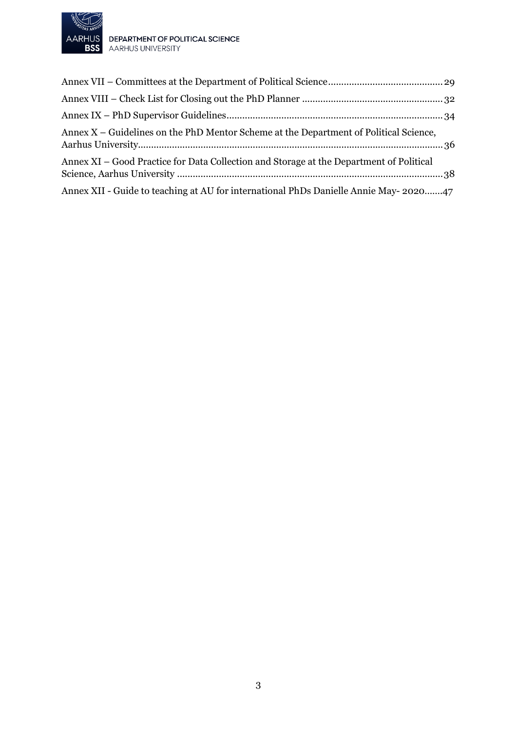Annex VII – Committees at the Department of Political Science ........................................... 29

Annex VIII – Check List for Closing out the PhD Planner ..................................................... 32

Annex IX – PhD Supervisor Guidelines.................................................................................. 34

Annex X – Guidelines on the PhD Mentor Scheme at the Department of Political Science, Aarhus University.................................................................................................................... 36

Annex XI – Good Practice for Data Collection and Storage at the Department of Political Science, Aarhus University ..................................................................................................... 38

Annex XII - Guide to teaching at AU for international PhDs Danielle Annie May- 2020.......47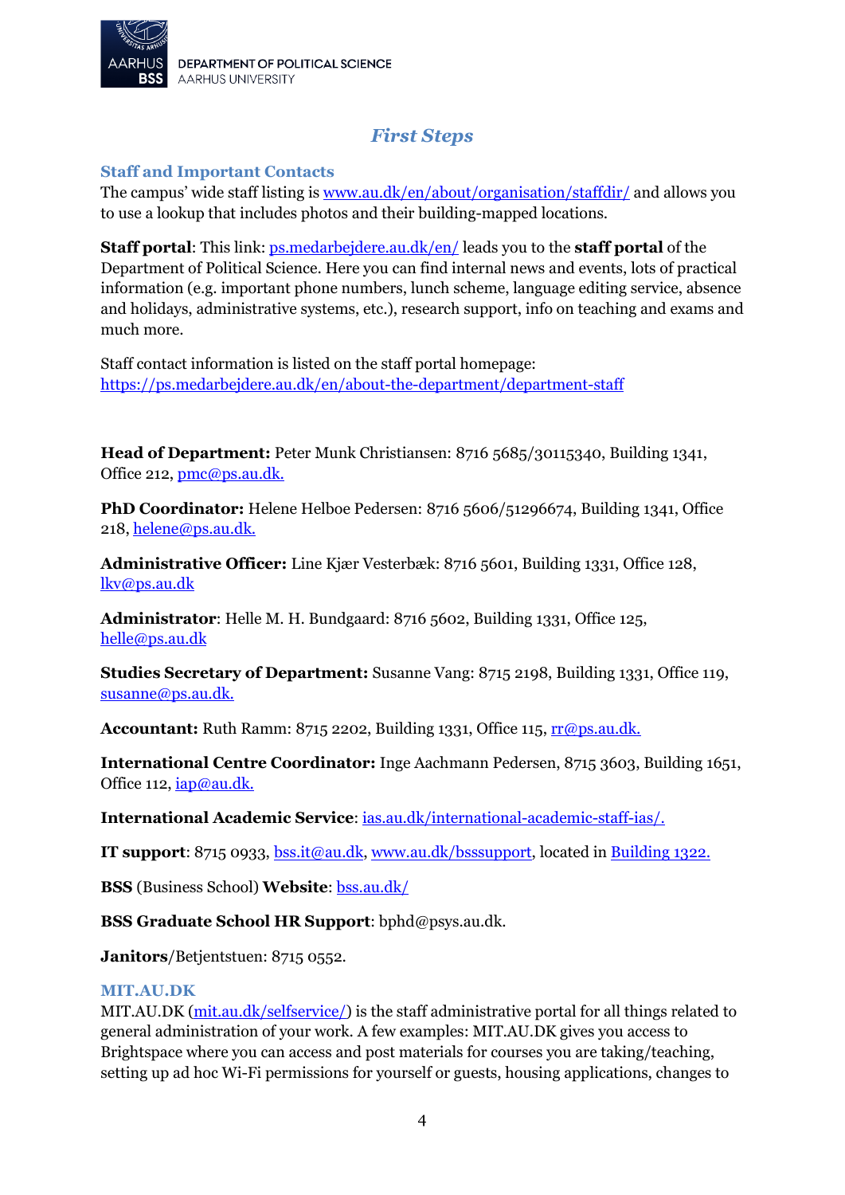## *First Steps*

### Staff and Important Contacts

The campus' wide staff listing is [www.au.dk/en/about/organisation/staffdir/](www.au.dk/en/about/organisation/staffdir/) and allows you to use a lookup that includes photos and their building-mapped locations.

**Staff portal**: This link: [ps.medarbejdere.au.dk/en/](ps.medarbejdere.au.dk/en/) leads you to the **staff portal** of the Department of Political Science. Here you can find internal news and events, lots of practical information (e.g. important phone numbers, lunch scheme, language editing service, absence and holidays, administrative systems, etc.), research support, info on teaching and exams and much more.

Staff contact information is listed on the staff portal homepage: [https://ps.medarbejdere.au.dk/en/about-the-department/department-staff](https://ps.medarbejdere.au.dk/en/about-the-department/department-staff)

**Head of Department:** Peter Munk Christiansen: 8716 5685/30115340, Building 1341, Office 212, pmc@ps.au.dk.

**PhD Coordinator:** Helene Helboe Pedersen: 8716 5606/51296674, Building 1341, Office 218, helene@ps.au.dk.

**Administrative Officer:** Line Kjær Vesterbæk: 8716 5601, Building 1331, Office 128, lkv@ps.au.dk

**Administrator**: Helle M. H. Bundgaard: 8716 5602, Building 1331, Office 125, helle@ps.au.dk

**Studies Secretary of Department:** Susanne Vang: 8715 2198, Building 1331, Office 119, susanne@ps.au.dk.

**Accountant:** Ruth Ramm: 8715 2202, Building 1331, Office 115, rr@ps.au.dk.

**International Centre Coordinator:** Inge Aachmann Pedersen, 8715 3603, Building 1651, Office 112, iap@au.dk.

**International Academic Service**: [ias.au.dk/international-academic-staff-ias/.](ias.au.dk/international-academic-staff-ias/)

**IT support**: 8715 0933, bss.it@au.dk, [www.au.dk/bsssupport](www.au.dk/bsssupport), located in Building 1322.

**BSS** (Business School) **Website**: [bss.au.dk/](bss.au.dk/)

**BSS Graduate School HR Support**: bphd@psys.au.dk.

**Janitors**/Betjentstuen: 8715 0552.

### MIT.AU.DK

MIT.AU.DK ([mit.au.dk/selfservice/](mit.au.dk/selfservice/)) is the staff administrative portal for all things related to general administration of your work. A few examples: MIT.AU.DK gives you access to Brightspace where you can access and post materials for courses you are taking/teaching, setting up ad hoc Wi-Fi permissions for yourself or guests, housing applications, changes to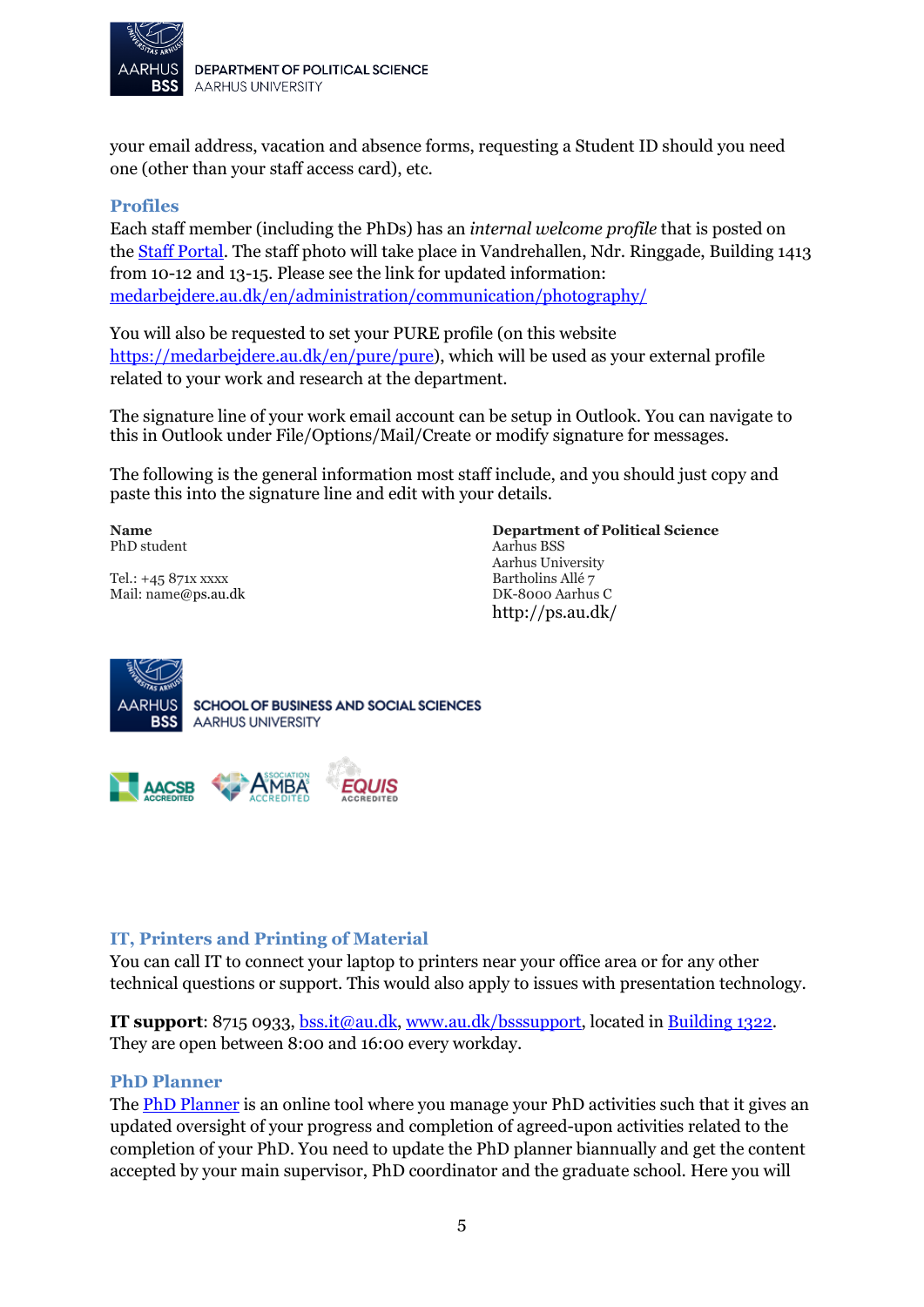your email address, vacation and absence forms, requesting a Student ID should you need one (other than your staff access card), etc.

## Profiles

Each staff member (including the PhDs) has an *internal welcome profile* that is posted on the [Staff Portal](). The staff photo will take place in Vandrehallen, Ndr. Ringgade, Building 1413 from 10-12 and 13-15. Please see the link for updated information: [medarbejdere.au.dk/en/administration/communication/photography/]()

You will also be requested to set your PURE profile (on this website [https://medarbejdere.au.dk/en/pure/pure]()), which will be used as your external profile related to your work and research at the department.

The signature line of your work email account can be setup in Outlook. You can navigate to this in Outlook under File/Options/Mail/Create or modify signature for messages.

The following is the general information most staff include, and you should just copy and paste this into the signature line and edit with your details.

**Name**
PhD student

Tel.: +45 871x xxxx
Mail: name@ps.au.dk

**Department of Political Science**
Aarhus BSS
Aarhus University
Bartholins Allé 7
DK-8000 Aarhus C
http://ps.au.dk/

SCHOOL OF BUSINESS AND SOCIAL SCIENCES
AARHUS UNIVERSITY

AACSB ACCREDITED · AMBA ACCREDITED · EQUIS ACCREDITED

## IT, Printers and Printing of Material

You can call IT to connect your laptop to printers near your office area or for any other technical questions or support. This would also apply to issues with presentation technology.

**IT support**: 8715 0933, [bss.it@au.dk](), [www.au.dk/bsssupport](), located in [Building 1322](). They are open between 8:00 and 16:00 every workday.

## PhD Planner

The [PhD Planner]() is an online tool where you manage your PhD activities such that it gives an updated oversight of your progress and completion of agreed-upon activities related to the completion of your PhD. You need to update the PhD planner biannually and get the content accepted by your main supervisor, PhD coordinator and the graduate school. Here you will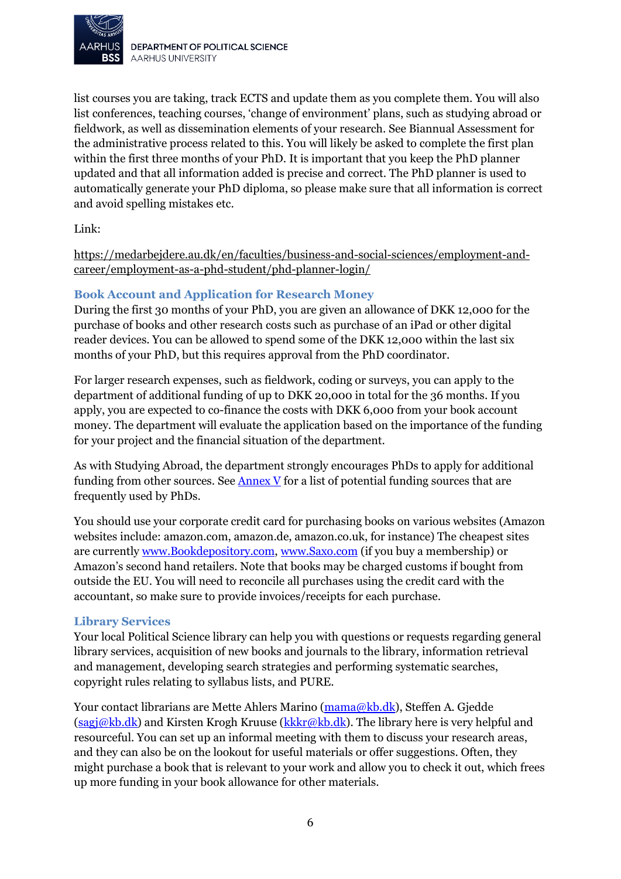list courses you are taking, track ECTS and update them as you complete them. You will also list conferences, teaching courses, 'change of environment' plans, such as studying abroad or fieldwork, as well as dissemination elements of your research. See Biannual Assessment for the administrative process related to this. You will likely be asked to complete the first plan within the first three months of your PhD. It is important that you keep the PhD planner updated and that all information added is precise and correct. The PhD planner is used to automatically generate your PhD diploma, so please make sure that all information is correct and avoid spelling mistakes etc.

Link:

https://medarbejdere.au.dk/en/faculties/business-and-social-sciences/employment-and-career/employment-as-a-phd-student/phd-planner-login/

### Book Account and Application for Research Money

During the first 30 months of your PhD, you are given an allowance of DKK 12,000 for the purchase of books and other research costs such as purchase of an iPad or other digital reader devices. You can be allowed to spend some of the DKK 12,000 within the last six months of your PhD, but this requires approval from the PhD coordinator.

For larger research expenses, such as fieldwork, coding or surveys, you can apply to the department of additional funding of up to DKK 20,000 in total for the 36 months. If you apply, you are expected to co-finance the costs with DKK 6,000 from your book account money. The department will evaluate the application based on the importance of the funding for your project and the financial situation of the department.

As with Studying Abroad, the department strongly encourages PhDs to apply for additional funding from other sources. See Annex V for a list of potential funding sources that are frequently used by PhDs.

You should use your corporate credit card for purchasing books on various websites (Amazon websites include: amazon.com, amazon.de, amazon.co.uk, for instance) The cheapest sites are currently www.Bookdepository.com, www.Saxo.com (if you buy a membership) or Amazon's second hand retailers. Note that books may be charged customs if bought from outside the EU. You will need to reconcile all purchases using the credit card with the accountant, so make sure to provide invoices/receipts for each purchase.

### Library Services

Your local Political Science library can help you with questions or requests regarding general library services, acquisition of new books and journals to the library, information retrieval and management, developing search strategies and performing systematic searches, copyright rules relating to syllabus lists, and PURE.

Your contact librarians are Mette Ahlers Marino (mama@kb.dk), Steffen A. Gjedde (sagj@kb.dk) and Kirsten Krogh Kruuse (kkkr@kb.dk). The library here is very helpful and resourceful. You can set up an informal meeting with them to discuss your research areas, and they can also be on the lookout for useful materials or offer suggestions. Often, they might purchase a book that is relevant to your work and allow you to check it out, which frees up more funding in your book allowance for other materials.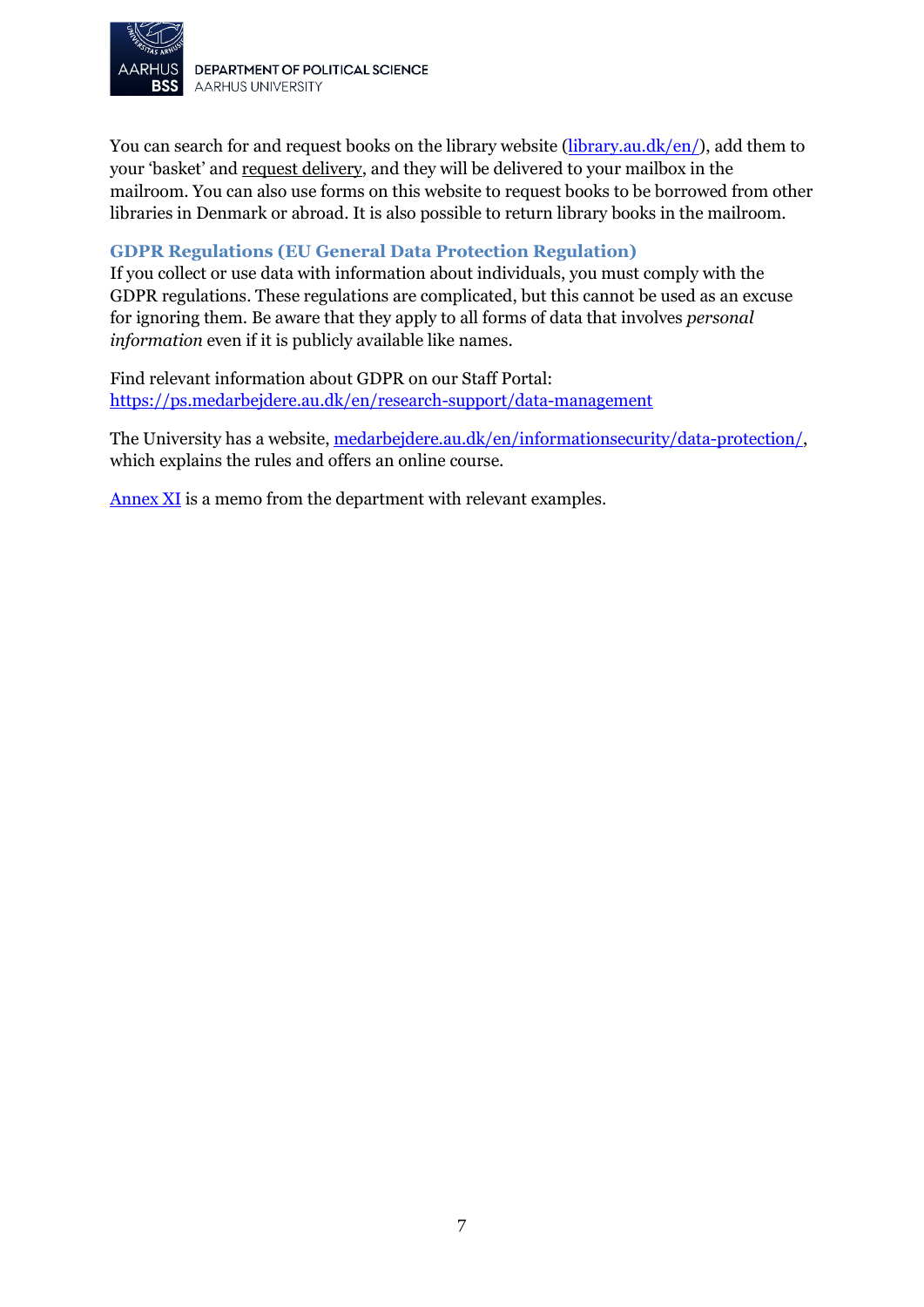You can search for and request books on the library website (library.au.dk/en/), add them to your 'basket' and request delivery, and they will be delivered to your mailbox in the mailroom. You can also use forms on this website to request books to be borrowed from other libraries in Denmark or abroad. It is also possible to return library books in the mailroom.

### GDPR Regulations (EU General Data Protection Regulation)

If you collect or use data with information about individuals, you must comply with the GDPR regulations. These regulations are complicated, but this cannot be used as an excuse for ignoring them. Be aware that they apply to all forms of data that involves *personal information* even if it is publicly available like names.

Find relevant information about GDPR on our Staff Portal: https://ps.medarbejdere.au.dk/en/research-support/data-management

The University has a website, medarbejdere.au.dk/en/informationsecurity/data-protection/, which explains the rules and offers an online course.

Annex XI is a memo from the department with relevant examples.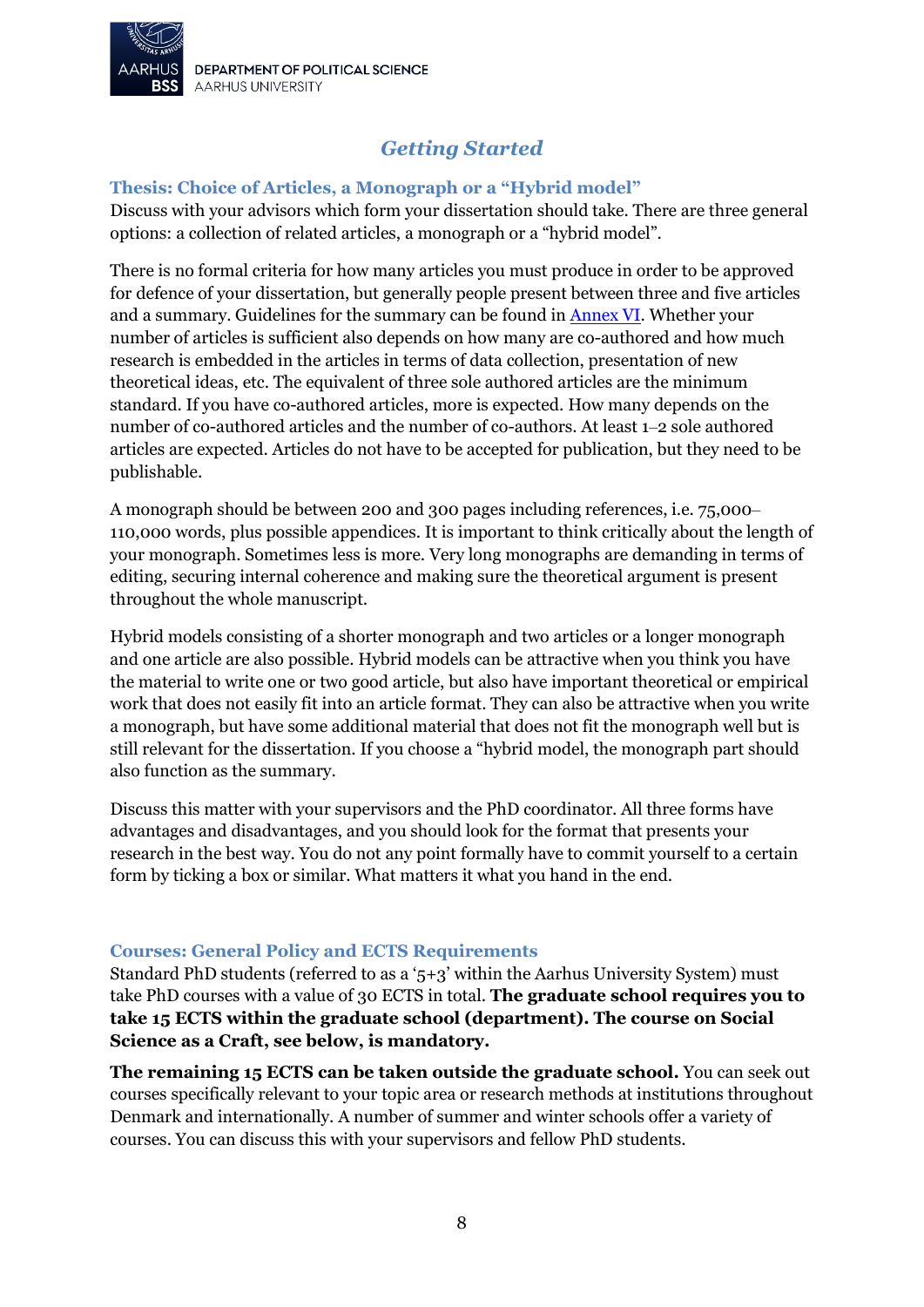# *Getting Started*

## Thesis: Choice of Articles, a Monograph or a "Hybrid model"

Discuss with your advisors which form your dissertation should take. There are three general options: a collection of related articles, a monograph or a "hybrid model".

There is no formal criteria for how many articles you must produce in order to be approved for defence of your dissertation, but generally people present between three and five articles and a summary. Guidelines for the summary can be found in [Annex VI](). Whether your number of articles is sufficient also depends on how many are co-authored and how much research is embedded in the articles in terms of data collection, presentation of new theoretical ideas, etc. The equivalent of three sole authored articles are the minimum standard. If you have co-authored articles, more is expected. How many depends on the number of co-authored articles and the number of co-authors. At least 1–2 sole authored articles are expected. Articles do not have to be accepted for publication, but they need to be publishable.

A monograph should be between 200 and 300 pages including references, i.e. 75,000–110,000 words, plus possible appendices. It is important to think critically about the length of your monograph. Sometimes less is more. Very long monographs are demanding in terms of editing, securing internal coherence and making sure the theoretical argument is present throughout the whole manuscript.

Hybrid models consisting of a shorter monograph and two articles or a longer monograph and one article are also possible. Hybrid models can be attractive when you think you have the material to write one or two good article, but also have important theoretical or empirical work that does not easily fit into an article format. They can also be attractive when you write a monograph, but have some additional material that does not fit the monograph well but is still relevant for the dissertation. If you choose a "hybrid model, the monograph part should also function as the summary.

Discuss this matter with your supervisors and the PhD coordinator. All three forms have advantages and disadvantages, and you should look for the format that presents your research in the best way. You do not any point formally have to commit yourself to a certain form by ticking a box or similar. What matters it what you hand in the end.

## Courses: General Policy and ECTS Requirements

Standard PhD students (referred to as a '5+3' within the Aarhus University System) must take PhD courses with a value of 30 ECTS in total. **The graduate school requires you to take 15 ECTS within the graduate school (department). The course on Social Science as a Craft, see below, is mandatory.**

**The remaining 15 ECTS can be taken outside the graduate school.** You can seek out courses specifically relevant to your topic area or research methods at institutions throughout Denmark and internationally. A number of summer and winter schools offer a variety of courses. You can discuss this with your supervisors and fellow PhD students.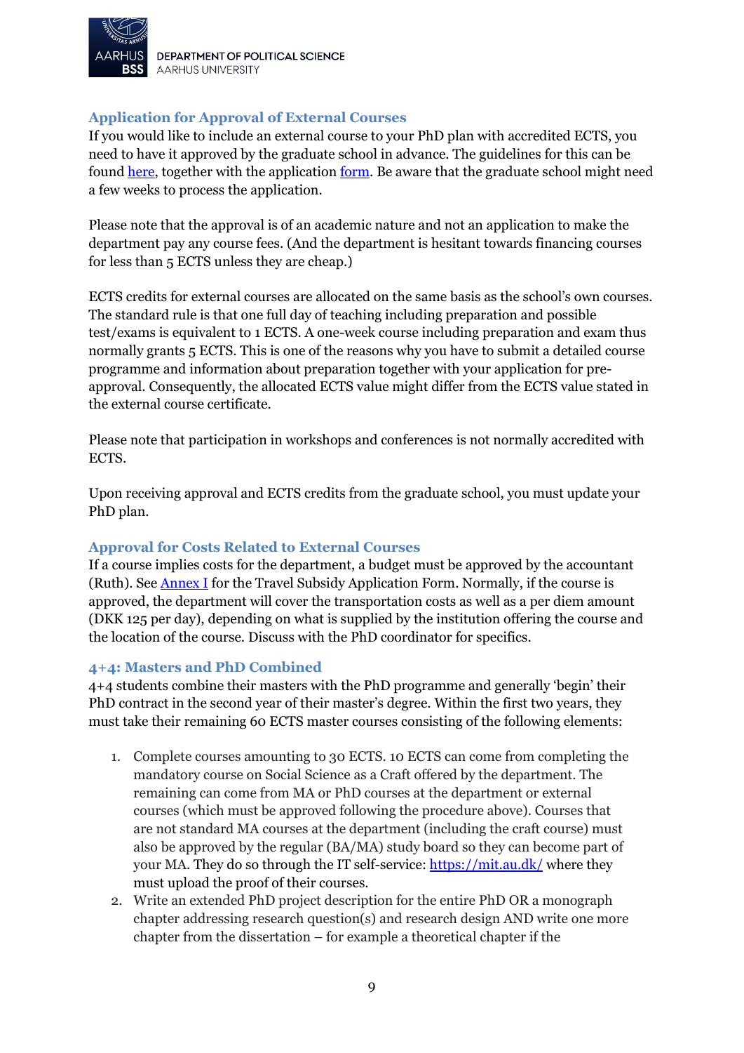## Application for Approval of External Courses

If you would like to include an external course to your PhD plan with accredited ECTS, you need to have it approved by the graduate school in advance. The guidelines for this can be found here, together with the application form. Be aware that the graduate school might need a few weeks to process the application.

Please note that the approval is of an academic nature and not an application to make the department pay any course fees. (And the department is hesitant towards financing courses for less than 5 ECTS unless they are cheap.)

ECTS credits for external courses are allocated on the same basis as the school's own courses. The standard rule is that one full day of teaching including preparation and possible test/exams is equivalent to 1 ECTS. A one-week course including preparation and exam thus normally grants 5 ECTS. This is one of the reasons why you have to submit a detailed course programme and information about preparation together with your application for pre-approval. Consequently, the allocated ECTS value might differ from the ECTS value stated in the external course certificate.

Please note that participation in workshops and conferences is not normally accredited with ECTS.

Upon receiving approval and ECTS credits from the graduate school, you must update your PhD plan.

## Approval for Costs Related to External Courses

If a course implies costs for the department, a budget must be approved by the accountant (Ruth). See Annex I for the Travel Subsidy Application Form. Normally, if the course is approved, the department will cover the transportation costs as well as a per diem amount (DKK 125 per day), depending on what is supplied by the institution offering the course and the location of the course. Discuss with the PhD coordinator for specifics.

## 4+4: Masters and PhD Combined

4+4 students combine their masters with the PhD programme and generally 'begin' their PhD contract in the second year of their master's degree. Within the first two years, they must take their remaining 60 ECTS master courses consisting of the following elements:

1. Complete courses amounting to 30 ECTS. 10 ECTS can come from completing the mandatory course on Social Science as a Craft offered by the department. The remaining can come from MA or PhD courses at the department or external courses (which must be approved following the procedure above). Courses that are not standard MA courses at the department (including the craft course) must also be approved by the regular (BA/MA) study board so they can become part of your MA. They do so through the IT self-service: https://mit.au.dk/ where they must upload the proof of their courses.
2. Write an extended PhD project description for the entire PhD OR a monograph chapter addressing research question(s) and research design AND write one more chapter from the dissertation – for example a theoretical chapter if the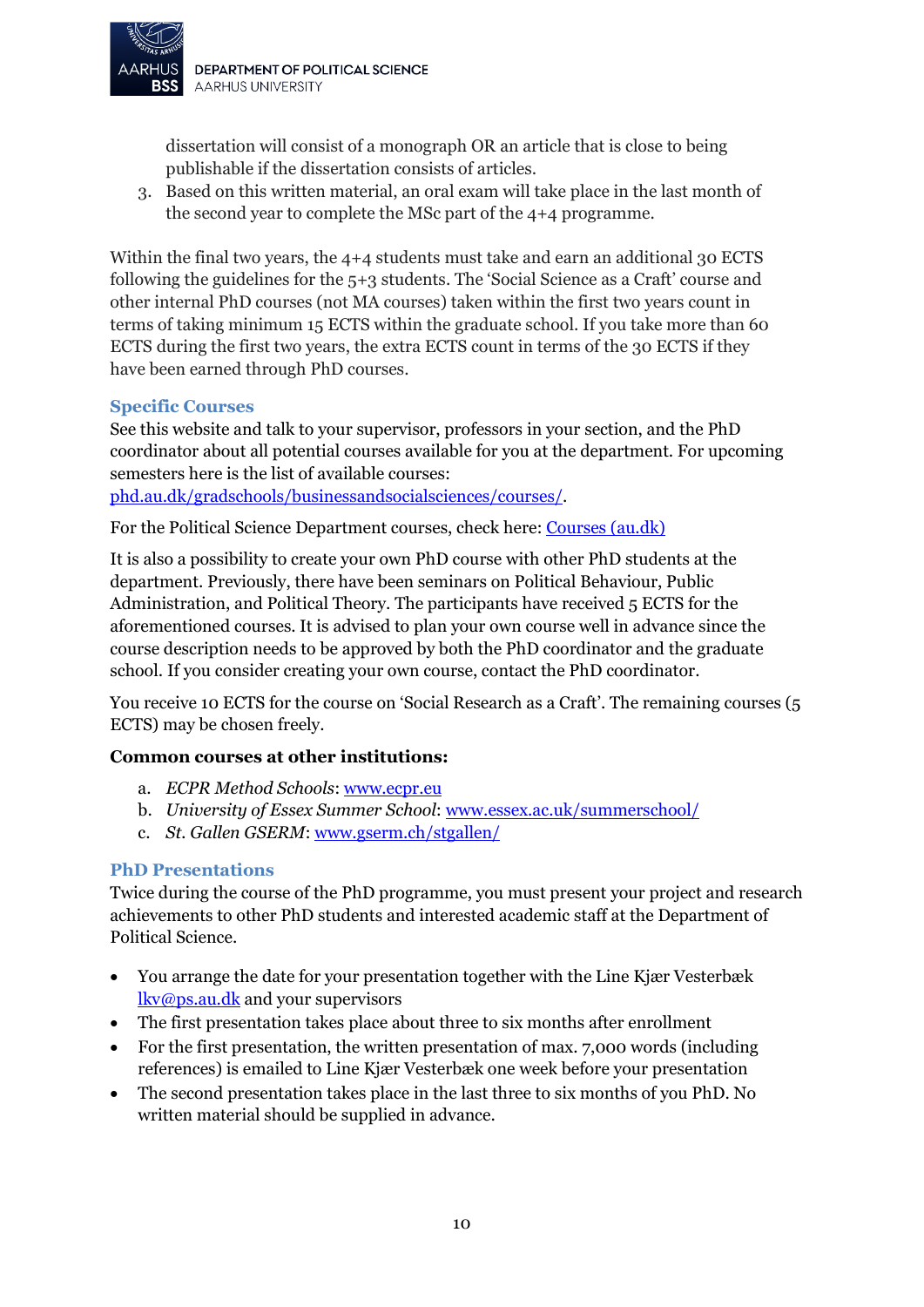dissertation will consist of a monograph OR an article that is close to being publishable if the dissertation consists of articles.

3. Based on this written material, an oral exam will take place in the last month of the second year to complete the MSc part of the 4+4 programme.

Within the final two years, the 4+4 students must take and earn an additional 30 ECTS following the guidelines for the 5+3 students. The 'Social Science as a Craft' course and other internal PhD courses (not MA courses) taken within the first two years count in terms of taking minimum 15 ECTS within the graduate school. If you take more than 60 ECTS during the first two years, the extra ECTS count in terms of the 30 ECTS if they have been earned through PhD courses.

### Specific Courses

See this website and talk to your supervisor, professors in your section, and the PhD coordinator about all potential courses available for you at the department. For upcoming semesters here is the list of available courses: [phd.au.dk/gradschools/businessandsocialsciences/courses/](phd.au.dk/gradschools/businessandsocialsciences/courses/).

For the Political Science Department courses, check here: Courses (au.dk)

It is also a possibility to create your own PhD course with other PhD students at the department. Previously, there have been seminars on Political Behaviour, Public Administration, and Political Theory. The participants have received 5 ECTS for the aforementioned courses. It is advised to plan your own course well in advance since the course description needs to be approved by both the PhD coordinator and the graduate school. If you consider creating your own course, contact the PhD coordinator.

You receive 10 ECTS for the course on 'Social Research as a Craft'. The remaining courses (5 ECTS) may be chosen freely.

**Common courses at other institutions:**

a. *ECPR Method Schools*: www.ecpr.eu
b. *University of Essex Summer School*: www.essex.ac.uk/summerschool/
c. *St. Gallen GSERM*: www.gserm.ch/stgallen/

### PhD Presentations

Twice during the course of the PhD programme, you must present your project and research achievements to other PhD students and interested academic staff at the Department of Political Science.

- You arrange the date for your presentation together with the Line Kjær Vesterbæk lkv@ps.au.dk and your supervisors
- The first presentation takes place about three to six months after enrollment
- For the first presentation, the written presentation of max. 7,000 words (including references) is emailed to Line Kjær Vesterbæk one week before your presentation
- The second presentation takes place in the last three to six months of you PhD. No written material should be supplied in advance.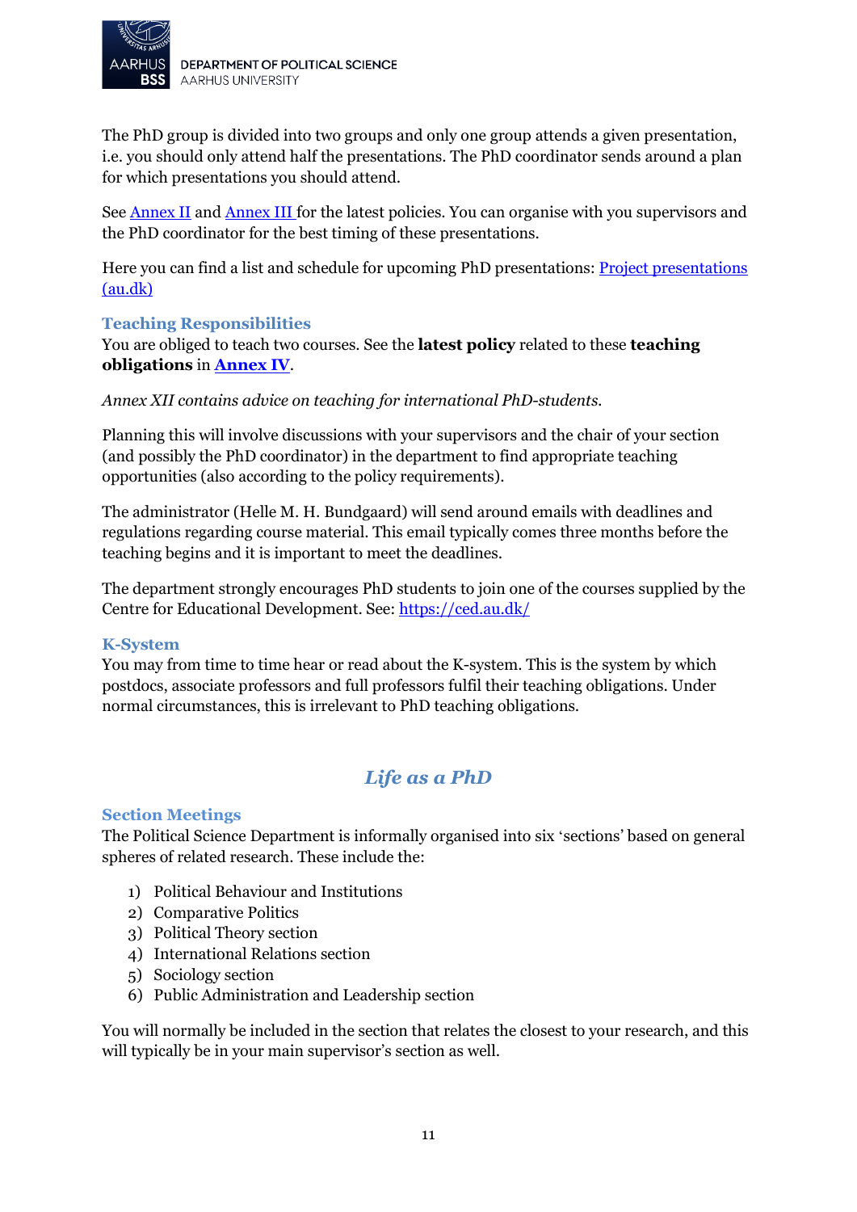The PhD group is divided into two groups and only one group attends a given presentation, i.e. you should only attend half the presentations. The PhD coordinator sends around a plan for which presentations you should attend.

See [Annex II](#) and [Annex III](#) for the latest policies. You can organise with you supervisors and the PhD coordinator for the best timing of these presentations.

Here you can find a list and schedule for upcoming PhD presentations: [Project presentations (au.dk)](#)

### Teaching Responsibilities

You are obliged to teach two courses. See the **latest policy** related to these **teaching obligations** in **[Annex IV](#)**.

*Annex XII contains advice on teaching for international PhD-students.*

Planning this will involve discussions with your supervisors and the chair of your section (and possibly the PhD coordinator) in the department to find appropriate teaching opportunities (also according to the policy requirements).

The administrator (Helle M. H. Bundgaard) will send around emails with deadlines and regulations regarding course material. This email typically comes three months before the teaching begins and it is important to meet the deadlines.

The department strongly encourages PhD students to join one of the courses supplied by the Centre for Educational Development. See: [https://ced.au.dk/](https://ced.au.dk/)

### K-System

You may from time to time hear or read about the K-system. This is the system by which postdocs, associate professors and full professors fulfil their teaching obligations. Under normal circumstances, this is irrelevant to PhD teaching obligations.

## *Life as a PhD*

### Section Meetings

The Political Science Department is informally organised into six 'sections' based on general spheres of related research. These include the:

1) Political Behaviour and Institutions
2) Comparative Politics
3) Political Theory section
4) International Relations section
5) Sociology section
6) Public Administration and Leadership section

You will normally be included in the section that relates the closest to your research, and this will typically be in your main supervisor's section as well.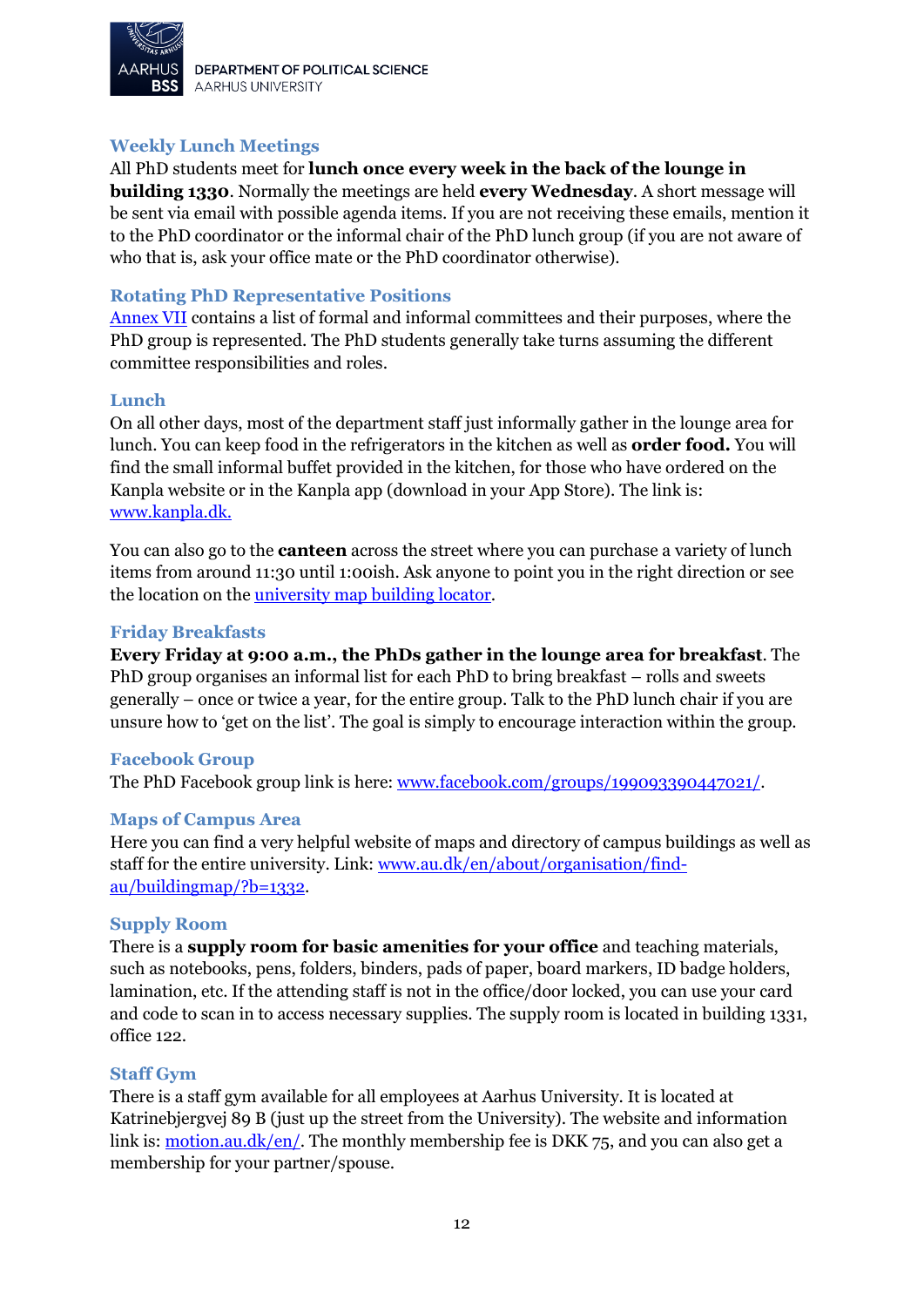### Weekly Lunch Meetings

All PhD students meet for **lunch once every week in the back of the lounge in building 1330**. Normally the meetings are held **every Wednesday**. A short message will be sent via email with possible agenda items. If you are not receiving these emails, mention it to the PhD coordinator or the informal chair of the PhD lunch group (if you are not aware of who that is, ask your office mate or the PhD coordinator otherwise).

### Rotating PhD Representative Positions

[Annex VII](#) contains a list of formal and informal committees and their purposes, where the PhD group is represented. The PhD students generally take turns assuming the different committee responsibilities and roles.

### Lunch

On all other days, most of the department staff just informally gather in the lounge area for lunch. You can keep food in the refrigerators in the kitchen as well as **order food.** You will find the small informal buffet provided in the kitchen, for those who have ordered on the Kanpla website or in the Kanpla app (download in your App Store). The link is: [www.kanpla.dk.](http://www.kanpla.dk)

You can also go to the **canteen** across the street where you can purchase a variety of lunch items from around 11:30 until 1:00ish. Ask anyone to point you in the right direction or see the location on the [university map building locator](#).

### Friday Breakfasts

**Every Friday at 9:00 a.m., the PhDs gather in the lounge area for breakfast**. The PhD group organises an informal list for each PhD to bring breakfast – rolls and sweets generally – once or twice a year, for the entire group. Talk to the PhD lunch chair if you are unsure how to 'get on the list'. The goal is simply to encourage interaction within the group.

### Facebook Group

The PhD Facebook group link is here: [www.facebook.com/groups/199093390447021/](http://www.facebook.com/groups/199093390447021/).

### Maps of Campus Area

Here you can find a very helpful website of maps and directory of campus buildings as well as staff for the entire university. Link: [www.au.dk/en/about/organisation/find-au/buildingmap/?b=1332](http://www.au.dk/en/about/organisation/find-au/buildingmap/?b=1332).

### Supply Room

There is a **supply room for basic amenities for your office** and teaching materials, such as notebooks, pens, folders, binders, pads of paper, board markers, ID badge holders, lamination, etc. If the attending staff is not in the office/door locked, you can use your card and code to scan in to access necessary supplies. The supply room is located in building 1331, office 122.

### Staff Gym

There is a staff gym available for all employees at Aarhus University. It is located at Katrinebjergvej 89 B (just up the street from the University). The website and information link is: [motion.au.dk/en/](http://motion.au.dk/en/). The monthly membership fee is DKK 75, and you can also get a membership for your partner/spouse.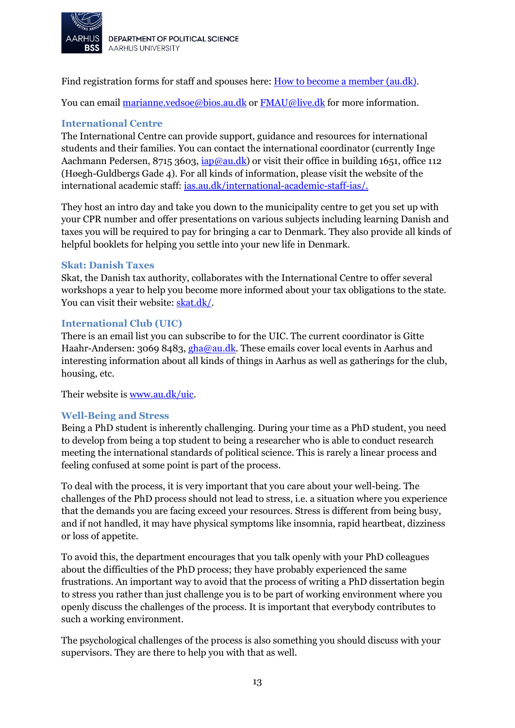Find registration forms for staff and spouses here: [How to become a member (au.dk)](au.dk).

You can email marianne.vedsoe@bios.au.dk or FMAU@live.dk for more information.

### International Centre

The International Centre can provide support, guidance and resources for international students and their families. You can contact the international coordinator (currently Inge Aachmann Pedersen, 8715 3603, iap@au.dk) or visit their office in building 1651, office 112 (Høegh-Guldbergs Gade 4). For all kinds of information, please visit the website of the international academic staff: ias.au.dk/international-academic-staff-ias/.

They host an intro day and take you down to the municipality centre to get you set up with your CPR number and offer presentations on various subjects including learning Danish and taxes you will be required to pay for bringing a car to Denmark. They also provide all kinds of helpful booklets for helping you settle into your new life in Denmark.

### Skat: Danish Taxes

Skat, the Danish tax authority, collaborates with the International Centre to offer several workshops a year to help you become more informed about your tax obligations to the state. You can visit their website: skat.dk/.

### International Club (UIC)

There is an email list you can subscribe to for the UIC. The current coordinator is Gitte Haahr-Andersen: 3069 8483, gha@au.dk. These emails cover local events in Aarhus and interesting information about all kinds of things in Aarhus as well as gatherings for the club, housing, etc.

Their website is www.au.dk/uic.

### Well-Being and Stress

Being a PhD student is inherently challenging. During your time as a PhD student, you need to develop from being a top student to being a researcher who is able to conduct research meeting the international standards of political science. This is rarely a linear process and feeling confused at some point is part of the process.

To deal with the process, it is very important that you care about your well-being. The challenges of the PhD process should not lead to stress, i.e. a situation where you experience that the demands you are facing exceed your resources. Stress is different from being busy, and if not handled, it may have physical symptoms like insomnia, rapid heartbeat, dizziness or loss of appetite.

To avoid this, the department encourages that you talk openly with your PhD colleagues about the difficulties of the PhD process; they have probably experienced the same frustrations. An important way to avoid that the process of writing a PhD dissertation begin to stress you rather than just challenge you is to be part of working environment where you openly discuss the challenges of the process. It is important that everybody contributes to such a working environment.

The psychological challenges of the process is also something you should discuss with your supervisors. They are there to help you with that as well.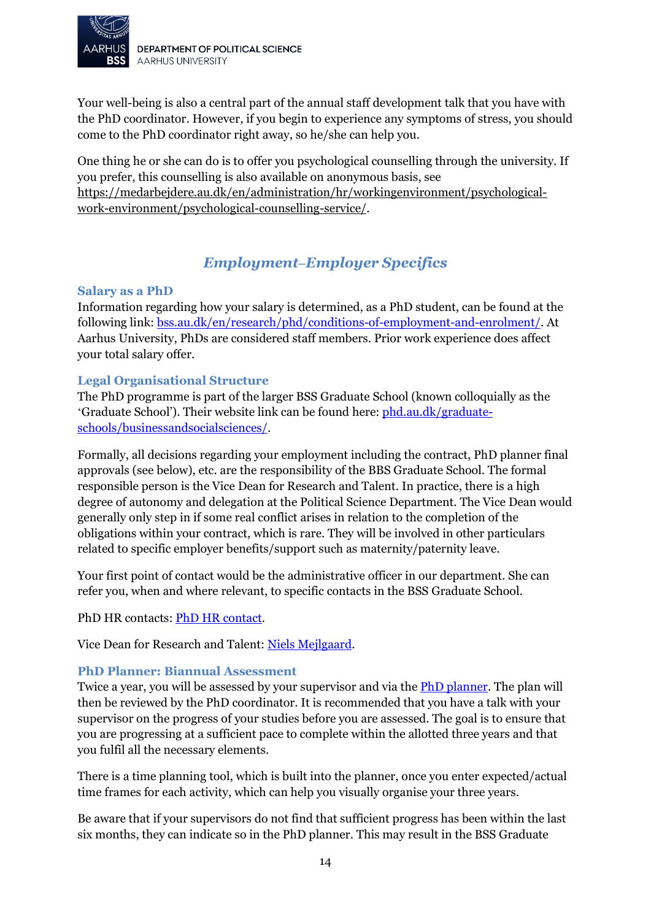Your well-being is also a central part of the annual staff development talk that you have with the PhD coordinator. However, if you begin to experience any symptoms of stress, you should come to the PhD coordinator right away, so he/she can help you.

One thing he or she can do is to offer you psychological counselling through the university. If you prefer, this counselling is also available on anonymous basis, see https://medarbejdere.au.dk/en/administration/hr/workingenvironment/psychological-work-environment/psychological-counselling-service/.

## *Employment–Employer Specifics*

### Salary as a PhD

Information regarding how your salary is determined, as a PhD student, can be found at the following link: bss.au.dk/en/research/phd/conditions-of-employment-and-enrolment/. At Aarhus University, PhDs are considered staff members. Prior work experience does affect your total salary offer.

### Legal Organisational Structure

The PhD programme is part of the larger BSS Graduate School (known colloquially as the 'Graduate School'). Their website link can be found here: phd.au.dk/graduate-schools/businessandsocialsciences/.

Formally, all decisions regarding your employment including the contract, PhD planner final approvals (see below), etc. are the responsibility of the BBS Graduate School. The formal responsible person is the Vice Dean for Research and Talent. In practice, there is a high degree of autonomy and delegation at the Political Science Department. The Vice Dean would generally only step in if some real conflict arises in relation to the completion of the obligations within your contract, which is rare. They will be involved in other particulars related to specific employer benefits/support such as maternity/paternity leave.

Your first point of contact would be the administrative officer in our department. She can refer you, when and where relevant, to specific contacts in the BSS Graduate School.

PhD HR contacts: PhD HR contact.

Vice Dean for Research and Talent: Niels Mejlgaard.

### PhD Planner: Biannual Assessment

Twice a year, you will be assessed by your supervisor and via the PhD planner. The plan will then be reviewed by the PhD coordinator. It is recommended that you have a talk with your supervisor on the progress of your studies before you are assessed. The goal is to ensure that you are progressing at a sufficient pace to complete within the allotted three years and that you fulfil all the necessary elements.

There is a time planning tool, which is built into the planner, once you enter expected/actual time frames for each activity, which can help you visually organise your three years.

Be aware that if your supervisors do not find that sufficient progress has been within the last six months, they can indicate so in the PhD planner. This may result in the BSS Graduate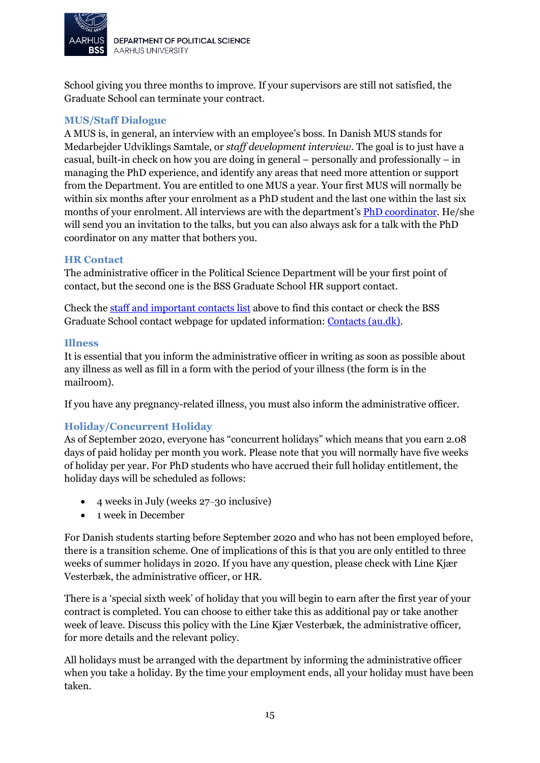School giving you three months to improve. If your supervisors are still not satisfied, the Graduate School can terminate your contract.

### MUS/Staff Dialogue

A MUS is, in general, an interview with an employee's boss. In Danish MUS stands for Medarbejder Udviklings Samtale, or *staff development interview*. The goal is to just have a casual, built-in check on how you are doing in general – personally and professionally – in managing the PhD experience, and identify any areas that need more attention or support from the Department. You are entitled to one MUS a year. Your first MUS will normally be within six months after your enrolment as a PhD student and the last one within the last six months of your enrolment. All interviews are with the department's PhD coordinator. He/she will send you an invitation to the talks, but you can also always ask for a talk with the PhD coordinator on any matter that bothers you.

### HR Contact

The administrative officer in the Political Science Department will be your first point of contact, but the second one is the BSS Graduate School HR support contact.

Check the staff and important contacts list above to find this contact or check the BSS Graduate School contact webpage for updated information: Contacts (au.dk).

### Illness

It is essential that you inform the administrative officer in writing as soon as possible about any illness as well as fill in a form with the period of your illness (the form is in the mailroom).

If you have any pregnancy-related illness, you must also inform the administrative officer.

### Holiday/Concurrent Holiday

As of September 2020, everyone has "concurrent holidays" which means that you earn 2.08 days of paid holiday per month you work. Please note that you will normally have five weeks of holiday per year. For PhD students who have accrued their full holiday entitlement, the holiday days will be scheduled as follows:

- 4 weeks in July (weeks 27–30 inclusive)
- 1 week in December

For Danish students starting before September 2020 and who has not been employed before, there is a transition scheme. One of implications of this is that you are only entitled to three weeks of summer holidays in 2020. If you have any question, please check with Line Kjær Vesterbæk, the administrative officer, or HR.

There is a 'special sixth week' of holiday that you will begin to earn after the first year of your contract is completed. You can choose to either take this as additional pay or take another week of leave. Discuss this policy with the Line Kjær Vesterbæk, the administrative officer, for more details and the relevant policy.

All holidays must be arranged with the department by informing the administrative officer when you take a holiday. By the time your employment ends, all your holiday must have been taken.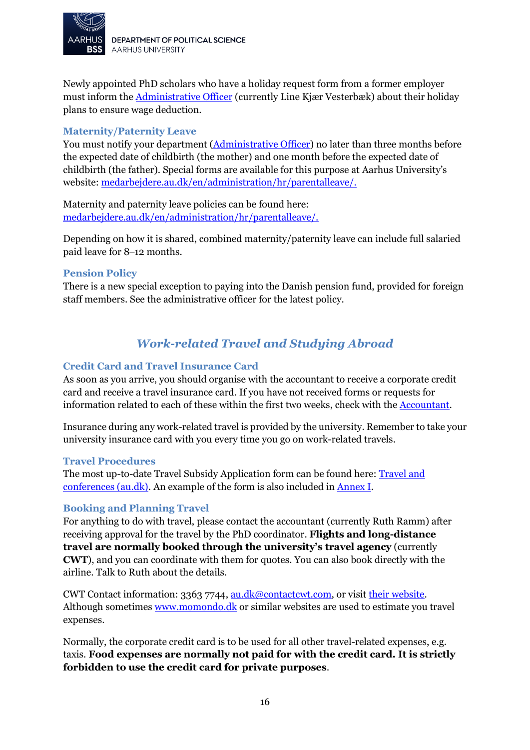Newly appointed PhD scholars who have a holiday request form from a former employer must inform the [Administrative Officer](#) (currently Line Kjær Vesterbæk) about their holiday plans to ensure wage deduction.

### Maternity/Paternity Leave

You must notify your department ([Administrative Officer](#)) no later than three months before the expected date of childbirth (the mother) and one month before the expected date of childbirth (the father). Special forms are available for this purpose at Aarhus University's website: [medarbejdere.au.dk/en/administration/hr/parentalleave/.](medarbejdere.au.dk/en/administration/hr/parentalleave/)

Maternity and paternity leave policies can be found here: [medarbejdere.au.dk/en/administration/hr/parentalleave/.](medarbejdere.au.dk/en/administration/hr/parentalleave/)

Depending on how it is shared, combined maternity/paternity leave can include full salaried paid leave for 8–12 months.

### Pension Policy

There is a new special exception to paying into the Danish pension fund, provided for foreign staff members. See the administrative officer for the latest policy.

## *Work-related Travel and Studying Abroad*

### Credit Card and Travel Insurance Card

As soon as you arrive, you should organise with the accountant to receive a corporate credit card and receive a travel insurance card. If you have not received forms or requests for information related to each of these within the first two weeks, check with the [Accountant](#).

Insurance during any work-related travel is provided by the university. Remember to take your university insurance card with you every time you go on work-related travels.

### Travel Procedures

The most up-to-date Travel Subsidy Application form can be found here: [Travel and conferences (au.dk)](#). An example of the form is also included in [Annex I](#).

### Booking and Planning Travel

For anything to do with travel, please contact the accountant (currently Ruth Ramm) after receiving approval for the travel by the PhD coordinator. **Flights and long-distance travel are normally booked through the university's travel agency** (currently **CWT**), and you can coordinate with them for quotes. You can also book directly with the airline. Talk to Ruth about the details.

CWT Contact information: 3363 7744, [au.dk@contactcwt.com](mailto:au.dk@contactcwt.com), or visit [their website](#). Although sometimes [www.momondo.dk](www.momondo.dk) or similar websites are used to estimate you travel expenses.

Normally, the corporate credit card is to be used for all other travel-related expenses, e.g. taxis. **Food expenses are normally not paid for with the credit card. It is strictly forbidden to use the credit card for private purposes**.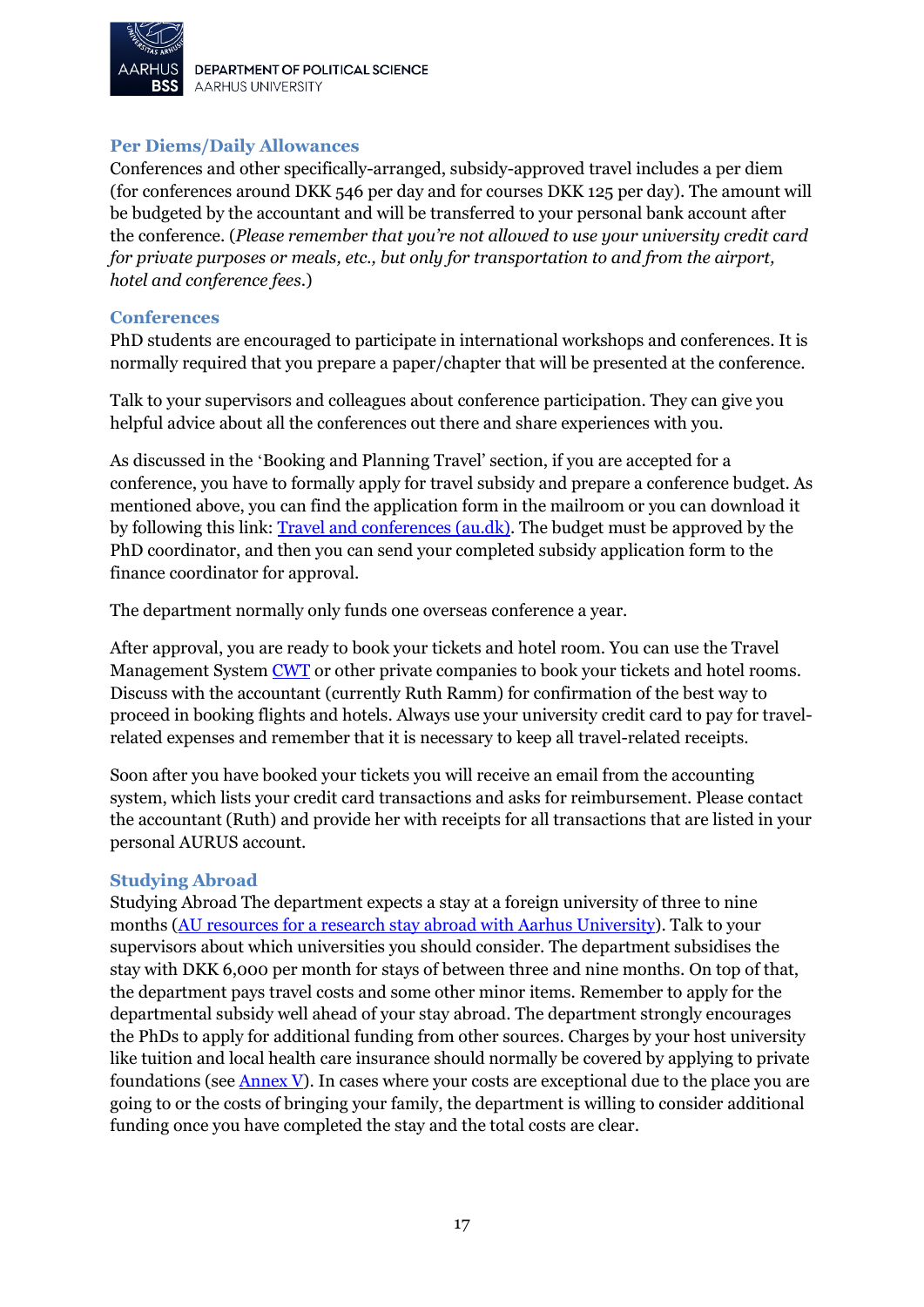### Per Diems/Daily Allowances

Conferences and other specifically-arranged, subsidy-approved travel includes a per diem (for conferences around DKK 546 per day and for courses DKK 125 per day). The amount will be budgeted by the accountant and will be transferred to your personal bank account after the conference. (*Please remember that you're not allowed to use your university credit card for private purposes or meals, etc., but only for transportation to and from the airport, hotel and conference fees.*)

### Conferences

PhD students are encouraged to participate in international workshops and conferences. It is normally required that you prepare a paper/chapter that will be presented at the conference.

Talk to your supervisors and colleagues about conference participation. They can give you helpful advice about all the conferences out there and share experiences with you.

As discussed in the 'Booking and Planning Travel' section, if you are accepted for a conference, you have to formally apply for travel subsidy and prepare a conference budget. As mentioned above, you can find the application form in the mailroom or you can download it by following this link: [Travel and conferences (au.dk)](). The budget must be approved by the PhD coordinator, and then you can send your completed subsidy application form to the finance coordinator for approval.

The department normally only funds one overseas conference a year.

After approval, you are ready to book your tickets and hotel room. You can use the Travel Management System [CWT]() or other private companies to book your tickets and hotel rooms. Discuss with the accountant (currently Ruth Ramm) for confirmation of the best way to proceed in booking flights and hotels. Always use your university credit card to pay for travel-related expenses and remember that it is necessary to keep all travel-related receipts.

Soon after you have booked your tickets you will receive an email from the accounting system, which lists your credit card transactions and asks for reimbursement. Please contact the accountant (Ruth) and provide her with receipts for all transactions that are listed in your personal AURUS account.

### Studying Abroad

Studying Abroad The department expects a stay at a foreign university of three to nine months ([AU resources for a research stay abroad with Aarhus University]()). Talk to your supervisors about which universities you should consider. The department subsidises the stay with DKK 6,000 per month for stays of between three and nine months. On top of that, the department pays travel costs and some other minor items. Remember to apply for the departmental subsidy well ahead of your stay abroad. The department strongly encourages the PhDs to apply for additional funding from other sources. Charges by your host university like tuition and local health care insurance should normally be covered by applying to private foundations (see [Annex V]()). In cases where your costs are exceptional due to the place you are going to or the costs of bringing your family, the department is willing to consider additional funding once you have completed the stay and the total costs are clear.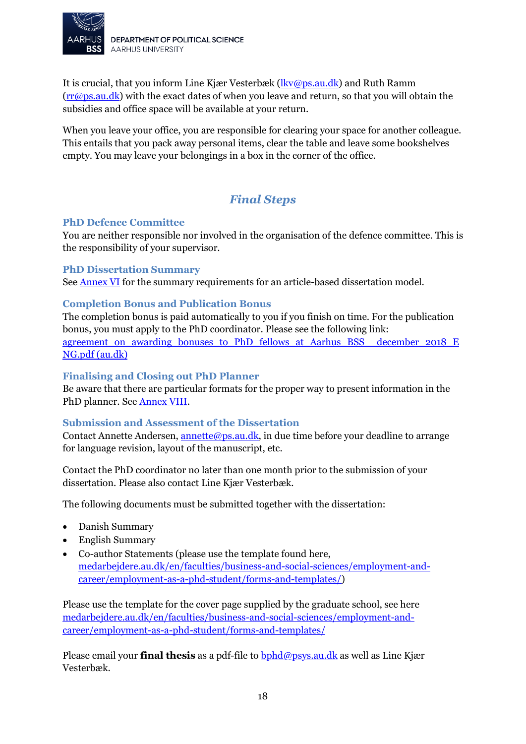It is crucial, that you inform Line Kjær Vesterbæk (lkv@ps.au.dk) and Ruth Ramm (rr@ps.au.dk) with the exact dates of when you leave and return, so that you will obtain the subsidies and office space will be available at your return.

When you leave your office, you are responsible for clearing your space for another colleague. This entails that you pack away personal items, clear the table and leave some bookshelves empty. You may leave your belongings in a box in the corner of the office.

## *Final Steps*

### PhD Defence Committee

You are neither responsible nor involved in the organisation of the defence committee. This is the responsibility of your supervisor.

### PhD Dissertation Summary

See Annex VI for the summary requirements for an article-based dissertation model.

### Completion Bonus and Publication Bonus

The completion bonus is paid automatically to you if you finish on time. For the publication bonus, you must apply to the PhD coordinator. Please see the following link: agreement_on_awarding_bonuses_to_PhD_fellows_at_Aarhus_BSS__december_2018_ENG.pdf (au.dk)

### Finalising and Closing out PhD Planner

Be aware that there are particular formats for the proper way to present information in the PhD planner. See Annex VIII.

### Submission and Assessment of the Dissertation

Contact Annette Andersen, annette@ps.au.dk, in due time before your deadline to arrange for language revision, layout of the manuscript, etc.

Contact the PhD coordinator no later than one month prior to the submission of your dissertation. Please also contact Line Kjær Vesterbæk.

The following documents must be submitted together with the dissertation:

- Danish Summary
- English Summary
- Co-author Statements (please use the template found here, medarbejdere.au.dk/en/faculties/business-and-social-sciences/employment-and-career/employment-as-a-phd-student/forms-and-templates/)

Please use the template for the cover page supplied by the graduate school, see here medarbejdere.au.dk/en/faculties/business-and-social-sciences/employment-and-career/employment-as-a-phd-student/forms-and-templates/

Please email your **final thesis** as a pdf-file to bphd@psys.au.dk as well as Line Kjær Vesterbæk.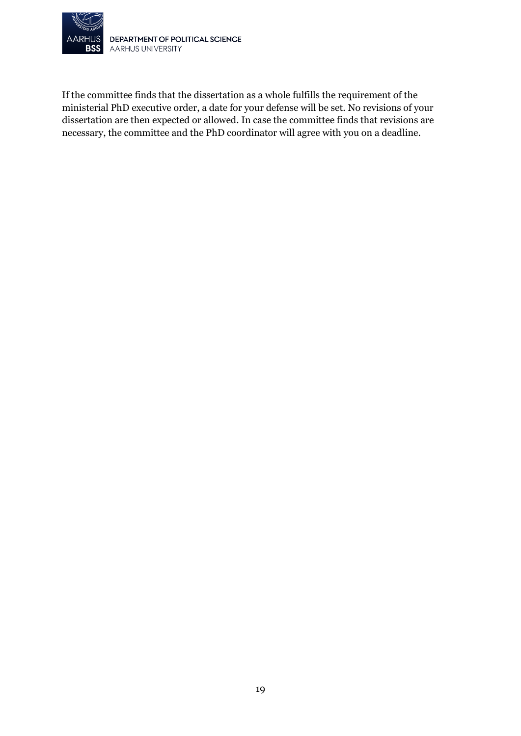If the committee finds that the dissertation as a whole fulfills the requirement of the ministerial PhD executive order, a date for your defense will be set. No revisions of your dissertation are then expected or allowed. In case the committee finds that revisions are necessary, the committee and the PhD coordinator will agree with you on a deadline.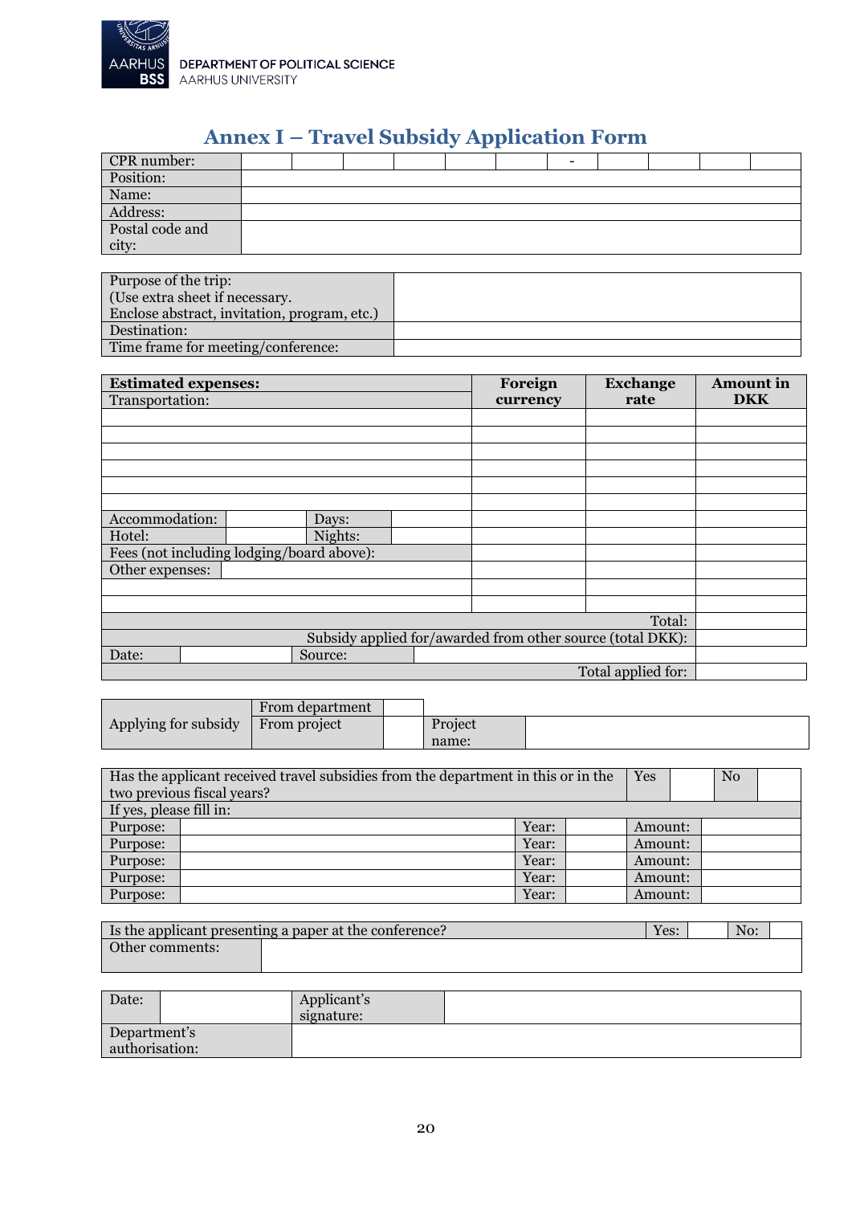# Annex I – Travel Subsidy Application Form

| CPR number: | | | | | | | - | | | | |
|---|---|---|---|---|---|---|---|---|---|---|---|
| Position: | | | | | | | | | | | |
| Name: | | | | | | | | | | | |
| Address: | | | | | | | | | | | |
| Postal code and city: | | | | | | | | | | | |

| Purpose of the trip:<br>(Use extra sheet if necessary.<br>Enclose abstract, invitation, program, etc.) | |
|---|---|
| Destination: | |
| Time frame for meeting/conference: | |

| **Estimated expenses:** | | | | **Foreign currency** | **Exchange rate** | **Amount in DKK** |
|---|---|---|---|---|---|---|
| Transportation: | | | | | | |
| | | | | | | |
| | | | | | | |
| | | | | | | |
| | | | | | | |
| | | | | | | |
| | | | | | | |
| Accommodation: | | Days: | | | | |
| Hotel: | | Nights: | | | | |
| Fees (not including lodging/board above): | | | | | | |
| Other expenses: | | | | | | |
| | | | | | | |
| | | | | | | |
| | | | | | Total: | |
| | | | Subsidy applied for/awarded from other source (total DKK): | | | |
| Date: | | Source: | | | | |
| | | | | | Total applied for: | |

| Applying for subsidy | From department | | | |
|---|---|---|---|---|
| | From project | | Project name: | |

| Has the applicant received travel subsidies from the department in this or in the two previous fiscal years? | | Yes | | No | |
|---|---|---|---|---|---|
| If yes, please fill in: | | | | | |
| Purpose: | | Year: | | Amount: | |
| Purpose: | | Year: | | Amount: | |
| Purpose: | | Year: | | Amount: | |
| Purpose: | | Year: | | Amount: | |
| Purpose: | | Year: | | Amount: | |

| Is the applicant presenting a paper at the conference? | Yes: | | No: | |
|---|---|---|---|---|
| Other comments: | | | | |

| Date: | | Applicant's signature: | |
|---|---|---|---|
| Department's authorisation: | | | |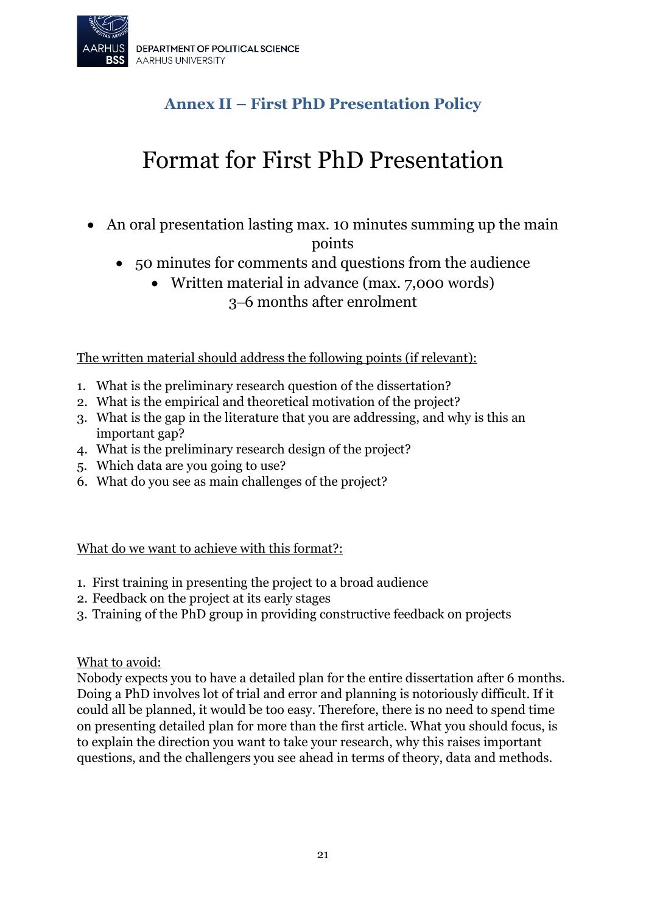## Annex II – First PhD Presentation Policy

# Format for First PhD Presentation

- An oral presentation lasting max. 10 minutes summing up the main points
- 50 minutes for comments and questions from the audience
- Written material in advance (max. 7,000 words) 3–6 months after enrolment

The written material should address the following points (if relevant):

1. What is the preliminary research question of the dissertation?
2. What is the empirical and theoretical motivation of the project?
3. What is the gap in the literature that you are addressing, and why is this an important gap?
4. What is the preliminary research design of the project?
5. Which data are you going to use?
6. What do you see as main challenges of the project?

What do we want to achieve with this format?:

1. First training in presenting the project to a broad audience
2. Feedback on the project at its early stages
3. Training of the PhD group in providing constructive feedback on projects

What to avoid:

Nobody expects you to have a detailed plan for the entire dissertation after 6 months. Doing a PhD involves lot of trial and error and planning is notoriously difficult. If it could all be planned, it would be too easy. Therefore, there is no need to spend time on presenting detailed plan for more than the first article. What you should focus, is to explain the direction you want to take your research, why this raises important questions, and the challengers you see ahead in terms of theory, data and methods.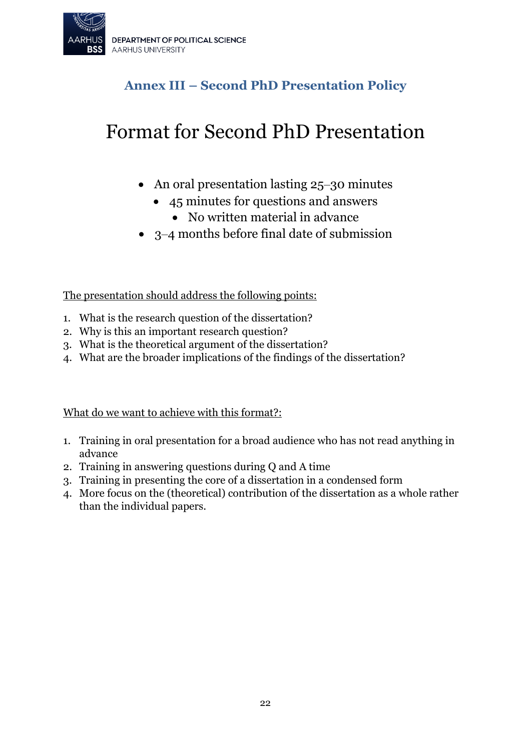## Annex III – Second PhD Presentation Policy

# Format for Second PhD Presentation

- An oral presentation lasting 25–30 minutes
- 45 minutes for questions and answers
- No written material in advance
- 3–4 months before final date of submission

<u>The presentation should address the following points:</u>

1. What is the research question of the dissertation?
2. Why is this an important research question?
3. What is the theoretical argument of the dissertation?
4. What are the broader implications of the findings of the dissertation?

<u>What do we want to achieve with this format?:</u>

1. Training in oral presentation for a broad audience who has not read anything in advance
2. Training in answering questions during Q and A time
3. Training in presenting the core of a dissertation in a condensed form
4. More focus on the (theoretical) contribution of the dissertation as a whole rather than the individual papers.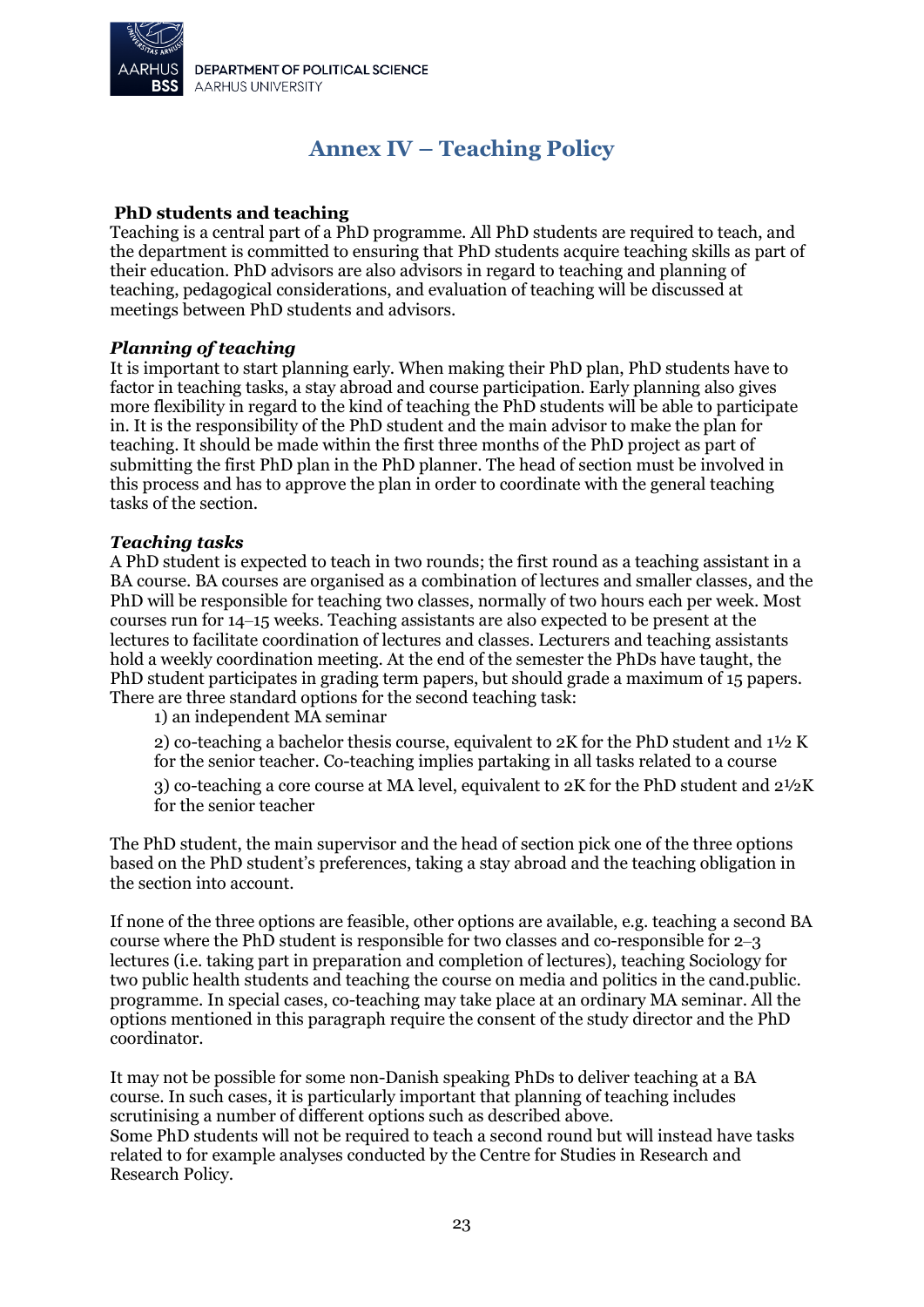# Annex IV – Teaching Policy

**PhD students and teaching**
Teaching is a central part of a PhD programme. All PhD students are required to teach, and the department is committed to ensuring that PhD students acquire teaching skills as part of their education. PhD advisors are also advisors in regard to teaching and planning of teaching, pedagogical considerations, and evaluation of teaching will be discussed at meetings between PhD students and advisors.

***Planning of teaching***
It is important to start planning early. When making their PhD plan, PhD students have to factor in teaching tasks, a stay abroad and course participation. Early planning also gives more flexibility in regard to the kind of teaching the PhD students will be able to participate in. It is the responsibility of the PhD student and the main advisor to make the plan for teaching. It should be made within the first three months of the PhD project as part of submitting the first PhD plan in the PhD planner. The head of section must be involved in this process and has to approve the plan in order to coordinate with the general teaching tasks of the section.

***Teaching tasks***
A PhD student is expected to teach in two rounds; the first round as a teaching assistant in a BA course. BA courses are organised as a combination of lectures and smaller classes, and the PhD will be responsible for teaching two classes, normally of two hours each per week. Most courses run for 14–15 weeks. Teaching assistants are also expected to be present at the lectures to facilitate coordination of lectures and classes. Lecturers and teaching assistants hold a weekly coordination meeting. At the end of the semester the PhDs have taught, the PhD student participates in grading term papers, but should grade a maximum of 15 papers. There are three standard options for the second teaching task:

1) an independent MA seminar
2) co-teaching a bachelor thesis course, equivalent to 2K for the PhD student and 1½ K for the senior teacher. Co-teaching implies partaking in all tasks related to a course
3) co-teaching a core course at MA level, equivalent to 2K for the PhD student and 2½K for the senior teacher

The PhD student, the main supervisor and the head of section pick one of the three options based on the PhD student's preferences, taking a stay abroad and the teaching obligation in the section into account.

If none of the three options are feasible, other options are available, e.g. teaching a second BA course where the PhD student is responsible for two classes and co-responsible for 2–3 lectures (i.e. taking part in preparation and completion of lectures), teaching Sociology for two public health students and teaching the course on media and politics in the cand.public. programme. In special cases, co-teaching may take place at an ordinary MA seminar. All the options mentioned in this paragraph require the consent of the study director and the PhD coordinator.

It may not be possible for some non-Danish speaking PhDs to deliver teaching at a BA course. In such cases, it is particularly important that planning of teaching includes scrutinising a number of different options such as described above.
Some PhD students will not be required to teach a second round but will instead have tasks related to for example analyses conducted by the Centre for Studies in Research and Research Policy.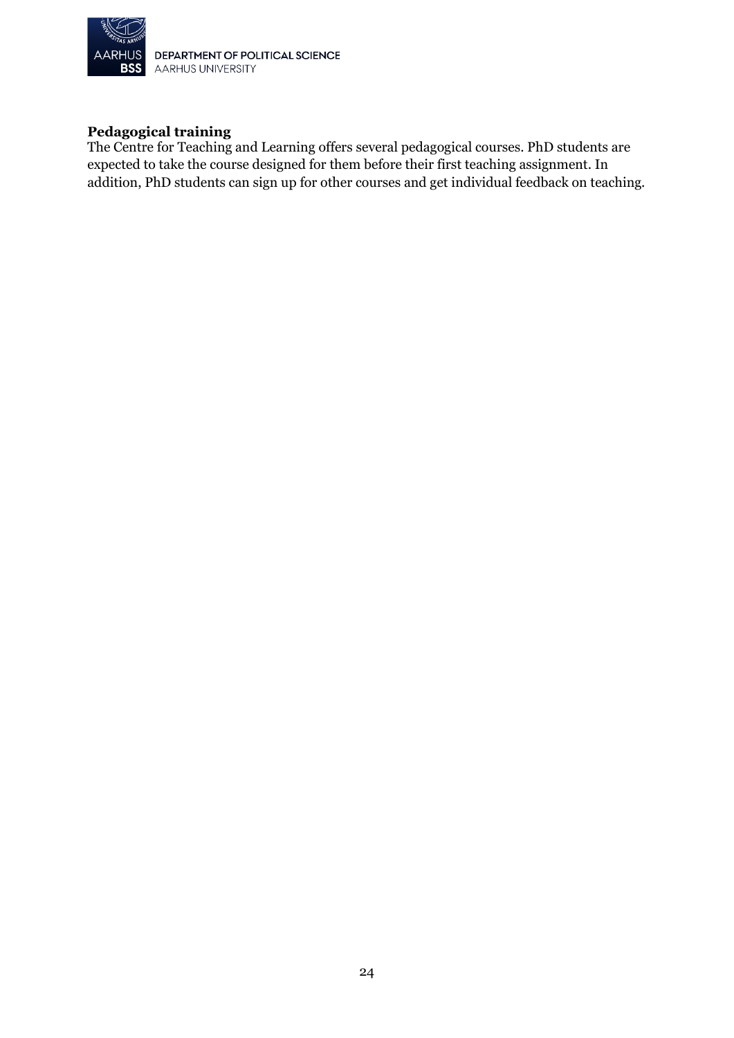**Pedagogical training**

The Centre for Teaching and Learning offers several pedagogical courses. PhD students are expected to take the course designed for them before their first teaching assignment. In addition, PhD students can sign up for other courses and get individual feedback on teaching.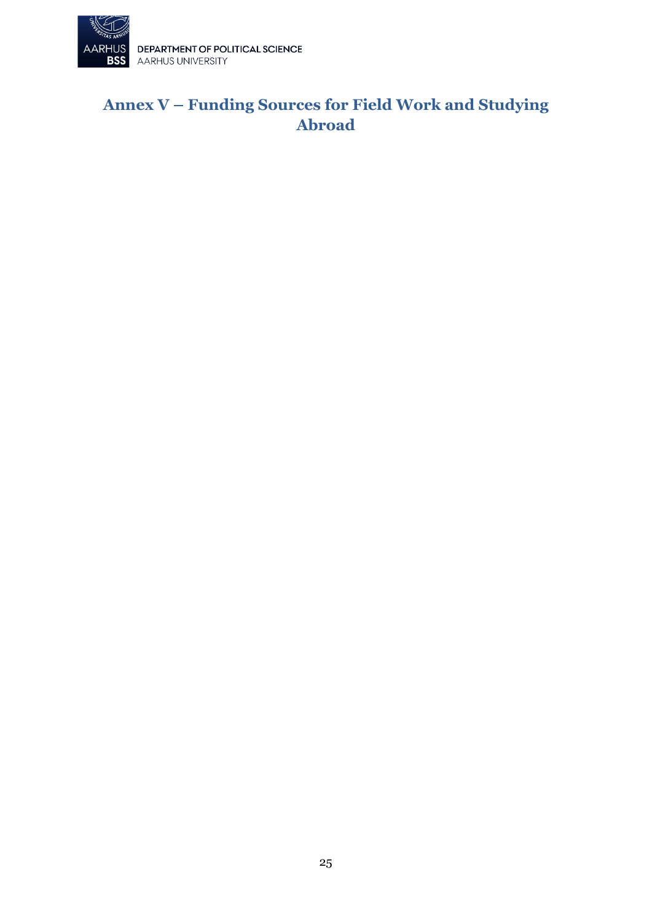# Annex V – Funding Sources for Field Work and Studying Abroad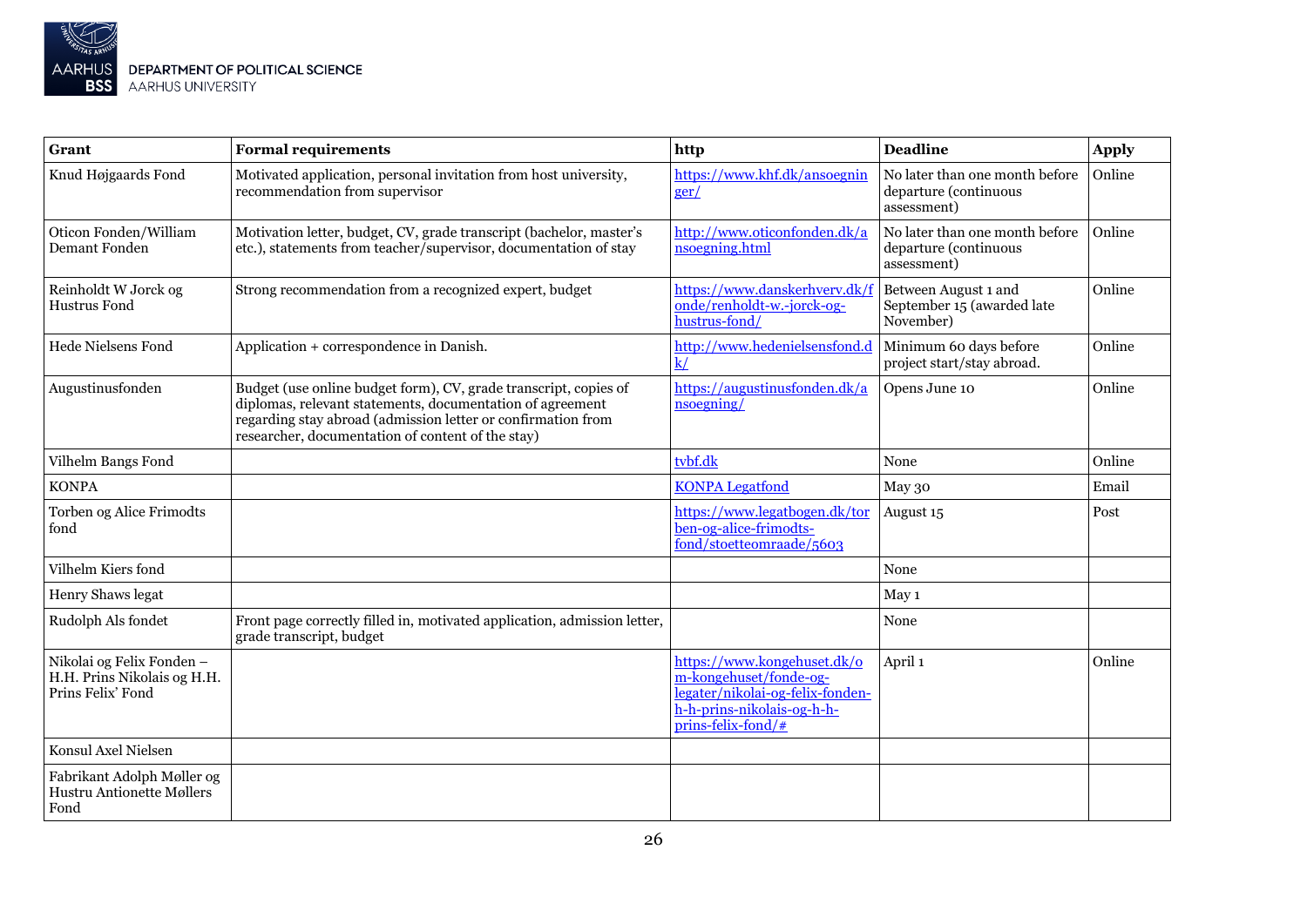| Grant | Formal requirements | http | Deadline | Apply |
|---|---|---|---|---|
| Knud Højgaards Fond | Motivated application, personal invitation from host university, recommendation from supervisor | https://www.khf.dk/ansoegninger/ | No later than one month before departure (continuous assessment) | Online |
| Oticon Fonden/William Demant Fonden | Motivation letter, budget, CV, grade transcript (bachelor, master's etc.), statements from teacher/supervisor, documentation of stay | http://www.oticonfonden.dk/ansoegning.html | No later than one month before departure (continuous assessment) | Online |
| Reinholdt W Jorck og Hustrus Fond | Strong recommendation from a recognized expert, budget | https://www.danskerhverv.dk/fonde/reinholdt-w.-jorck-og-hustrus-fond/ | Between August 1 and September 15 (awarded late November) | Online |
| Hede Nielsens Fond | Application + correspondence in Danish. | http://www.hedenielsensfond.dk/ | Minimum 60 days before project start/stay abroad. | Online |
| Augustinusfonden | Budget (use online budget form), CV, grade transcript, copies of diplomas, relevant statements, documentation of agreement regarding stay abroad (admission letter or confirmation from researcher, documentation of content of the stay) | https://augustinusfonden.dk/ansoegning/ | Opens June 10 | Online |
| Vilhelm Bangs Fond | | tvbf.dk | None | Online |
| KONPA | | KONPA Legatfond | May 30 | Email |
| Torben og Alice Frimodts fond | | https://www.legatbogen.dk/torben-og-alice-frimodts-fond/stoetteomraade/5603 | August 15 | Post |
| Vilhelm Kiers fond | | | None | |
| Henry Shaws legat | | | May 1 | |
| Rudolph Als fondet | Front page correctly filled in, motivated application, admission letter, grade transcript, budget | | None | |
| Nikolai og Felix Fonden – H.H. Prins Nikolais og H.H. Prins Felix' Fond | | https://www.kongehuset.dk/om-kongehuset/fonde-og-legater/nikolai-og-felix-fonden-h-h-prins-nikolais-og-h-h-prins-felix-fond/# | April 1 | Online |
| Konsul Axel Nielsen | | | | |
| Fabrikant Adolph Møller og Hustru Antionette Møllers Fond | | | | |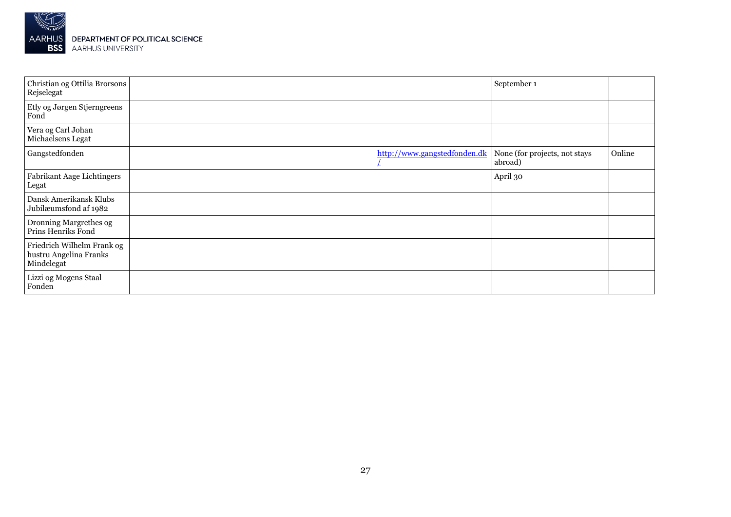| | | | | |
|---|---|---|---|---|
| Christian og Ottilia Brorsons Rejselegat | | | September 1 | |
| Etly og Jørgen Stjerngreens Fond | | | | |
| Vera og Carl Johan Michaelsens Legat | | | | |
| Gangstedfonden | | http://www.gangstedfonden.dk/ | None (for projects, not stays abroad) | Online |
| Fabrikant Aage Lichtingers Legat | | | April 30 | |
| Dansk Amerikansk Klubs Jubilæumsfond af 1982 | | | | |
| Dronning Margrethes og Prins Henriks Fond | | | | |
| Friedrich Wilhelm Frank og hustru Angelina Franks Mindelegat | | | | |
| Lizzi og Mogens Staal Fonden | | | | |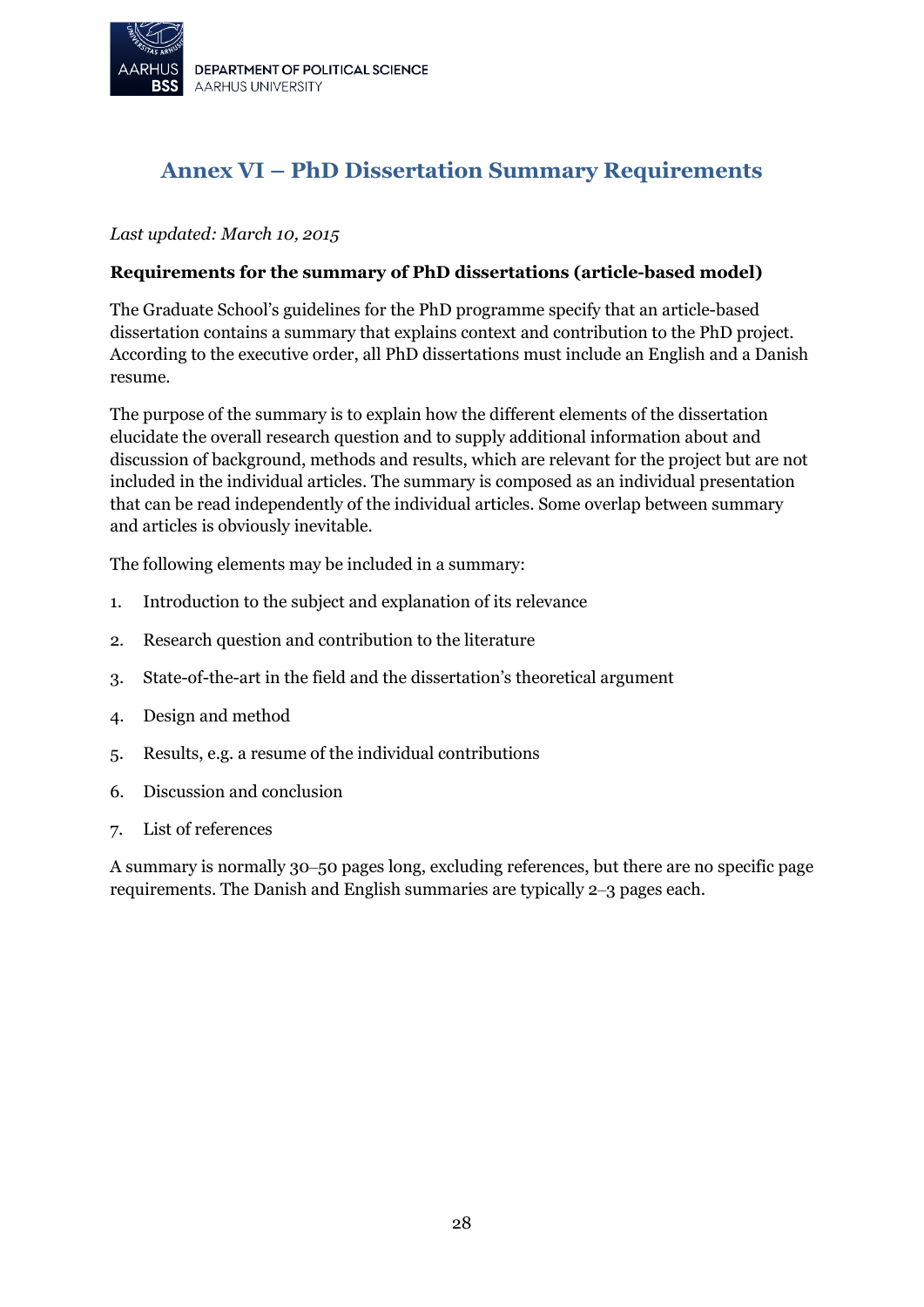# Annex VI – PhD Dissertation Summary Requirements

*Last updated: March 10, 2015*

**Requirements for the summary of PhD dissertations (article-based model)**

The Graduate School's guidelines for the PhD programme specify that an article-based dissertation contains a summary that explains context and contribution to the PhD project. According to the executive order, all PhD dissertations must include an English and a Danish resume.

The purpose of the summary is to explain how the different elements of the dissertation elucidate the overall research question and to supply additional information about and discussion of background, methods and results, which are relevant for the project but are not included in the individual articles. The summary is composed as an individual presentation that can be read independently of the individual articles. Some overlap between summary and articles is obviously inevitable.

The following elements may be included in a summary:

1. Introduction to the subject and explanation of its relevance
2. Research question and contribution to the literature
3. State-of-the-art in the field and the dissertation's theoretical argument
4. Design and method
5. Results, e.g. a resume of the individual contributions
6. Discussion and conclusion
7. List of references

A summary is normally 30–50 pages long, excluding references, but there are no specific page requirements. The Danish and English summaries are typically 2–3 pages each.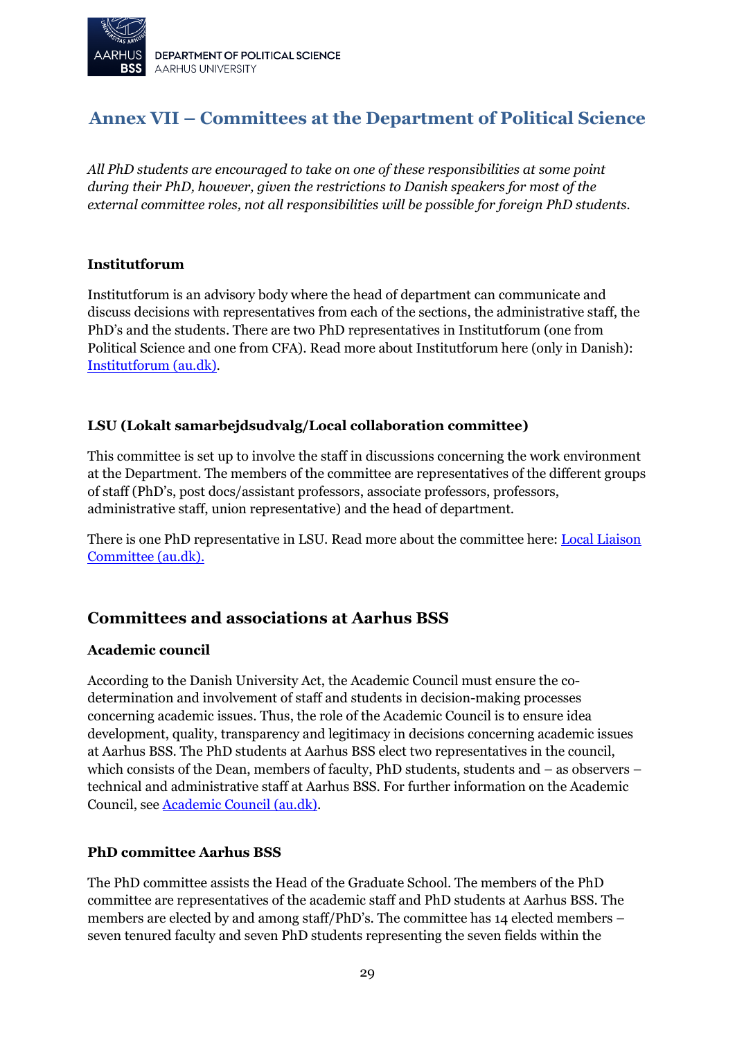## Annex VII – Committees at the Department of Political Science

*All PhD students are encouraged to take on one of these responsibilities at some point during their PhD, however, given the restrictions to Danish speakers for most of the external committee roles, not all responsibilities will be possible for foreign PhD students.*

**Institutforum**

Institutforum is an advisory body where the head of department can communicate and discuss decisions with representatives from each of the sections, the administrative staff, the PhD's and the students. There are two PhD representatives in Institutforum (one from Political Science and one from CFA). Read more about Institutforum here (only in Danish): [Institutforum (au.dk)](Institutforum (au.dk)).

**LSU (Lokalt samarbejdsudvalg/Local collaboration committee)**

This committee is set up to involve the staff in discussions concerning the work environment at the Department. The members of the committee are representatives of the different groups of staff (PhD's, post docs/assistant professors, associate professors, professors, administrative staff, union representative) and the head of department.

There is one PhD representative in LSU. Read more about the committee here: [Local Liaison Committee (au.dk).](Local Liaison Committee (au.dk))

### Committees and associations at Aarhus BSS

**Academic council**

According to the Danish University Act, the Academic Council must ensure the co-determination and involvement of staff and students in decision-making processes concerning academic issues. Thus, the role of the Academic Council is to ensure idea development, quality, transparency and legitimacy in decisions concerning academic issues at Aarhus BSS. The PhD students at Aarhus BSS elect two representatives in the council, which consists of the Dean, members of faculty, PhD students, students and – as observers – technical and administrative staff at Aarhus BSS. For further information on the Academic Council, see [Academic Council (au.dk)](Academic Council (au.dk)).

**PhD committee Aarhus BSS**

The PhD committee assists the Head of the Graduate School. The members of the PhD committee are representatives of the academic staff and PhD students at Aarhus BSS. The members are elected by and among staff/PhD's. The committee has 14 elected members – seven tenured faculty and seven PhD students representing the seven fields within the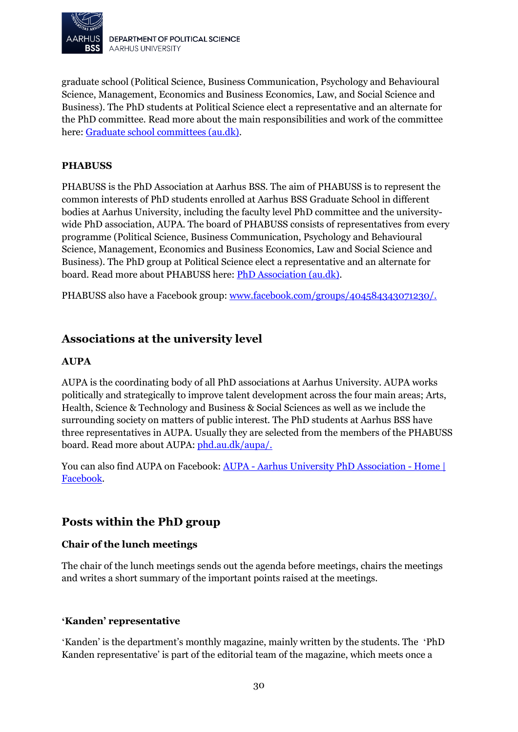graduate school (Political Science, Business Communication, Psychology and Behavioural Science, Management, Economics and Business Economics, Law, and Social Science and Business). The PhD students at Political Science elect a representative and an alternate for the PhD committee. Read more about the main responsibilities and work of the committee here: [Graduate school committees (au.dk)](Graduate school committees (au.dk)).

**PHABUSS**

PHABUSS is the PhD Association at Aarhus BSS. The aim of PHABUSS is to represent the common interests of PhD students enrolled at Aarhus BSS Graduate School in different bodies at Aarhus University, including the faculty level PhD committee and the university-wide PhD association, AUPA. The board of PHABUSS consists of representatives from every programme (Political Science, Business Communication, Psychology and Behavioural Science, Management, Economics and Business Economics, Law and Social Science and Business). The PhD group at Political Science elect a representative and an alternate for board. Read more about PHABUSS here: [PhD Association (au.dk)](PhD Association (au.dk)).

PHABUSS also have a Facebook group: [www.facebook.com/groups/404584343071230/.](www.facebook.com/groups/404584343071230/)

## Associations at the university level

**AUPA**

AUPA is the coordinating body of all PhD associations at Aarhus University. AUPA works politically and strategically to improve talent development across the four main areas; Arts, Health, Science & Technology and Business & Social Sciences as well as we include the surrounding society on matters of public interest. The PhD students at Aarhus BSS have three representatives in AUPA. Usually they are selected from the members of the PHABUSS board. Read more about AUPA: [phd.au.dk/aupa/.](phd.au.dk/aupa/)

You can also find AUPA on Facebook: [AUPA - Aarhus University PhD Association - Home | Facebook](AUPA - Aarhus University PhD Association - Home | Facebook).

## Posts within the PhD group

### Chair of the lunch meetings

The chair of the lunch meetings sends out the agenda before meetings, chairs the meetings and writes a short summary of the important points raised at the meetings.

### 'Kanden' representative

'Kanden' is the department's monthly magazine, mainly written by the students. The 'PhD Kanden representative' is part of the editorial team of the magazine, which meets once a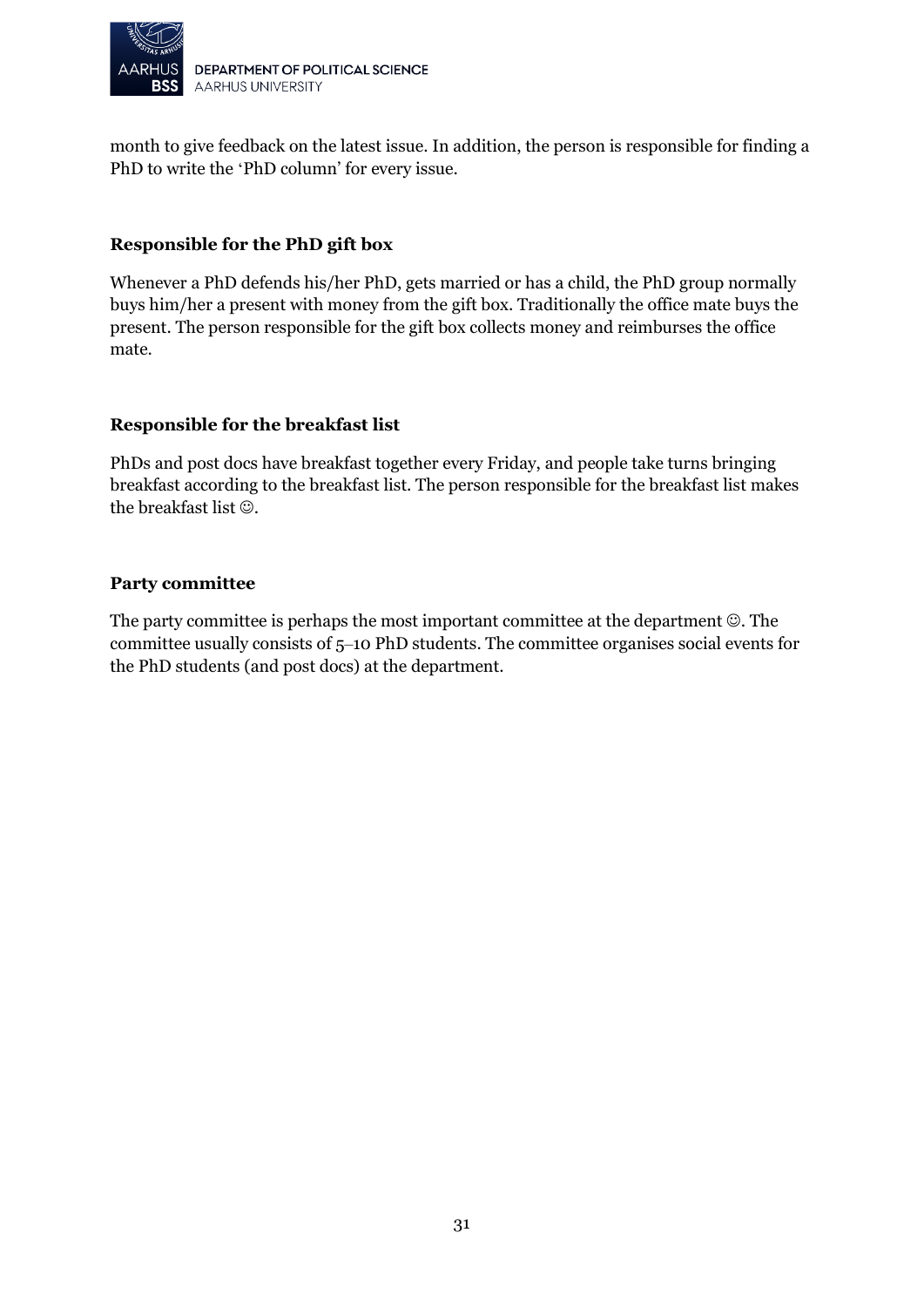month to give feedback on the latest issue. In addition, the person is responsible for finding a PhD to write the 'PhD column' for every issue.

### Responsible for the PhD gift box

Whenever a PhD defends his/her PhD, gets married or has a child, the PhD group normally buys him/her a present with money from the gift box. Traditionally the office mate buys the present. The person responsible for the gift box collects money and reimburses the office mate.

### Responsible for the breakfast list

PhDs and post docs have breakfast together every Friday, and people take turns bringing breakfast according to the breakfast list. The person responsible for the breakfast list makes the breakfast list ☺.

### Party committee

The party committee is perhaps the most important committee at the department ☺. The committee usually consists of 5–10 PhD students. The committee organises social events for the PhD students (and post docs) at the department.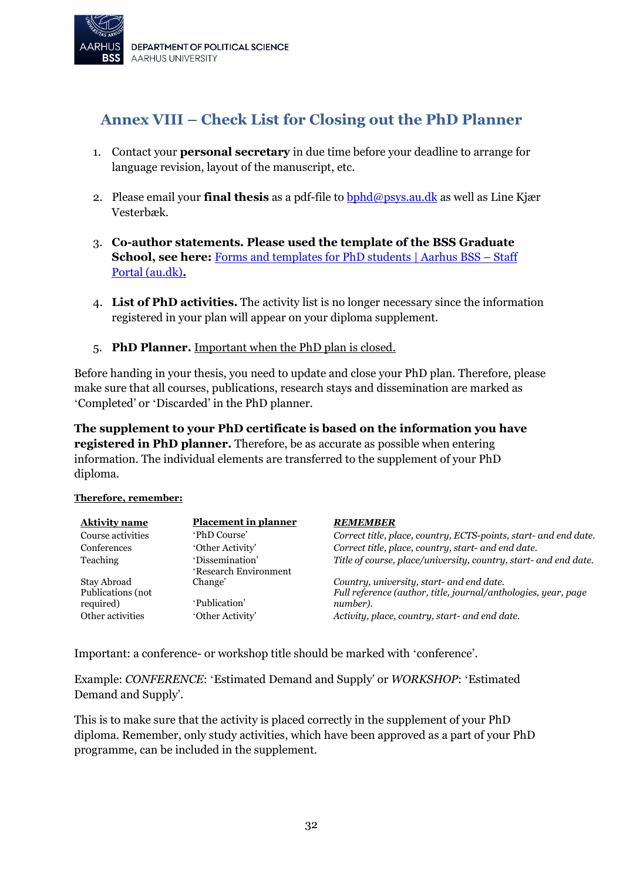## Annex VIII – Check List for Closing out the PhD Planner

1. Contact your **personal secretary** in due time before your deadline to arrange for language revision, layout of the manuscript, etc.

2. Please email your **final thesis** as a pdf-file to bphd@psys.au.dk as well as Line Kjær Vesterbæk.

3. **Co-author statements. Please used the template of the BSS Graduate School, see here:** Forms and templates for PhD students | Aarhus BSS – Staff Portal (au.dk)**.**

4. **List of PhD activities.** The activity list is no longer necessary since the information registered in your plan will appear on your diploma supplement.

5. **PhD Planner.** Important when the PhD plan is closed.

Before handing in your thesis, you need to update and close your PhD plan. Therefore, please make sure that all courses, publications, research stays and dissemination are marked as 'Completed' or 'Discarded' in the PhD planner.

**The supplement to your PhD certificate is based on the information you have registered in PhD planner.** Therefore, be as accurate as possible when entering information. The individual elements are transferred to the supplement of your PhD diploma.

**Therefore, remember:**

| Aktivity name | Placement in planner | *REMEMBER* |
|---|---|---|
| Course activities | 'PhD Course' | *Correct title, place, country, ECTS-points, start- and end date.* |
| Conferences | 'Other Activity' | *Correct title, place, country, start- and end date.* |
| Teaching | 'Dissemination' | *Title of course, place/university, country, start- and end date.* |
| Stay Abroad | 'Research Environment Change' | *Country, university, start- and end date.* |
| Publications (not required) | 'Publication' | *Full reference (author, title, journal/anthologies, year, page number).* |
| Other activities | 'Other Activity' | *Activity, place, country, start- and end date.* |

Important: a conference- or workshop title should be marked with 'conference'.

Example: *CONFERENCE*: 'Estimated Demand and Supply' or *WORKSHOP*: 'Estimated Demand and Supply'.

This is to make sure that the activity is placed correctly in the supplement of your PhD diploma. Remember, only study activities, which have been approved as a part of your PhD programme, can be included in the supplement.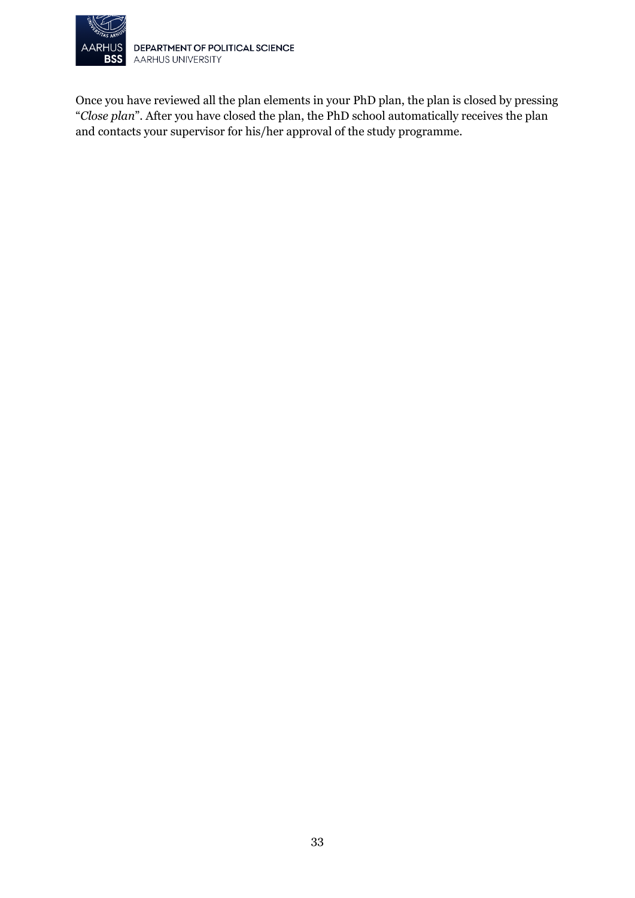Once you have reviewed all the plan elements in your PhD plan, the plan is closed by pressing "*Close plan*". After you have closed the plan, the PhD school automatically receives the plan and contacts your supervisor for his/her approval of the study programme.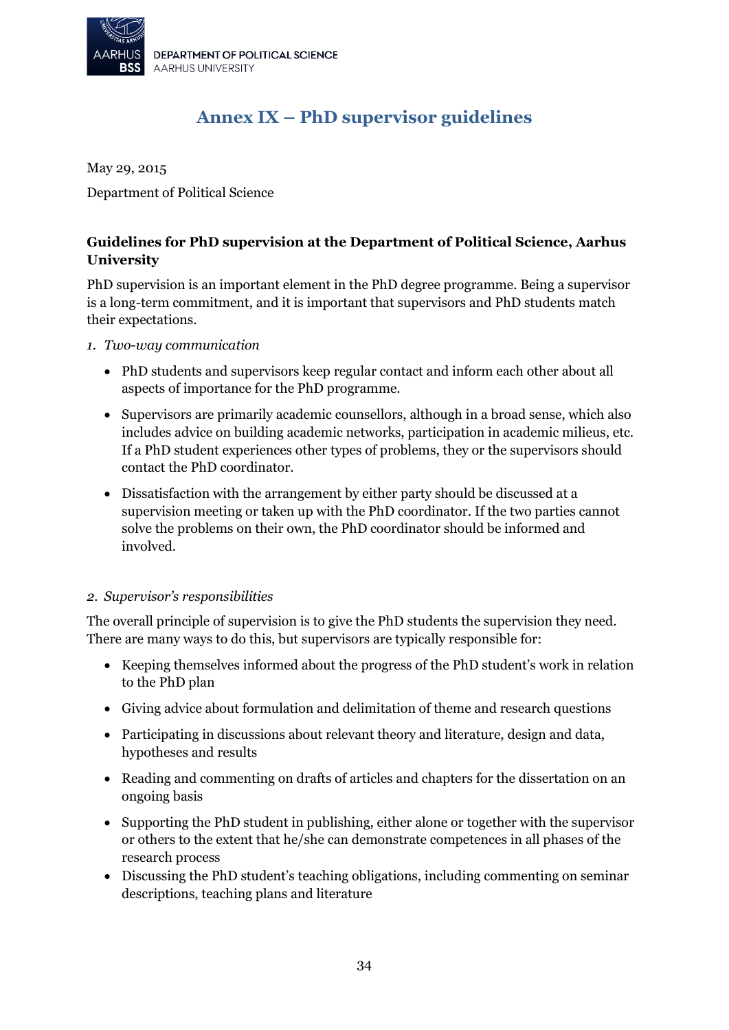# Annex IX – PhD supervisor guidelines

May 29, 2015

Department of Political Science

**Guidelines for PhD supervision at the Department of Political Science, Aarhus University**

PhD supervision is an important element in the PhD degree programme. Being a supervisor is a long-term commitment, and it is important that supervisors and PhD students match their expectations.

*1. Two-way communication*

- PhD students and supervisors keep regular contact and inform each other about all aspects of importance for the PhD programme.
- Supervisors are primarily academic counsellors, although in a broad sense, which also includes advice on building academic networks, participation in academic milieus, etc. If a PhD student experiences other types of problems, they or the supervisors should contact the PhD coordinator.
- Dissatisfaction with the arrangement by either party should be discussed at a supervision meeting or taken up with the PhD coordinator. If the two parties cannot solve the problems on their own, the PhD coordinator should be informed and involved.

*2. Supervisor's responsibilities*

The overall principle of supervision is to give the PhD students the supervision they need. There are many ways to do this, but supervisors are typically responsible for:

- Keeping themselves informed about the progress of the PhD student's work in relation to the PhD plan
- Giving advice about formulation and delimitation of theme and research questions
- Participating in discussions about relevant theory and literature, design and data, hypotheses and results
- Reading and commenting on drafts of articles and chapters for the dissertation on an ongoing basis
- Supporting the PhD student in publishing, either alone or together with the supervisor or others to the extent that he/she can demonstrate competences in all phases of the research process
- Discussing the PhD student's teaching obligations, including commenting on seminar descriptions, teaching plans and literature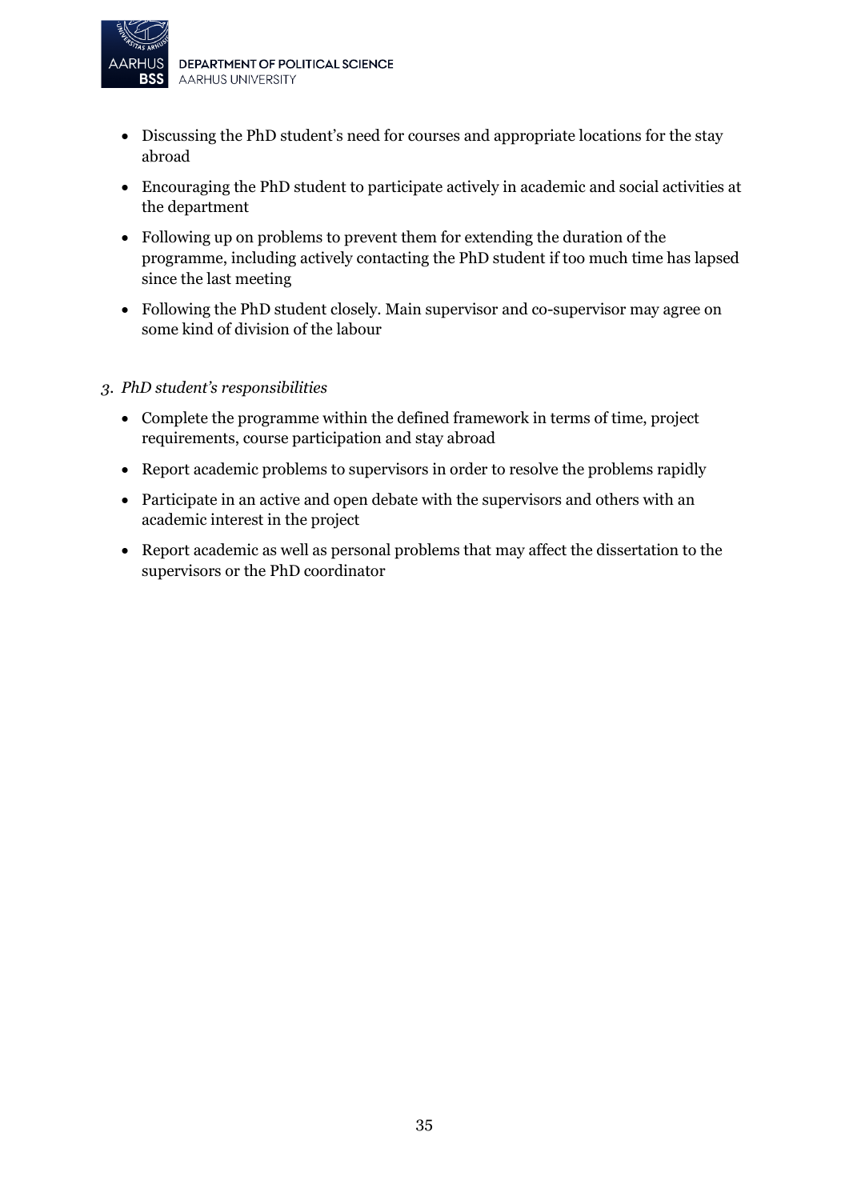- Discussing the PhD student's need for courses and appropriate locations for the stay abroad
- Encouraging the PhD student to participate actively in academic and social activities at the department
- Following up on problems to prevent them for extending the duration of the programme, including actively contacting the PhD student if too much time has lapsed since the last meeting
- Following the PhD student closely. Main supervisor and co-supervisor may agree on some kind of division of the labour

*3. PhD student's responsibilities*

- Complete the programme within the defined framework in terms of time, project requirements, course participation and stay abroad
- Report academic problems to supervisors in order to resolve the problems rapidly
- Participate in an active and open debate with the supervisors and others with an academic interest in the project
- Report academic as well as personal problems that may affect the dissertation to the supervisors or the PhD coordinator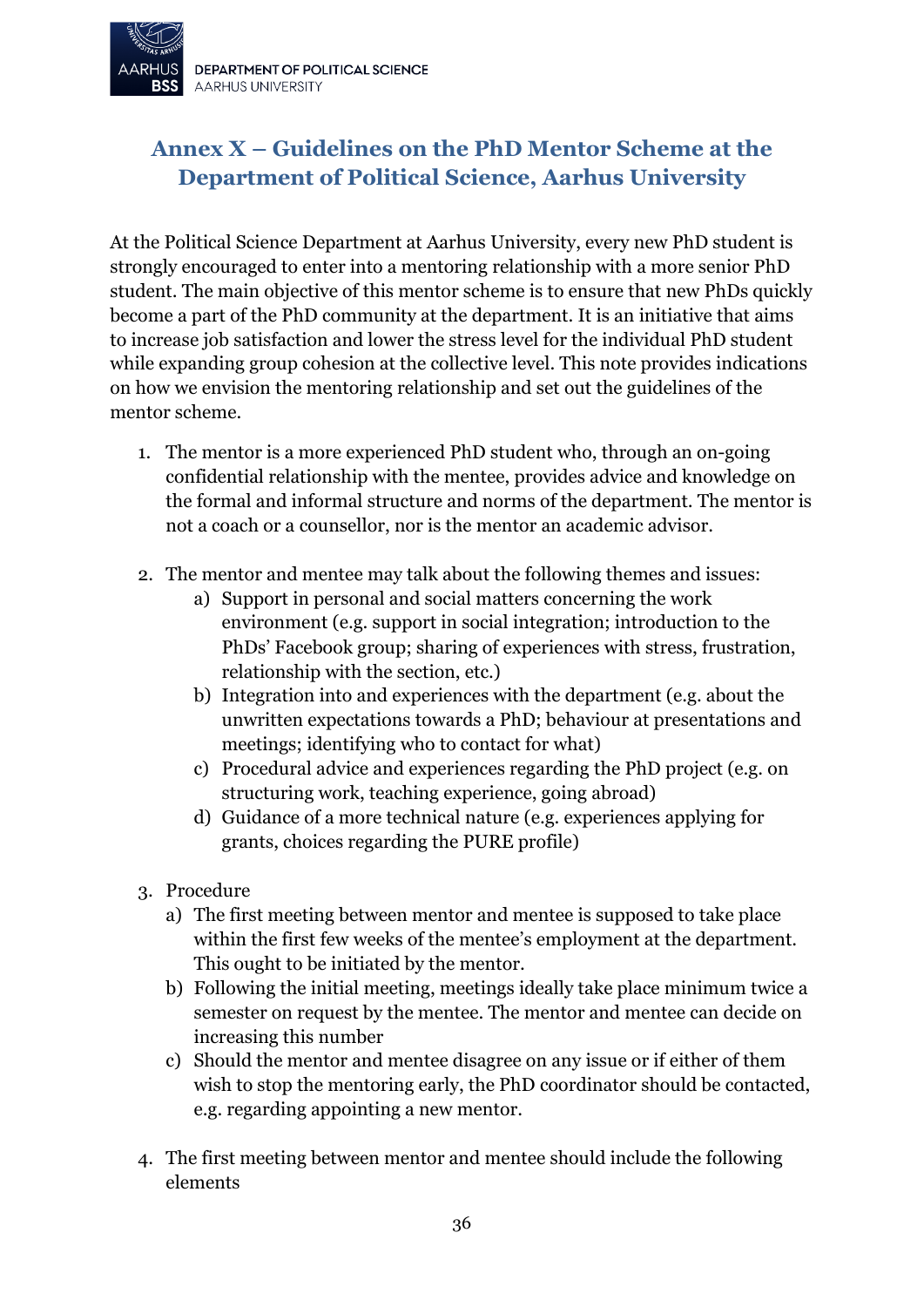## Annex X – Guidelines on the PhD Mentor Scheme at the Department of Political Science, Aarhus University

At the Political Science Department at Aarhus University, every new PhD student is strongly encouraged to enter into a mentoring relationship with a more senior PhD student. The main objective of this mentor scheme is to ensure that new PhDs quickly become a part of the PhD community at the department. It is an initiative that aims to increase job satisfaction and lower the stress level for the individual PhD student while expanding group cohesion at the collective level. This note provides indications on how we envision the mentoring relationship and set out the guidelines of the mentor scheme.

1. The mentor is a more experienced PhD student who, through an on-going confidential relationship with the mentee, provides advice and knowledge on the formal and informal structure and norms of the department. The mentor is not a coach or a counsellor, nor is the mentor an academic advisor.

2. The mentor and mentee may talk about the following themes and issues:
   a) Support in personal and social matters concerning the work environment (e.g. support in social integration; introduction to the PhDs' Facebook group; sharing of experiences with stress, frustration, relationship with the section, etc.)
   b) Integration into and experiences with the department (e.g. about the unwritten expectations towards a PhD; behaviour at presentations and meetings; identifying who to contact for what)
   c) Procedural advice and experiences regarding the PhD project (e.g. on structuring work, teaching experience, going abroad)
   d) Guidance of a more technical nature (e.g. experiences applying for grants, choices regarding the PURE profile)

3. Procedure
   a) The first meeting between mentor and mentee is supposed to take place within the first few weeks of the mentee's employment at the department. This ought to be initiated by the mentor.
   b) Following the initial meeting, meetings ideally take place minimum twice a semester on request by the mentee. The mentor and mentee can decide on increasing this number
   c) Should the mentor and mentee disagree on any issue or if either of them wish to stop the mentoring early, the PhD coordinator should be contacted, e.g. regarding appointing a new mentor.

4. The first meeting between mentor and mentee should include the following elements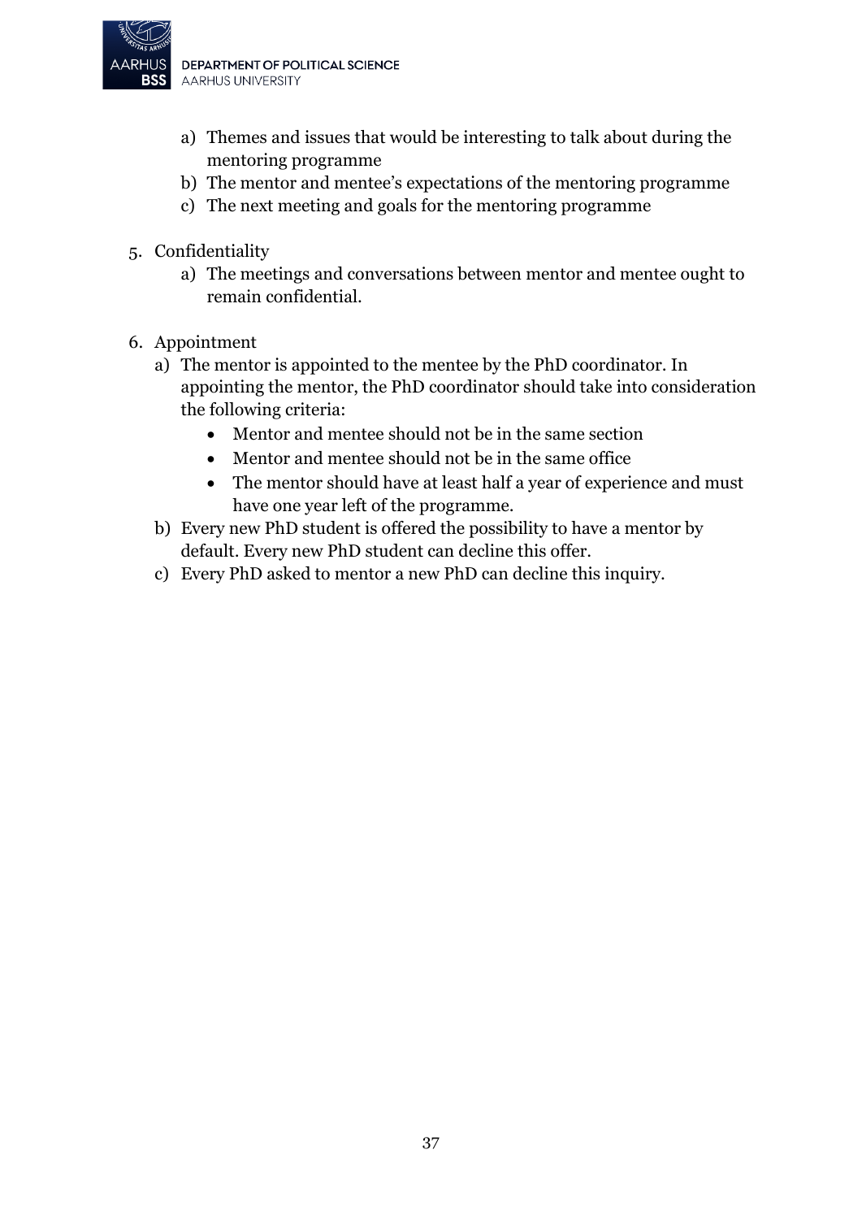a) Themes and issues that would be interesting to talk about during the mentoring programme
   b) The mentor and mentee's expectations of the mentoring programme
   c) The next meeting and goals for the mentoring programme

5. Confidentiality
   a) The meetings and conversations between mentor and mentee ought to remain confidential.

6. Appointment
   a) The mentor is appointed to the mentee by the PhD coordinator. In appointing the mentor, the PhD coordinator should take into consideration the following criteria:
      - Mentor and mentee should not be in the same section
      - Mentor and mentee should not be in the same office
      - The mentor should have at least half a year of experience and must have one year left of the programme.
   b) Every new PhD student is offered the possibility to have a mentor by default. Every new PhD student can decline this offer.
   c) Every PhD asked to mentor a new PhD can decline this inquiry.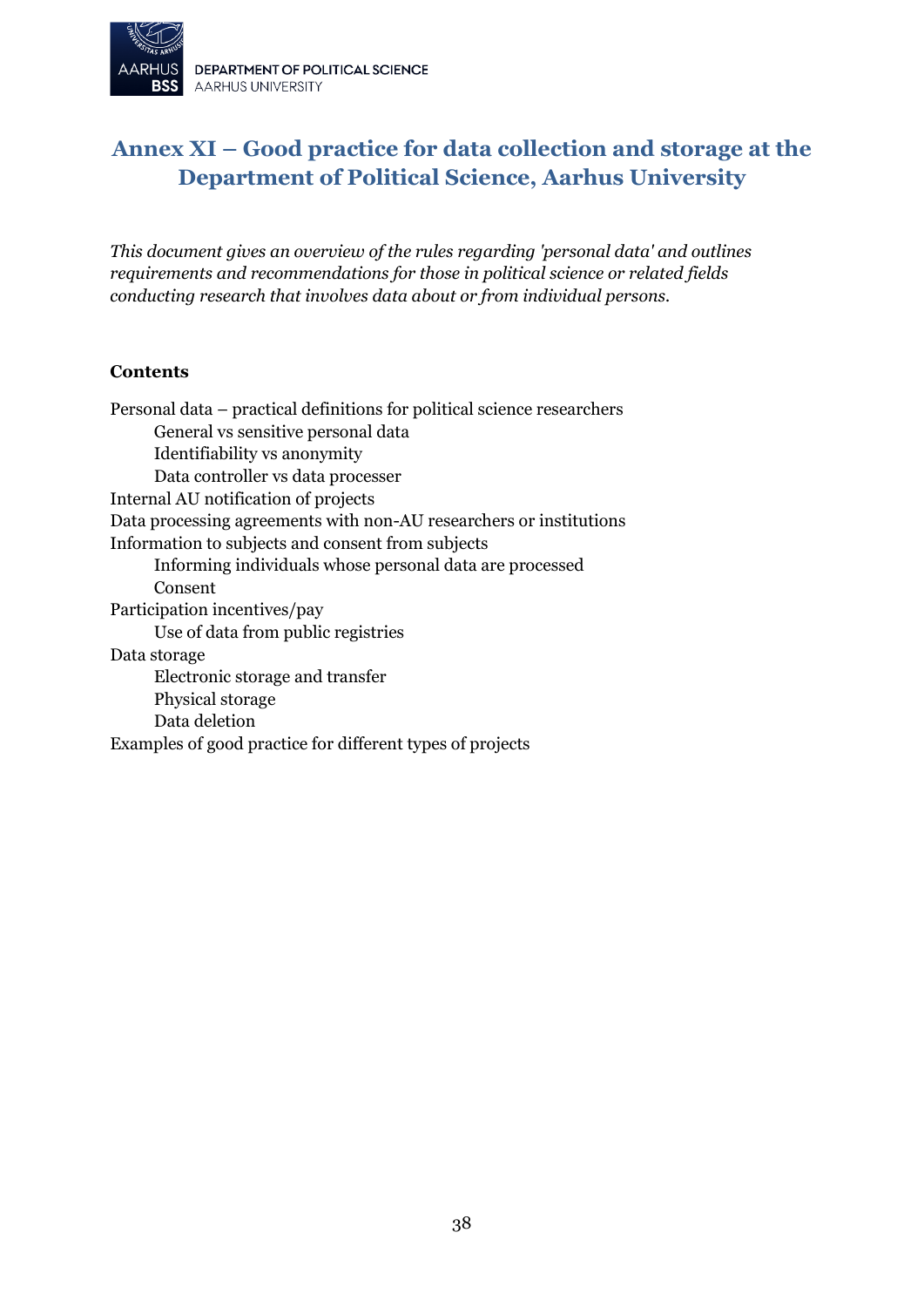# Annex XI – Good practice for data collection and storage at the Department of Political Science, Aarhus University

*This document gives an overview of the rules regarding 'personal data' and outlines requirements and recommendations for those in political science or related fields conducting research that involves data about or from individual persons.*

**Contents**

- Personal data – practical definitions for political science researchers
  - General vs sensitive personal data
  - Identifiability vs anonymity
  - Data controller vs data processer
- Internal AU notification of projects
- Data processing agreements with non-AU researchers or institutions
- Information to subjects and consent from subjects
  - Informing individuals whose personal data are processed
  - Consent
- Participation incentives/pay
  - Use of data from public registries
- Data storage
  - Electronic storage and transfer
  - Physical storage
  - Data deletion
- Examples of good practice for different types of projects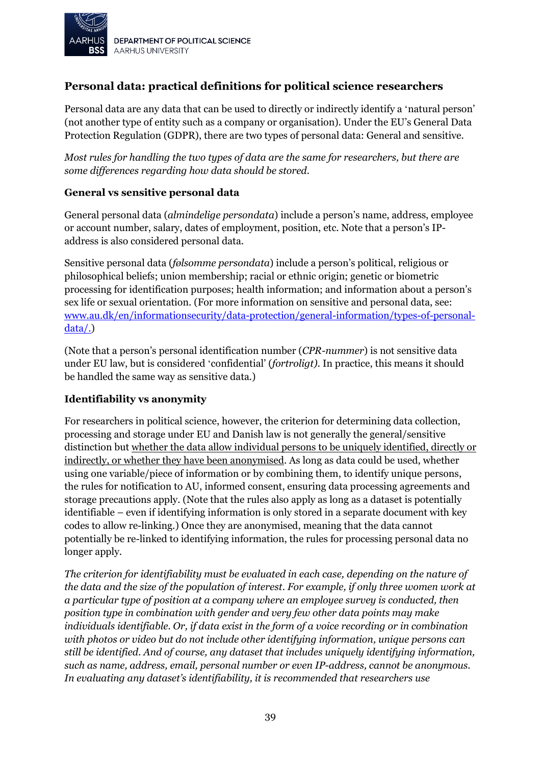## Personal data: practical definitions for political science researchers

Personal data are any data that can be used to directly or indirectly identify a 'natural person' (not another type of entity such as a company or organisation). Under the EU's General Data Protection Regulation (GDPR), there are two types of personal data: General and sensitive.

*Most rules for handling the two types of data are the same for researchers, but there are some differences regarding how data should be stored.*

### General vs sensitive personal data

General personal data (*almindelige persondata*) include a person's name, address, employee or account number, salary, dates of employment, position, etc. Note that a person's IP-address is also considered personal data.

Sensitive personal data (*følsomme persondata*) include a person's political, religious or philosophical beliefs; union membership; racial or ethnic origin; genetic or biometric processing for identification purposes; health information; and information about a person's sex life or sexual orientation. (For more information on sensitive and personal data, see: [www.au.dk/en/informationsecurity/data-protection/general-information/types-of-personal-data/.](www.au.dk/en/informationsecurity/data-protection/general-information/types-of-personal-data/))

(Note that a person's personal identification number (*CPR-nummer*) is not sensitive data under EU law, but is considered 'confidential' (*fortroligt)*. In practice, this means it should be handled the same way as sensitive data.)

### Identifiability vs anonymity

For researchers in political science, however, the criterion for determining data collection, processing and storage under EU and Danish law is not generally the general/sensitive distinction but <u>whether the data allow individual persons to be uniquely identified, directly or indirectly, or whether they have been anonymised</u>. As long as data could be used, whether using one variable/piece of information or by combining them, to identify unique persons, the rules for notification to AU, informed consent, ensuring data processing agreements and storage precautions apply. (Note that the rules also apply as long as a dataset is potentially identifiable – even if identifying information is only stored in a separate document with key codes to allow re-linking.) Once they are anonymised, meaning that the data cannot potentially be re-linked to identifying information, the rules for processing personal data no longer apply.

*The criterion for identifiability must be evaluated in each case, depending on the nature of the data and the size of the population of interest. For example, if only three women work at a particular type of position at a company where an employee survey is conducted, then position type in combination with gender and very few other data points may make individuals identifiable. Or, if data exist in the form of a voice recording or in combination with photos or video but do not include other identifying information, unique persons can still be identified. And of course, any dataset that includes uniquely identifying information, such as name, address, email, personal number or even IP-address, cannot be anonymous. In evaluating any dataset's identifiability, it is recommended that researchers use*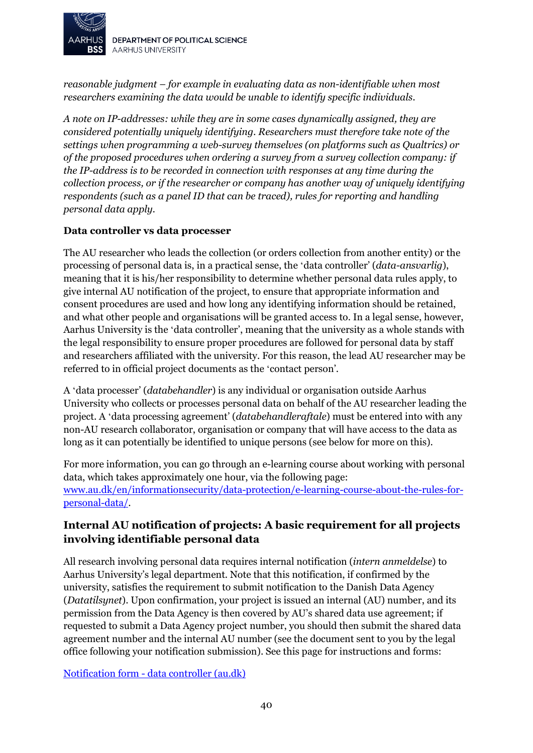*reasonable judgment – for example in evaluating data as non-identifiable when most researchers examining the data would be unable to identify specific individuals.*

*A note on IP-addresses: while they are in some cases dynamically assigned, they are considered potentially uniquely identifying. Researchers must therefore take note of the settings when programming a web-survey themselves (on platforms such as Qualtrics) or of the proposed procedures when ordering a survey from a survey collection company: if the IP-address is to be recorded in connection with responses at any time during the collection process, or if the researcher or company has another way of uniquely identifying respondents (such as a panel ID that can be traced), rules for reporting and handling personal data apply.*

**Data controller vs data processer**

The AU researcher who leads the collection (or orders collection from another entity) or the processing of personal data is, in a practical sense, the 'data controller' (*data-ansvarlig*), meaning that it is his/her responsibility to determine whether personal data rules apply, to give internal AU notification of the project, to ensure that appropriate information and consent procedures are used and how long any identifying information should be retained, and what other people and organisations will be granted access to. In a legal sense, however, Aarhus University is the 'data controller', meaning that the university as a whole stands with the legal responsibility to ensure proper procedures are followed for personal data by staff and researchers affiliated with the university. For this reason, the lead AU researcher may be referred to in official project documents as the 'contact person'.

A 'data processer' (*databehandler*) is any individual or organisation outside Aarhus University who collects or processes personal data on behalf of the AU researcher leading the project. A 'data processing agreement' (*databehandleraftale*) must be entered into with any non-AU research collaborator, organisation or company that will have access to the data as long as it can potentially be identified to unique persons (see below for more on this).

For more information, you can go through an e-learning course about working with personal data, which takes approximately one hour, via the following page: [www.au.dk/en/informationsecurity/data-protection/e-learning-course-about-the-rules-for-personal-data/](www.au.dk/en/informationsecurity/data-protection/e-learning-course-about-the-rules-for-personal-data/).

## Internal AU notification of projects: A basic requirement for all projects involving identifiable personal data

All research involving personal data requires internal notification (*intern anmeldelse*) to Aarhus University's legal department. Note that this notification, if confirmed by the university, satisfies the requirement to submit notification to the Danish Data Agency (*Datatilsynet*). Upon confirmation, your project is issued an internal (AU) number, and its permission from the Data Agency is then covered by AU's shared data use agreement; if requested to submit a Data Agency project number, you should then submit the shared data agreement number and the internal AU number (see the document sent to you by the legal office following your notification submission). See this page for instructions and forms:

Notification form - data controller (au.dk)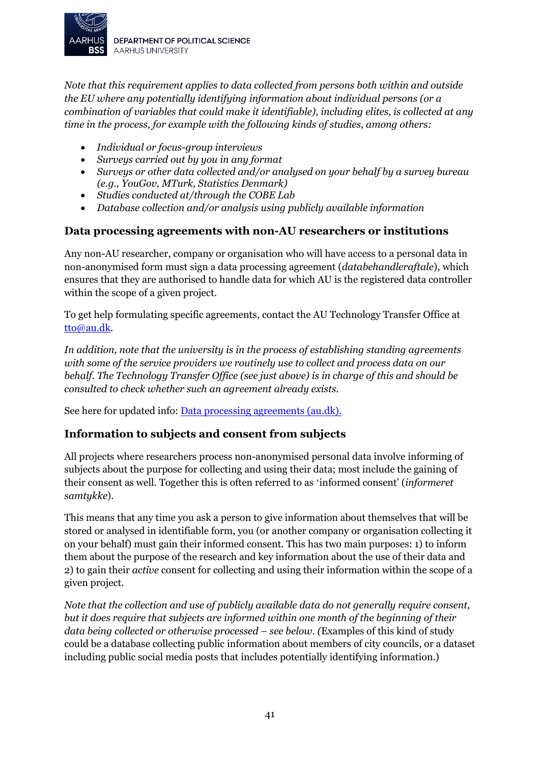*Note that this requirement applies to data collected from persons both within and outside the EU where any potentially identifying information about individual persons (or a combination of variables that could make it identifiable), including elites, is collected at any time in the process, for example with the following kinds of studies, among others:*

- *Individual or focus-group interviews*
- *Surveys carried out by you in any format*
- *Surveys or other data collected and/or analysed on your behalf by a survey bureau (e.g., YouGov, MTurk, Statistics Denmark)*
- *Studies conducted at/through the COBE Lab*
- *Database collection and/or analysis using publicly available information*

### Data processing agreements with non-AU researchers or institutions

Any non-AU researcher, company or organisation who will have access to a personal data in non-anonymised form must sign a data processing agreement (*databehandleraftale*), which ensures that they are authorised to handle data for which AU is the registered data controller within the scope of a given project.

To get help formulating specific agreements, contact the AU Technology Transfer Office at tto@au.dk.

*In addition, note that the university is in the process of establishing standing agreements with some of the service providers we routinely use to collect and process data on our behalf. The Technology Transfer Office (see just above) is in charge of this and should be consulted to check whether such an agreement already exists.*

See here for updated info: [Data processing agreements (au.dk).](https://au.dk)

### Information to subjects and consent from subjects

All projects where researchers process non-anonymised personal data involve informing of subjects about the purpose for collecting and using their data; most include the gaining of their consent as well. Together this is often referred to as 'informed consent' (*informeret samtykke*).

This means that any time you ask a person to give information about themselves that will be stored or analysed in identifiable form, you (or another company or organisation collecting it on your behalf) must gain their informed consent. This has two main purposes: 1) to inform them about the purpose of the research and key information about the use of their data and 2) to gain their *active* consent for collecting and using their information within the scope of a given project.

*Note that the collection and use of publicly available data do not generally require consent, but it does require that subjects are informed within one month of the beginning of their data being collected or otherwise processed – see below. (*Examples of this kind of study could be a database collecting public information about members of city councils, or a dataset including public social media posts that includes potentially identifying information.)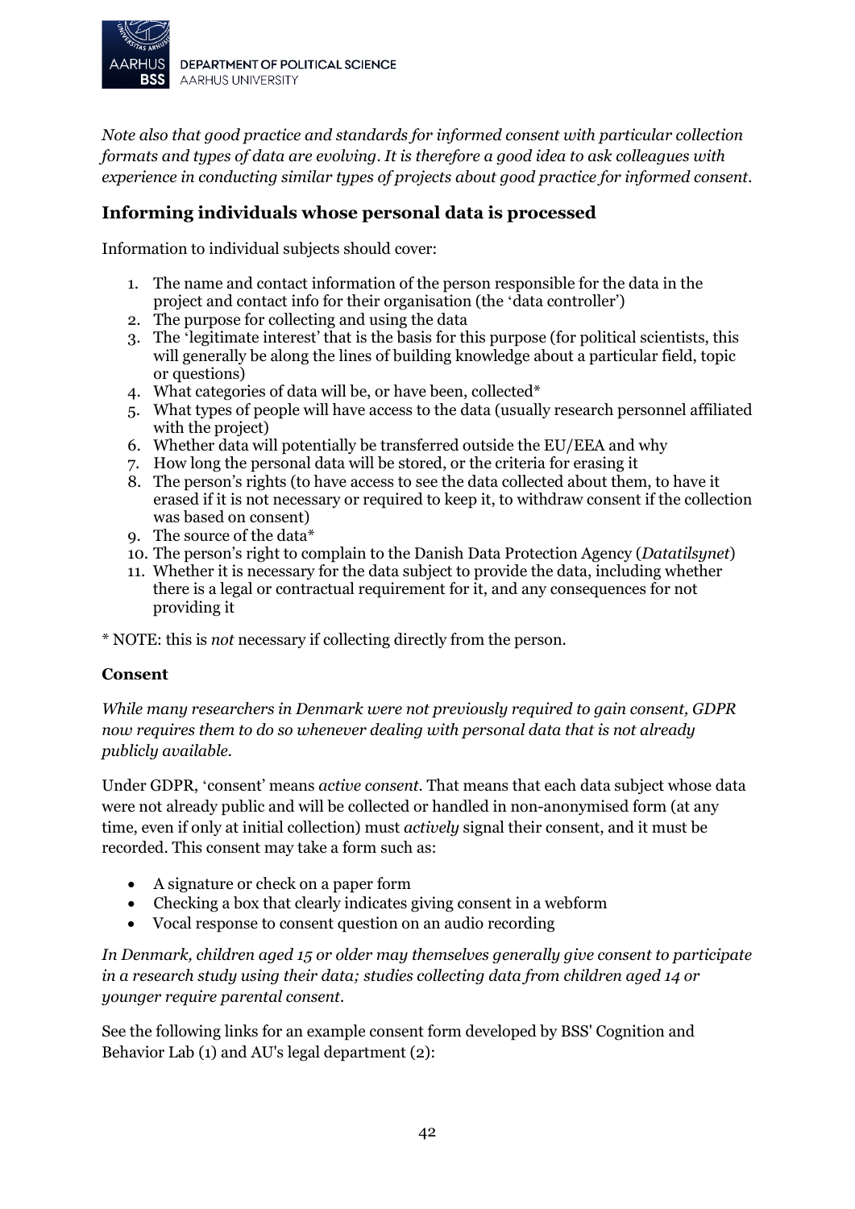*Note also that good practice and standards for informed consent with particular collection formats and types of data are evolving. It is therefore a good idea to ask colleagues with experience in conducting similar types of projects about good practice for informed consent.*

## Informing individuals whose personal data is processed

Information to individual subjects should cover:

1. The name and contact information of the person responsible for the data in the project and contact info for their organisation (the 'data controller')
2. The purpose for collecting and using the data
3. The 'legitimate interest' that is the basis for this purpose (for political scientists, this will generally be along the lines of building knowledge about a particular field, topic or questions)
4. What categories of data will be, or have been, collected*
5. What types of people will have access to the data (usually research personnel affiliated with the project)
6. Whether data will potentially be transferred outside the EU/EEA and why
7. How long the personal data will be stored, or the criteria for erasing it
8. The person's rights (to have access to see the data collected about them, to have it erased if it is not necessary or required to keep it, to withdraw consent if the collection was based on consent)
9. The source of the data*
10. The person's right to complain to the Danish Data Protection Agency (*Datatilsynet*)
11. Whether it is necessary for the data subject to provide the data, including whether there is a legal or contractual requirement for it, and any consequences for not providing it

\* NOTE: this is *not* necessary if collecting directly from the person.

### Consent

*While many researchers in Denmark were not previously required to gain consent, GDPR now requires them to do so whenever dealing with personal data that is not already publicly available.*

Under GDPR, 'consent' means *active consent*. That means that each data subject whose data were not already public and will be collected or handled in non-anonymised form (at any time, even if only at initial collection) must *actively* signal their consent, and it must be recorded. This consent may take a form such as:

- A signature or check on a paper form
- Checking a box that clearly indicates giving consent in a webform
- Vocal response to consent question on an audio recording

*In Denmark, children aged 15 or older may themselves generally give consent to participate in a research study using their data; studies collecting data from children aged 14 or younger require parental consent.*

See the following links for an example consent form developed by BSS' Cognition and Behavior Lab (1) and AU's legal department (2):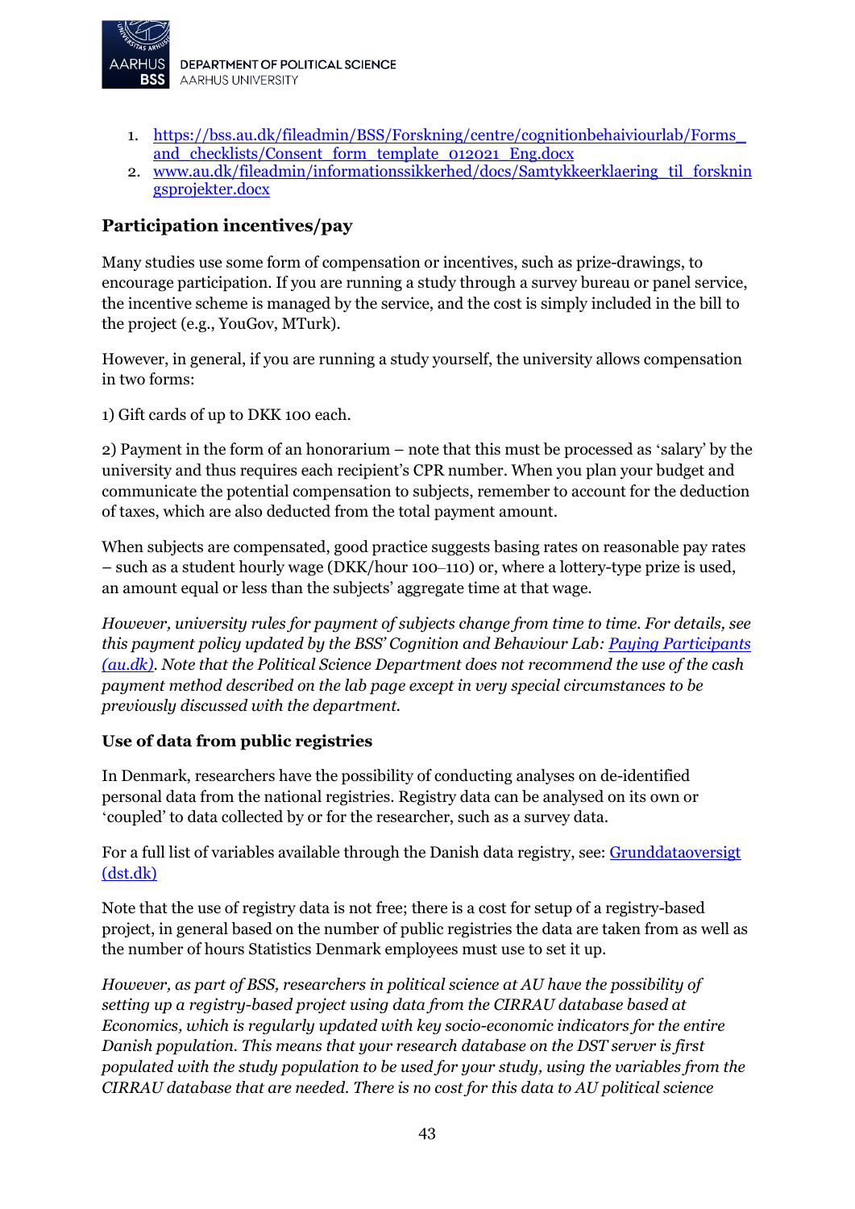1. [https://bss.au.dk/fileadmin/BSS/Forskning/centre/cognitionbehaiviourlab/Forms_and_checklists/Consent_form_template_012021_Eng.docx](https://bss.au.dk/fileadmin/BSS/Forskning/centre/cognitionbehaiviourlab/Forms_and_checklists/Consent_form_template_012021_Eng.docx)
2. [www.au.dk/fileadmin/informationssikkerhed/docs/Samtykkeerklaering_til_forskningsprojekter.docx](www.au.dk/fileadmin/informationssikkerhed/docs/Samtykkeerklaering_til_forskningsprojekter.docx)

### Participation incentives/pay

Many studies use some form of compensation or incentives, such as prize-drawings, to encourage participation. If you are running a study through a survey bureau or panel service, the incentive scheme is managed by the service, and the cost is simply included in the bill to the project (e.g., YouGov, MTurk).

However, in general, if you are running a study yourself, the university allows compensation in two forms:

1) Gift cards of up to DKK 100 each.

2) Payment in the form of an honorarium – note that this must be processed as 'salary' by the university and thus requires each recipient's CPR number. When you plan your budget and communicate the potential compensation to subjects, remember to account for the deduction of taxes, which are also deducted from the total payment amount.

When subjects are compensated, good practice suggests basing rates on reasonable pay rates – such as a student hourly wage (DKK/hour 100–110) or, where a lottery-type prize is used, an amount equal or less than the subjects' aggregate time at that wage.

*However, university rules for payment of subjects change from time to time. For details, see this payment policy updated by the BSS' Cognition and Behaviour Lab: [Paying Participants (au.dk)](). Note that the Political Science Department does not recommend the use of the cash payment method described on the lab page except in very special circumstances to be previously discussed with the department.*

#### Use of data from public registries

In Denmark, researchers have the possibility of conducting analyses on de-identified personal data from the national registries. Registry data can be analysed on its own or 'coupled' to data collected by or for the researcher, such as a survey data.

For a full list of variables available through the Danish data registry, see: [Grunddataoversigt (dst.dk)]()

Note that the use of registry data is not free; there is a cost for setup of a registry-based project, in general based on the number of public registries the data are taken from as well as the number of hours Statistics Denmark employees must use to set it up.

*However, as part of BSS, researchers in political science at AU have the possibility of setting up a registry-based project using data from the CIRRAU database based at Economics, which is regularly updated with key socio-economic indicators for the entire Danish population. This means that your research database on the DST server is first populated with the study population to be used for your study, using the variables from the CIRRAU database that are needed. There is no cost for this data to AU political science*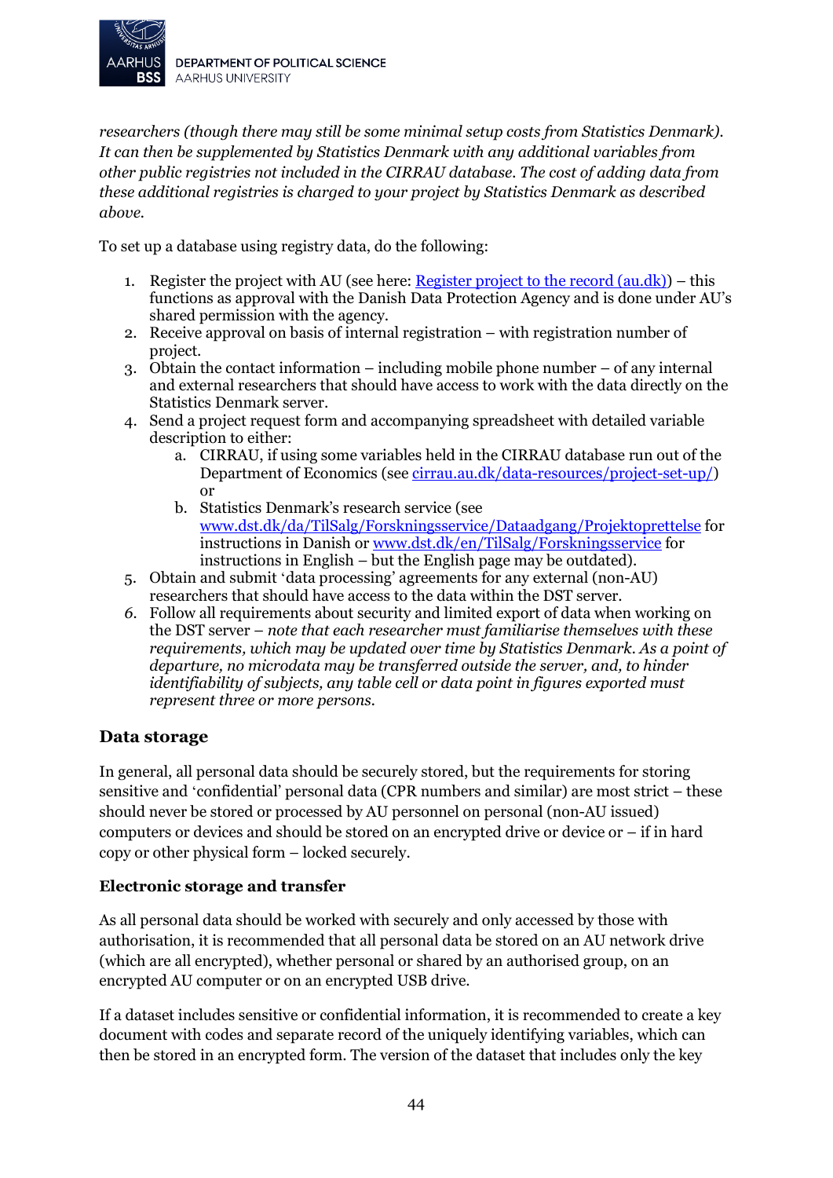*researchers (though there may still be some minimal setup costs from Statistics Denmark). It can then be supplemented by Statistics Denmark with any additional variables from other public registries not included in the CIRRAU database. The cost of adding data from these additional registries is charged to your project by Statistics Denmark as described above.*

To set up a database using registry data, do the following:

1. Register the project with AU (see here: [Register project to the record (au.dk)](https://au.dk)) – this functions as approval with the Danish Data Protection Agency and is done under AU's shared permission with the agency.
2. Receive approval on basis of internal registration – with registration number of project.
3. Obtain the contact information – including mobile phone number – of any internal and external researchers that should have access to work with the data directly on the Statistics Denmark server.
4. Send a project request form and accompanying spreadsheet with detailed variable description to either:
   a. CIRRAU, if using some variables held in the CIRRAU database run out of the Department of Economics (see [cirrau.au.dk/data-resources/project-set-up/](https://cirrau.au.dk/data-resources/project-set-up/)) or
   b. Statistics Denmark's research service (see [www.dst.dk/da/TilSalg/Forskningsservice/Dataadgang/Projektoprettelse](https://www.dst.dk/da/TilSalg/Forskningsservice/Dataadgang/Projektoprettelse) for instructions in Danish or [www.dst.dk/en/TilSalg/Forskningsservice](https://www.dst.dk/en/TilSalg/Forskningsservice) for instructions in English – but the English page may be outdated).
5. Obtain and submit 'data processing' agreements for any external (non-AU) researchers that should have access to the data within the DST server.
6. Follow all requirements about security and limited export of data when working on the DST server – *note that each researcher must familiarise themselves with these requirements, which may be updated over time by Statistics Denmark. As a point of departure, no microdata may be transferred outside the server, and, to hinder identifiability of subjects, any table cell or data point in figures exported must represent three or more persons.*

## Data storage

In general, all personal data should be securely stored, but the requirements for storing sensitive and 'confidential' personal data (CPR numbers and similar) are most strict – these should never be stored or processed by AU personnel on personal (non-AU issued) computers or devices and should be stored on an encrypted drive or device or – if in hard copy or other physical form – locked securely.

### Electronic storage and transfer

As all personal data should be worked with securely and only accessed by those with authorisation, it is recommended that all personal data be stored on an AU network drive (which are all encrypted), whether personal or shared by an authorised group, on an encrypted AU computer or on an encrypted USB drive.

If a dataset includes sensitive or confidential information, it is recommended to create a key document with codes and separate record of the uniquely identifying variables, which can then be stored in an encrypted form. The version of the dataset that includes only the key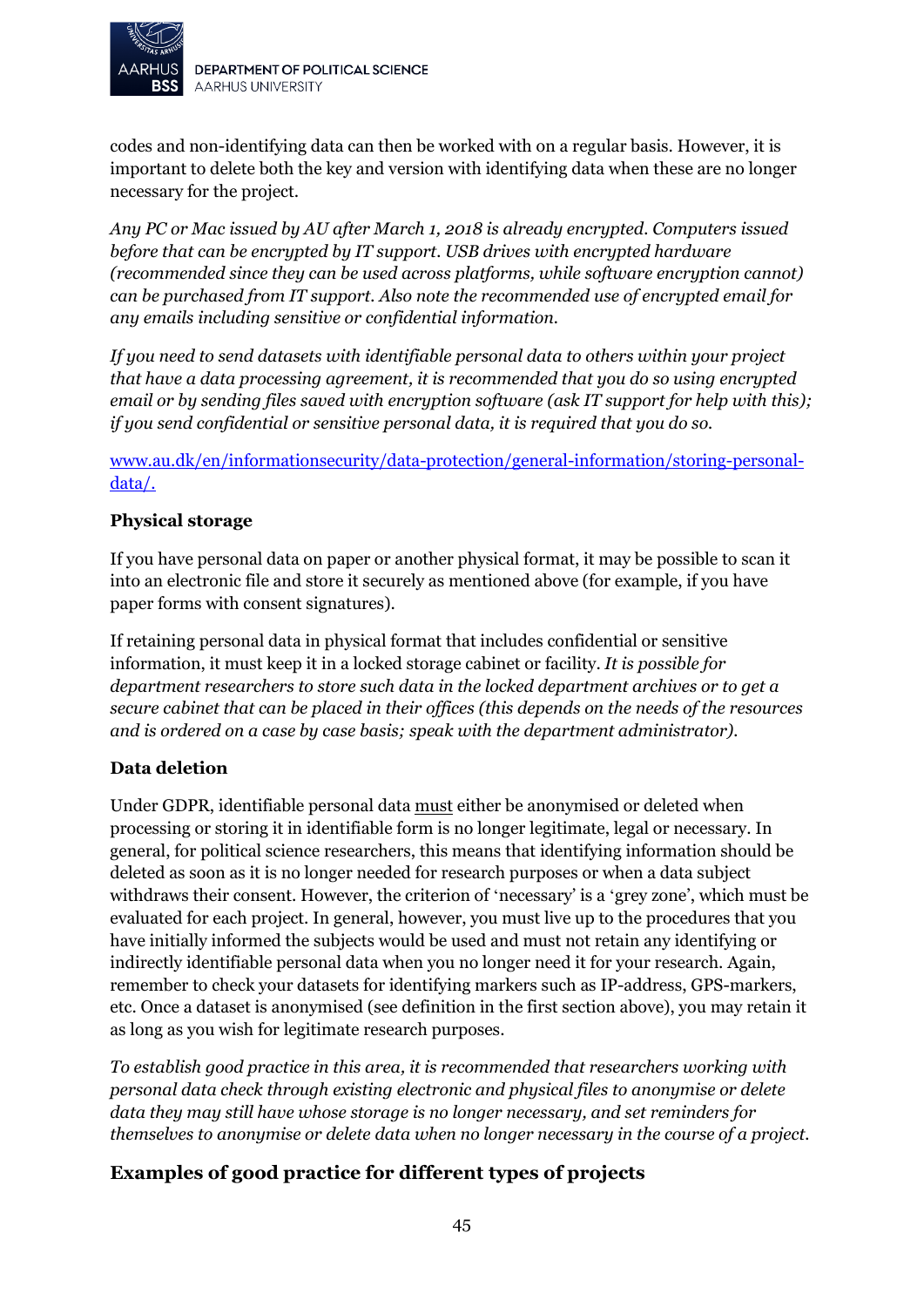codes and non-identifying data can then be worked with on a regular basis. However, it is important to delete both the key and version with identifying data when these are no longer necessary for the project.

*Any PC or Mac issued by AU after March 1, 2018 is already encrypted. Computers issued before that can be encrypted by IT support. USB drives with encrypted hardware (recommended since they can be used across platforms, while software encryption cannot) can be purchased from IT support. Also note the recommended use of encrypted email for any emails including sensitive or confidential information.*

*If you need to send datasets with identifiable personal data to others within your project that have a data processing agreement, it is recommended that you do so using encrypted email or by sending files saved with encryption software (ask IT support for help with this); if you send confidential or sensitive personal data, it is required that you do so.*

[www.au.dk/en/informationsecurity/data-protection/general-information/storing-personal-data/.](www.au.dk/en/informationsecurity/data-protection/general-information/storing-personal-data/)

**Physical storage**

If you have personal data on paper or another physical format, it may be possible to scan it into an electronic file and store it securely as mentioned above (for example, if you have paper forms with consent signatures).

If retaining personal data in physical format that includes confidential or sensitive information, it must keep it in a locked storage cabinet or facility. *It is possible for department researchers to store such data in the locked department archives or to get a secure cabinet that can be placed in their offices (this depends on the needs of the resources and is ordered on a case by case basis; speak with the department administrator).*

**Data deletion**

Under GDPR, identifiable personal data <u>must</u> either be anonymised or deleted when processing or storing it in identifiable form is no longer legitimate, legal or necessary. In general, for political science researchers, this means that identifying information should be deleted as soon as it is no longer needed for research purposes or when a data subject withdraws their consent. However, the criterion of 'necessary' is a 'grey zone', which must be evaluated for each project. In general, however, you must live up to the procedures that you have initially informed the subjects would be used and must not retain any identifying or indirectly identifiable personal data when you no longer need it for your research. Again, remember to check your datasets for identifying markers such as IP-address, GPS-markers, etc. Once a dataset is anonymised (see definition in the first section above), you may retain it as long as you wish for legitimate research purposes.

*To establish good practice in this area, it is recommended that researchers working with personal data check through existing electronic and physical files to anonymise or delete data they may still have whose storage is no longer necessary, and set reminders for themselves to anonymise or delete data when no longer necessary in the course of a project.*

## Examples of good practice for different types of projects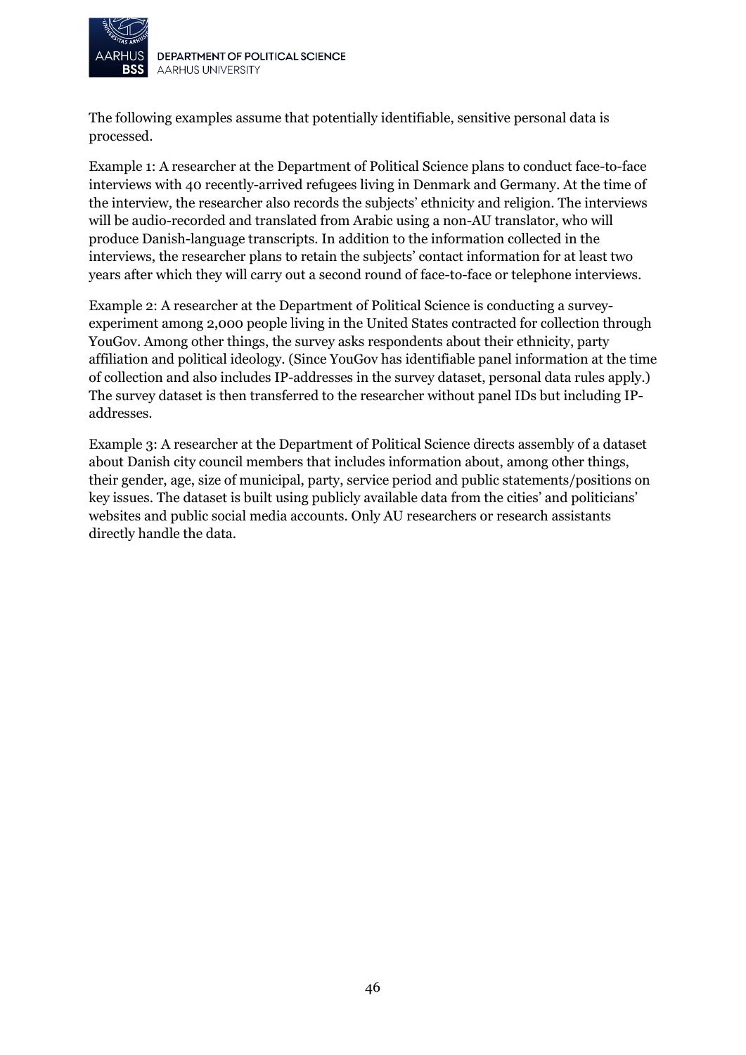The following examples assume that potentially identifiable, sensitive personal data is processed.

Example 1: A researcher at the Department of Political Science plans to conduct face-to-face interviews with 40 recently-arrived refugees living in Denmark and Germany. At the time of the interview, the researcher also records the subjects' ethnicity and religion. The interviews will be audio-recorded and translated from Arabic using a non-AU translator, who will produce Danish-language transcripts. In addition to the information collected in the interviews, the researcher plans to retain the subjects' contact information for at least two years after which they will carry out a second round of face-to-face or telephone interviews.

Example 2: A researcher at the Department of Political Science is conducting a survey-experiment among 2,000 people living in the United States contracted for collection through YouGov. Among other things, the survey asks respondents about their ethnicity, party affiliation and political ideology. (Since YouGov has identifiable panel information at the time of collection and also includes IP-addresses in the survey dataset, personal data rules apply.) The survey dataset is then transferred to the researcher without panel IDs but including IP-addresses.

Example 3: A researcher at the Department of Political Science directs assembly of a dataset about Danish city council members that includes information about, among other things, their gender, age, size of municipal, party, service period and public statements/positions on key issues. The dataset is built using publicly available data from the cities' and politicians' websites and public social media accounts. Only AU researchers or research assistants directly handle the data.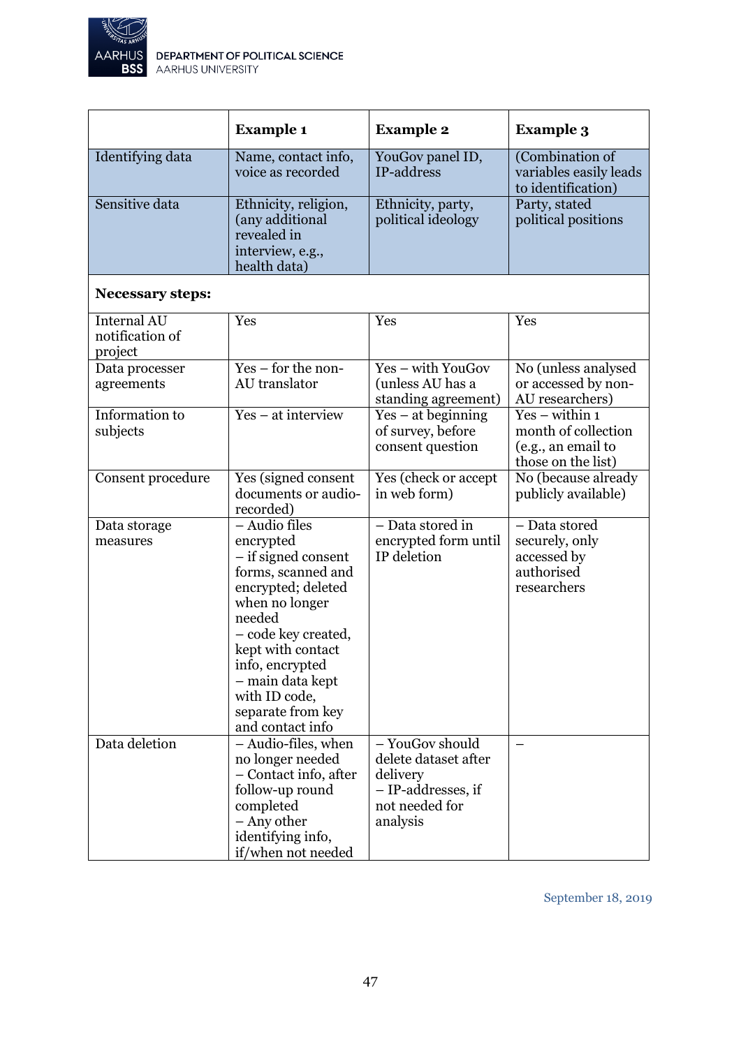| | **Example 1** | **Example 2** | **Example 3** |
|---|---|---|---|
| Identifying data | Name, contact info, voice as recorded | YouGov panel ID, IP-address | (Combination of variables easily leads to identification) |
| Sensitive data | Ethnicity, religion, (any additional revealed in interview, e.g., health data) | Ethnicity, party, political ideology | Party, stated political positions |
| **Necessary steps:** | | | |
| Internal AU notification of project | Yes | Yes | Yes |
| Data processer agreements | Yes – for the non-AU translator | Yes – with YouGov (unless AU has a standing agreement) | No (unless analysed or accessed by non-AU researchers) |
| Information to subjects | Yes – at interview | Yes – at beginning of survey, before consent question | Yes – within 1 month of collection (e.g., an email to those on the list) |
| Consent procedure | Yes (signed consent documents or audio-recorded) | Yes (check or accept in web form) | No (because already publicly available) |
| Data storage measures | – Audio files encrypted<br>– if signed consent forms, scanned and encrypted; deleted when no longer needed<br>– code key created, kept with contact info, encrypted<br>– main data kept with ID code, separate from key and contact info | – Data stored in encrypted form until IP deletion | – Data stored securely, only accessed by authorised researchers |
| Data deletion | – Audio-files, when no longer needed<br>– Contact info, after follow-up round completed<br>– Any other identifying info, if/when not needed | – YouGov should delete dataset after delivery<br>– IP-addresses, if not needed for analysis | – |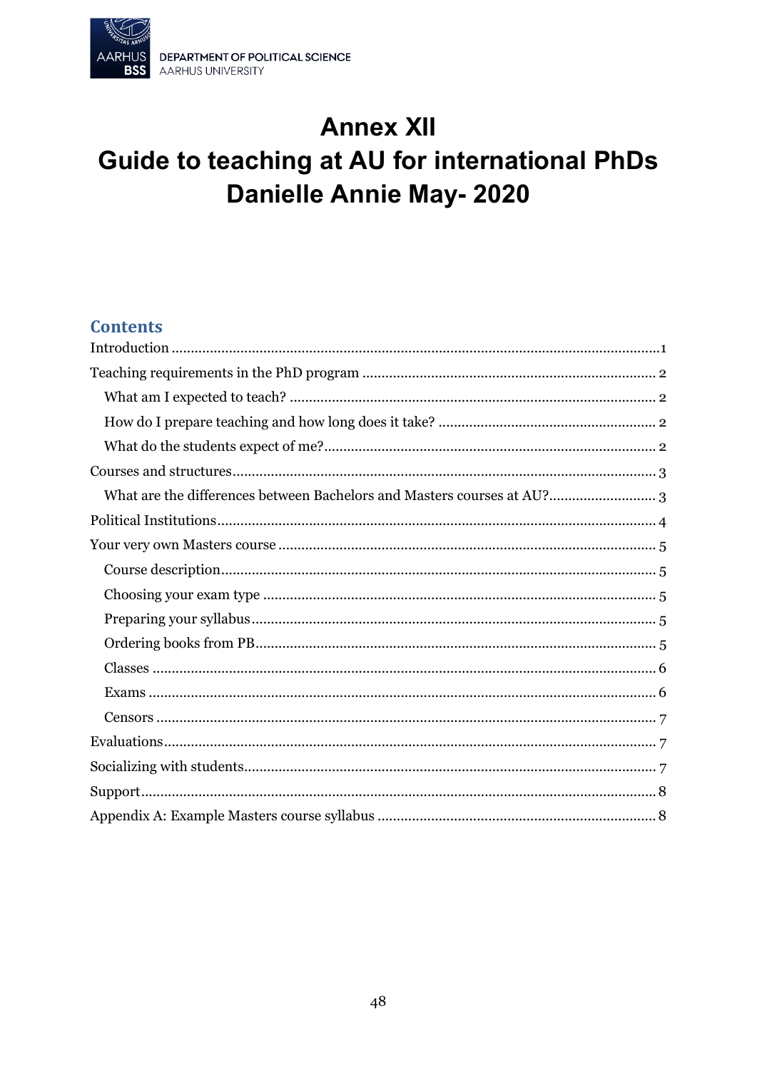# Annex XII
# Guide to teaching at AU for international PhDs
# Danielle Annie May- 2020

## Contents

- Introduction ........ 1
- Teaching requirements in the PhD program ........ 2
  - What am I expected to teach? ........ 2
  - How do I prepare teaching and how long does it take? ........ 2
  - What do the students expect of me? ........ 2
- Courses and structures ........ 3
  - What are the differences between Bachelors and Masters courses at AU? ........ 3
- Political Institutions ........ 4
- Your very own Masters course ........ 5
  - Course description ........ 5
  - Choosing your exam type ........ 5
  - Preparing your syllabus ........ 5
  - Ordering books from PB ........ 5
  - Classes ........ 6
  - Exams ........ 6
  - Censors ........ 7
- Evaluations ........ 7
- Socializing with students ........ 7
- Support ........ 8
- Appendix A: Example Masters course syllabus ........ 8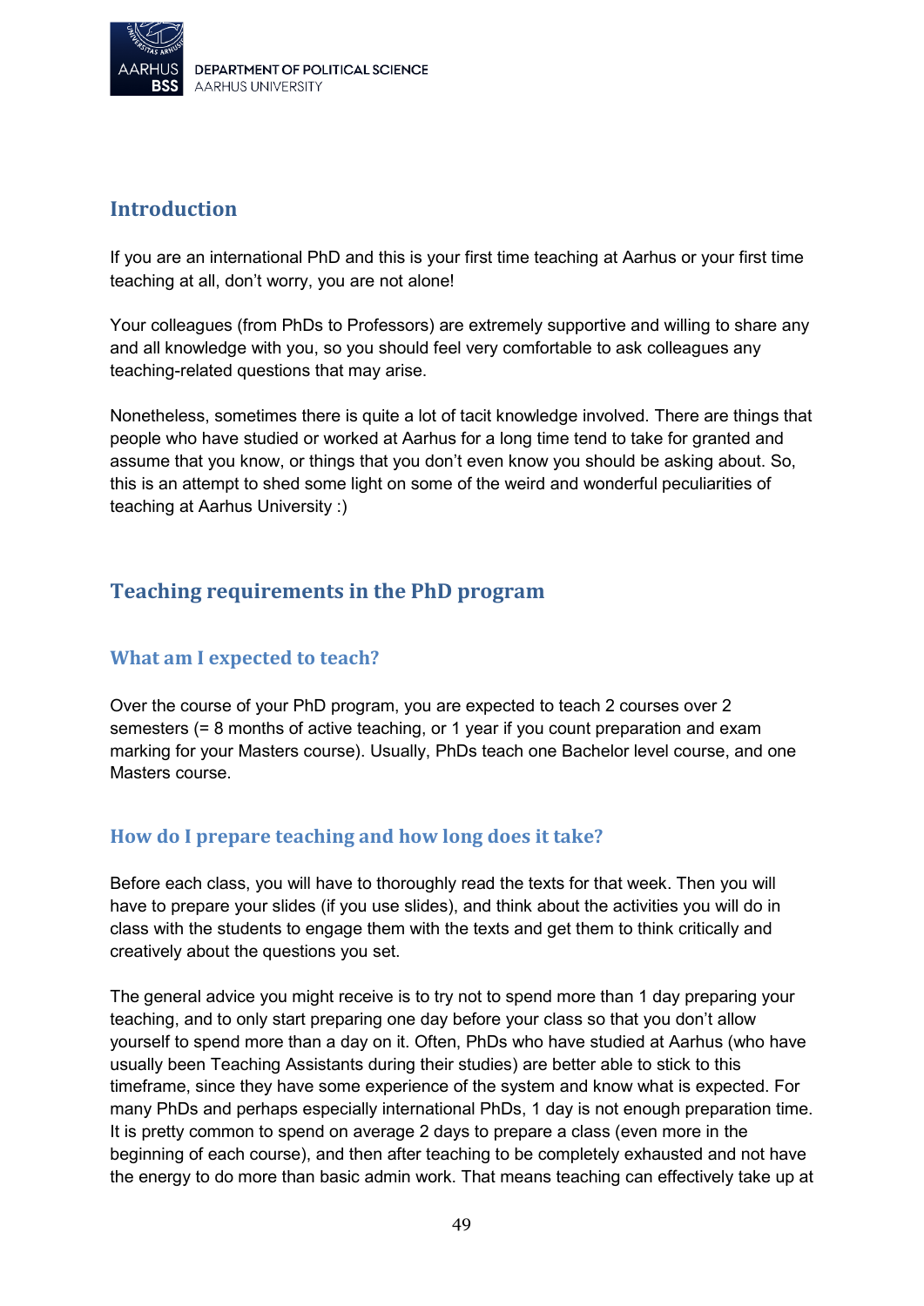## Introduction

If you are an international PhD and this is your first time teaching at Aarhus or your first time teaching at all, don't worry, you are not alone!

Your colleagues (from PhDs to Professors) are extremely supportive and willing to share any and all knowledge with you, so you should feel very comfortable to ask colleagues any teaching-related questions that may arise.

Nonetheless, sometimes there is quite a lot of tacit knowledge involved. There are things that people who have studied or worked at Aarhus for a long time tend to take for granted and assume that you know, or things that you don't even know you should be asking about. So, this is an attempt to shed some light on some of the weird and wonderful peculiarities of teaching at Aarhus University :)

## Teaching requirements in the PhD program

### What am I expected to teach?

Over the course of your PhD program, you are expected to teach 2 courses over 2 semesters (= 8 months of active teaching, or 1 year if you count preparation and exam marking for your Masters course). Usually, PhDs teach one Bachelor level course, and one Masters course.

### How do I prepare teaching and how long does it take?

Before each class, you will have to thoroughly read the texts for that week. Then you will have to prepare your slides (if you use slides), and think about the activities you will do in class with the students to engage them with the texts and get them to think critically and creatively about the questions you set.

The general advice you might receive is to try not to spend more than 1 day preparing your teaching, and to only start preparing one day before your class so that you don't allow yourself to spend more than a day on it. Often, PhDs who have studied at Aarhus (who have usually been Teaching Assistants during their studies) are better able to stick to this timeframe, since they have some experience of the system and know what is expected. For many PhDs and perhaps especially international PhDs, 1 day is not enough preparation time. It is pretty common to spend on average 2 days to prepare a class (even more in the beginning of each course), and then after teaching to be completely exhausted and not have the energy to do more than basic admin work. That means teaching can effectively take up at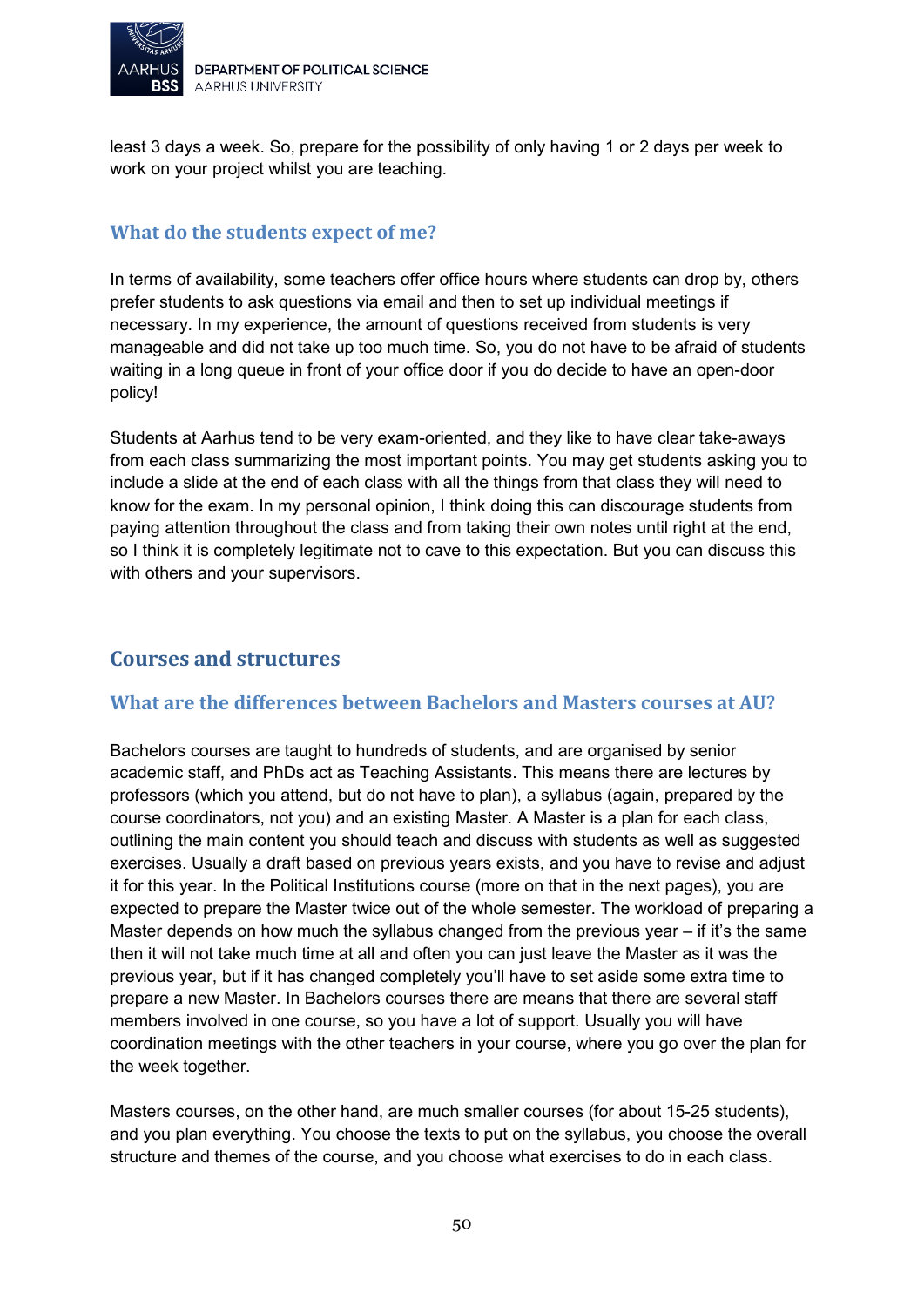least 3 days a week. So, prepare for the possibility of only having 1 or 2 days per week to work on your project whilst you are teaching.

### What do the students expect of me?

In terms of availability, some teachers offer office hours where students can drop by, others prefer students to ask questions via email and then to set up individual meetings if necessary. In my experience, the amount of questions received from students is very manageable and did not take up too much time. So, you do not have to be afraid of students waiting in a long queue in front of your office door if you do decide to have an open-door policy!

Students at Aarhus tend to be very exam-oriented, and they like to have clear take-aways from each class summarizing the most important points. You may get students asking you to include a slide at the end of each class with all the things from that class they will need to know for the exam. In my personal opinion, I think doing this can discourage students from paying attention throughout the class and from taking their own notes until right at the end, so I think it is completely legitimate not to cave to this expectation. But you can discuss this with others and your supervisors.

## Courses and structures

### What are the differences between Bachelors and Masters courses at AU?

Bachelors courses are taught to hundreds of students, and are organised by senior academic staff, and PhDs act as Teaching Assistants. This means there are lectures by professors (which you attend, but do not have to plan), a syllabus (again, prepared by the course coordinators, not you) and an existing Master. A Master is a plan for each class, outlining the main content you should teach and discuss with students as well as suggested exercises. Usually a draft based on previous years exists, and you have to revise and adjust it for this year. In the Political Institutions course (more on that in the next pages), you are expected to prepare the Master twice out of the whole semester. The workload of preparing a Master depends on how much the syllabus changed from the previous year – if it's the same then it will not take much time at all and often you can just leave the Master as it was the previous year, but if it has changed completely you'll have to set aside some extra time to prepare a new Master. In Bachelors courses there are means that there are several staff members involved in one course, so you have a lot of support. Usually you will have coordination meetings with the other teachers in your course, where you go over the plan for the week together.

Masters courses, on the other hand, are much smaller courses (for about 15-25 students), and you plan everything. You choose the texts to put on the syllabus, you choose the overall structure and themes of the course, and you choose what exercises to do in each class.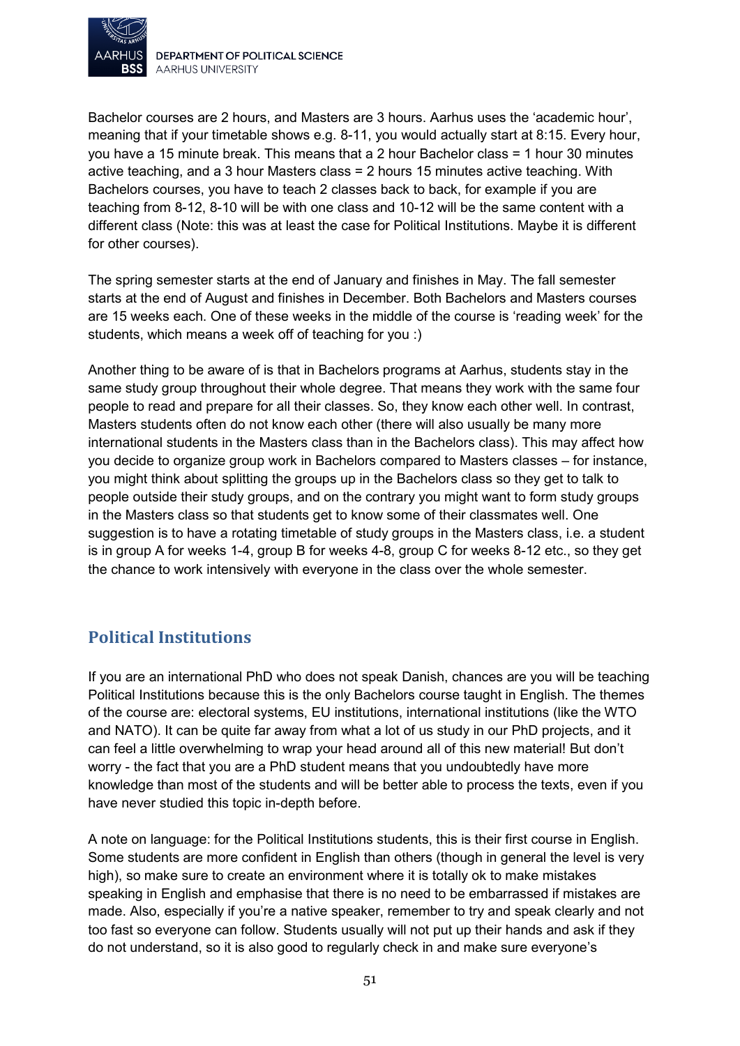Bachelor courses are 2 hours, and Masters are 3 hours. Aarhus uses the 'academic hour', meaning that if your timetable shows e.g. 8-11, you would actually start at 8:15. Every hour, you have a 15 minute break. This means that a 2 hour Bachelor class = 1 hour 30 minutes active teaching, and a 3 hour Masters class = 2 hours 15 minutes active teaching. With Bachelors courses, you have to teach 2 classes back to back, for example if you are teaching from 8-12, 8-10 will be with one class and 10-12 will be the same content with a different class (Note: this was at least the case for Political Institutions. Maybe it is different for other courses).

The spring semester starts at the end of January and finishes in May. The fall semester starts at the end of August and finishes in December. Both Bachelors and Masters courses are 15 weeks each. One of these weeks in the middle of the course is 'reading week' for the students, which means a week off of teaching for you :)

Another thing to be aware of is that in Bachelors programs at Aarhus, students stay in the same study group throughout their whole degree. That means they work with the same four people to read and prepare for all their classes. So, they know each other well. In contrast, Masters students often do not know each other (there will also usually be many more international students in the Masters class than in the Bachelors class). This may affect how you decide to organize group work in Bachelors compared to Masters classes – for instance, you might think about splitting the groups up in the Bachelors class so they get to talk to people outside their study groups, and on the contrary you might want to form study groups in the Masters class so that students get to know some of their classmates well. One suggestion is to have a rotating timetable of study groups in the Masters class, i.e. a student is in group A for weeks 1-4, group B for weeks 4-8, group C for weeks 8-12 etc., so they get the chance to work intensively with everyone in the class over the whole semester.

## Political Institutions

If you are an international PhD who does not speak Danish, chances are you will be teaching Political Institutions because this is the only Bachelors course taught in English. The themes of the course are: electoral systems, EU institutions, international institutions (like the WTO and NATO). It can be quite far away from what a lot of us study in our PhD projects, and it can feel a little overwhelming to wrap your head around all of this new material! But don't worry - the fact that you are a PhD student means that you undoubtedly have more knowledge than most of the students and will be better able to process the texts, even if you have never studied this topic in-depth before.

A note on language: for the Political Institutions students, this is their first course in English. Some students are more confident in English than others (though in general the level is very high), so make sure to create an environment where it is totally ok to make mistakes speaking in English and emphasise that there is no need to be embarrassed if mistakes are made. Also, especially if you're a native speaker, remember to try and speak clearly and not too fast so everyone can follow. Students usually will not put up their hands and ask if they do not understand, so it is also good to regularly check in and make sure everyone's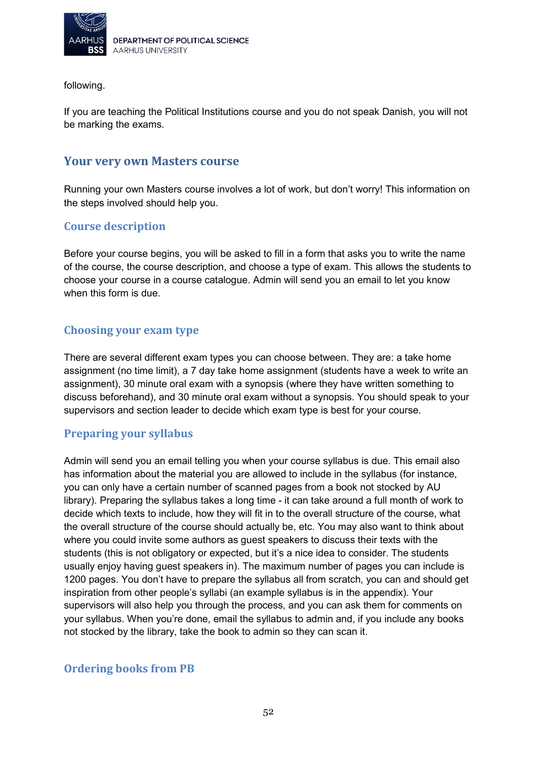following.

If you are teaching the Political Institutions course and you do not speak Danish, you will not be marking the exams.

## Your very own Masters course

Running your own Masters course involves a lot of work, but don't worry! This information on the steps involved should help you.

### Course description

Before your course begins, you will be asked to fill in a form that asks you to write the name of the course, the course description, and choose a type of exam. This allows the students to choose your course in a course catalogue. Admin will send you an email to let you know when this form is due.

### Choosing your exam type

There are several different exam types you can choose between. They are: a take home assignment (no time limit), a 7 day take home assignment (students have a week to write an assignment), 30 minute oral exam with a synopsis (where they have written something to discuss beforehand), and 30 minute oral exam without a synopsis. You should speak to your supervisors and section leader to decide which exam type is best for your course.

### Preparing your syllabus

Admin will send you an email telling you when your course syllabus is due. This email also has information about the material you are allowed to include in the syllabus (for instance, you can only have a certain number of scanned pages from a book not stocked by AU library). Preparing the syllabus takes a long time - it can take around a full month of work to decide which texts to include, how they will fit in to the overall structure of the course, what the overall structure of the course should actually be, etc. You may also want to think about where you could invite some authors as guest speakers to discuss their texts with the students (this is not obligatory or expected, but it's a nice idea to consider. The students usually enjoy having guest speakers in). The maximum number of pages you can include is 1200 pages. You don't have to prepare the syllabus all from scratch, you can and should get inspiration from other people's syllabi (an example syllabus is in the appendix). Your supervisors will also help you through the process, and you can ask them for comments on your syllabus. When you're done, email the syllabus to admin and, if you include any books not stocked by the library, take the book to admin so they can scan it.

### Ordering books from PB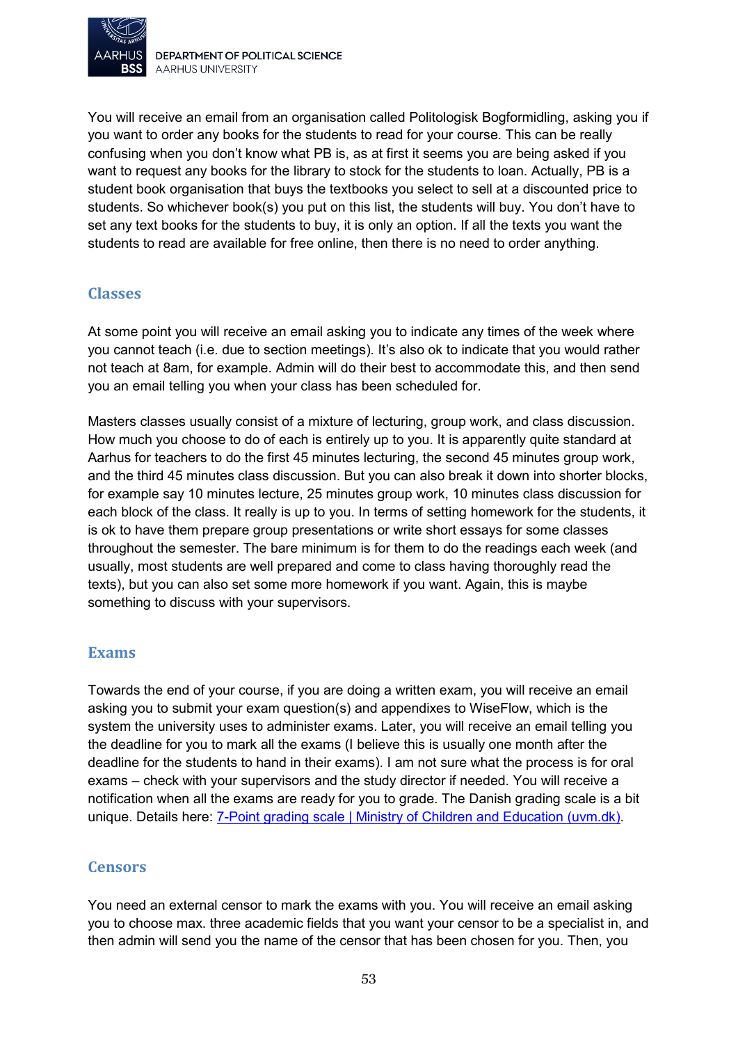You will receive an email from an organisation called Politologisk Bogformidling, asking you if you want to order any books for the students to read for your course. This can be really confusing when you don't know what PB is, as at first it seems you are being asked if you want to request any books for the library to stock for the students to loan. Actually, PB is a student book organisation that buys the textbooks you select to sell at a discounted price to students. So whichever book(s) you put on this list, the students will buy. You don't have to set any text books for the students to buy, it is only an option. If all the texts you want the students to read are available for free online, then there is no need to order anything.

## Classes

At some point you will receive an email asking you to indicate any times of the week where you cannot teach (i.e. due to section meetings). It's also ok to indicate that you would rather not teach at 8am, for example. Admin will do their best to accommodate this, and then send you an email telling you when your class has been scheduled for.

Masters classes usually consist of a mixture of lecturing, group work, and class discussion. How much you choose to do of each is entirely up to you. It is apparently quite standard at Aarhus for teachers to do the first 45 minutes lecturing, the second 45 minutes group work, and the third 45 minutes class discussion. But you can also break it down into shorter blocks, for example say 10 minutes lecture, 25 minutes group work, 10 minutes class discussion for each block of the class. It really is up to you. In terms of setting homework for the students, it is ok to have them prepare group presentations or write short essays for some classes throughout the semester. The bare minimum is for them to do the readings each week (and usually, most students are well prepared and come to class having thoroughly read the texts), but you can also set some more homework if you want. Again, this is maybe something to discuss with your supervisors.

## Exams

Towards the end of your course, if you are doing a written exam, you will receive an email asking you to submit your exam question(s) and appendixes to WiseFlow, which is the system the university uses to administer exams. Later, you will receive an email telling you the deadline for you to mark all the exams (I believe this is usually one month after the deadline for the students to hand in their exams). I am not sure what the process is for oral exams – check with your supervisors and the study director if needed. You will receive a notification when all the exams are ready for you to grade. The Danish grading scale is a bit unique. Details here: [7-Point grading scale | Ministry of Children and Education (uvm.dk)].

## Censors

You need an external censor to mark the exams with you. You will receive an email asking you to choose max. three academic fields that you want your censor to be a specialist in, and then admin will send you the name of the censor that has been chosen for you. Then, you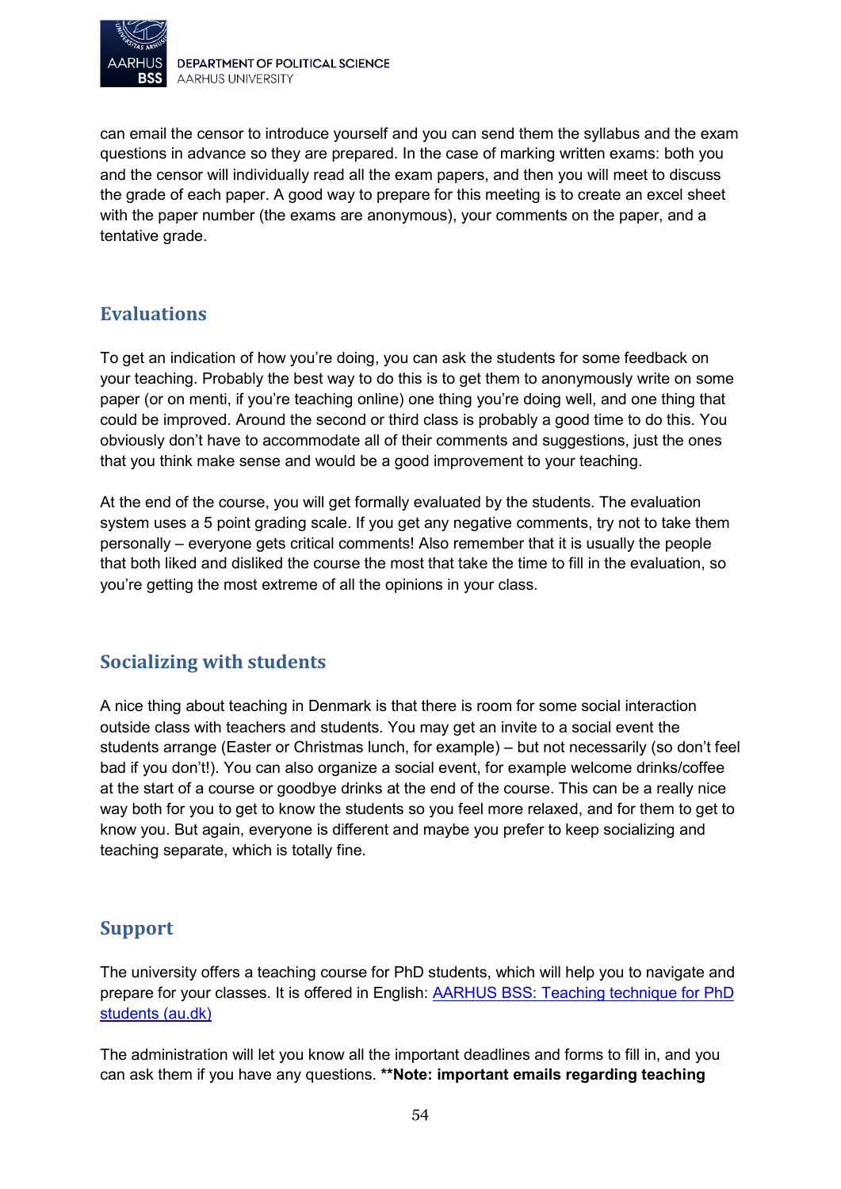can email the censor to introduce yourself and you can send them the syllabus and the exam questions in advance so they are prepared. In the case of marking written exams: both you and the censor will individually read all the exam papers, and then you will meet to discuss the grade of each paper. A good way to prepare for this meeting is to create an excel sheet with the paper number (the exams are anonymous), your comments on the paper, and a tentative grade.

## Evaluations

To get an indication of how you're doing, you can ask the students for some feedback on your teaching. Probably the best way to do this is to get them to anonymously write on some paper (or on menti, if you're teaching online) one thing you're doing well, and one thing that could be improved. Around the second or third class is probably a good time to do this. You obviously don't have to accommodate all of their comments and suggestions, just the ones that you think make sense and would be a good improvement to your teaching.

At the end of the course, you will get formally evaluated by the students. The evaluation system uses a 5 point grading scale. If you get any negative comments, try not to take them personally – everyone gets critical comments! Also remember that it is usually the people that both liked and disliked the course the most that take the time to fill in the evaluation, so you're getting the most extreme of all the opinions in your class.

## Socializing with students

A nice thing about teaching in Denmark is that there is room for some social interaction outside class with teachers and students. You may get an invite to a social event the students arrange (Easter or Christmas lunch, for example) – but not necessarily (so don't feel bad if you don't!). You can also organize a social event, for example welcome drinks/coffee at the start of a course or goodbye drinks at the end of the course. This can be a really nice way both for you to get to know the students so you feel more relaxed, and for them to get to know you. But again, everyone is different and maybe you prefer to keep socializing and teaching separate, which is totally fine.

## Support

The university offers a teaching course for PhD students, which will help you to navigate and prepare for your classes. It is offered in English: [AARHUS BSS: Teaching technique for PhD students (au.dk)]

The administration will let you know all the important deadlines and forms to fill in, and you can ask them if you have any questions. **\*\*Note: important emails regarding teaching**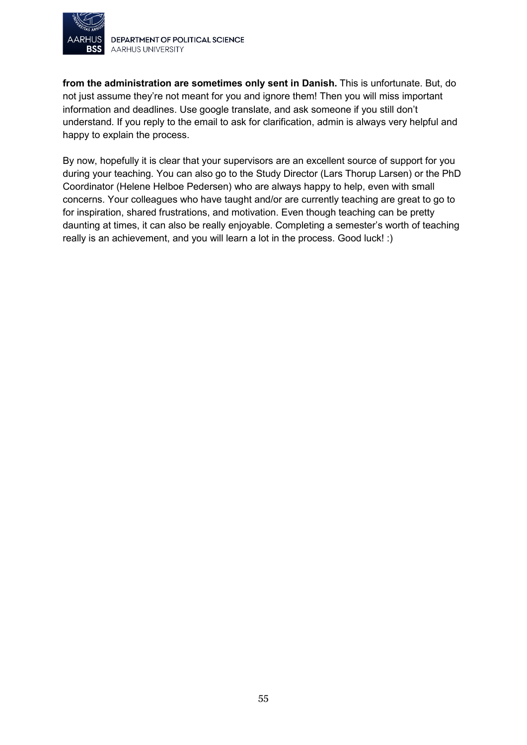**from the administration are sometimes only sent in Danish.** This is unfortunate. But, do not just assume they're not meant for you and ignore them! Then you will miss important information and deadlines. Use google translate, and ask someone if you still don't understand. If you reply to the email to ask for clarification, admin is always very helpful and happy to explain the process.

By now, hopefully it is clear that your supervisors are an excellent source of support for you during your teaching. You can also go to the Study Director (Lars Thorup Larsen) or the PhD Coordinator (Helene Helboe Pedersen) who are always happy to help, even with small concerns. Your colleagues who have taught and/or are currently teaching are great to go to for inspiration, shared frustrations, and motivation. Even though teaching can be pretty daunting at times, it can also be really enjoyable. Completing a semester's worth of teaching really is an achievement, and you will learn a lot in the process. Good luck! :)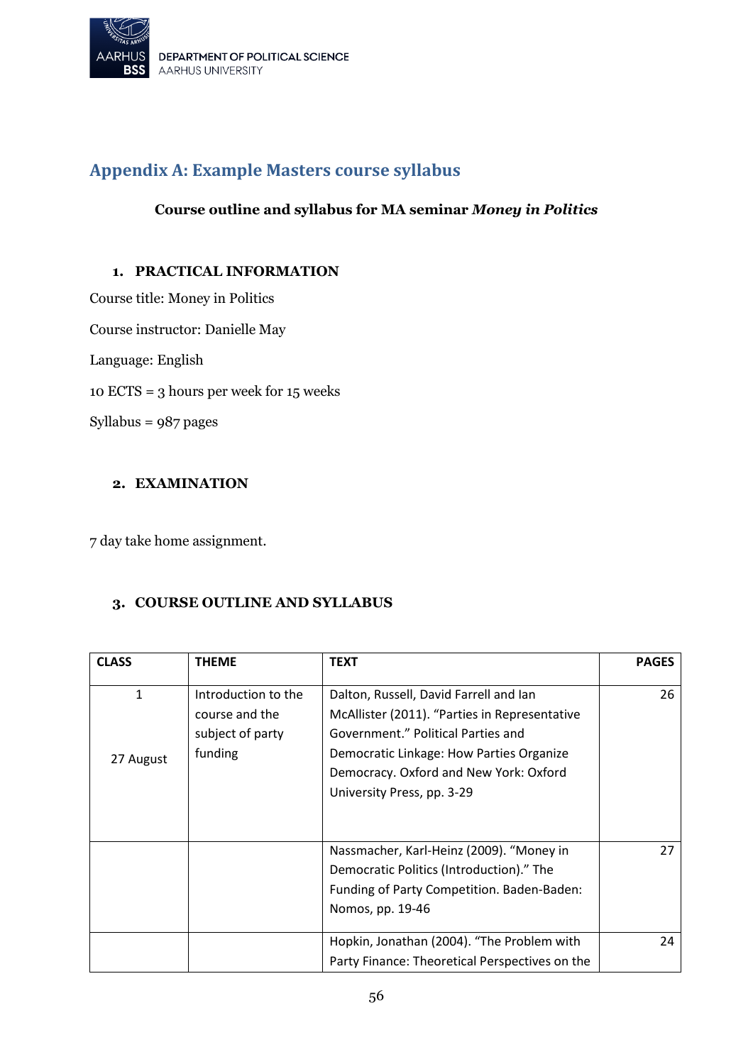## Appendix A: Example Masters course syllabus

**Course outline and syllabus for MA seminar *Money in Politics***

### 1. PRACTICAL INFORMATION

Course title: Money in Politics

Course instructor: Danielle May

Language: English

10 ECTS = 3 hours per week for 15 weeks

Syllabus = 987 pages

### 2. EXAMINATION

7 day take home assignment.

### 3. COURSE OUTLINE AND SYLLABUS

| CLASS | THEME | TEXT | PAGES |
|---|---|---|---|
| 1<br><br>27 August | Introduction to the course and the subject of party funding | Dalton, Russell, David Farrell and Ian McAllister (2011). "Parties in Representative Government." Political Parties and Democratic Linkage: How Parties Organize Democracy. Oxford and New York: Oxford University Press, pp. 3-29 | 26 |
| | | Nassmacher, Karl-Heinz (2009). "Money in Democratic Politics (Introduction)." The Funding of Party Competition. Baden-Baden: Nomos, pp. 19-46 | 27 |
| | | Hopkin, Jonathan (2004). "The Problem with Party Finance: Theoretical Perspectives on the | 24 |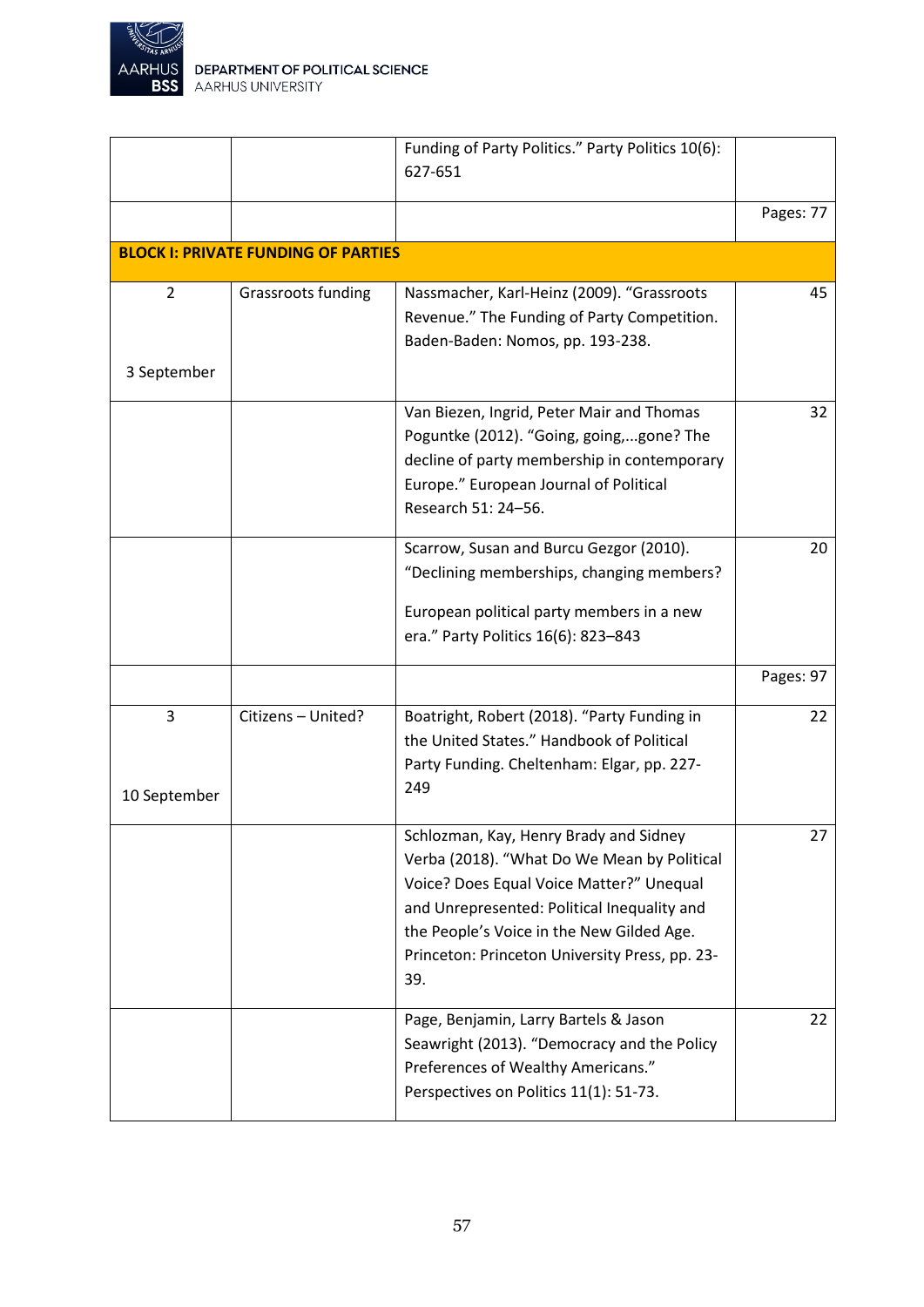| | | | |
|---|---|---|---|
| | | Funding of Party Politics." Party Politics 10(6): 627-651 | |
| | | | Pages: 77 |
| **BLOCK I: PRIVATE FUNDING OF PARTIES** | | | |
| 2<br><br>3 September | Grassroots funding | Nassmacher, Karl-Heinz (2009). "Grassroots Revenue." The Funding of Party Competition. Baden-Baden: Nomos, pp. 193-238. | 45 |
| | | Van Biezen, Ingrid, Peter Mair and Thomas Poguntke (2012). "Going, going,...gone? The decline of party membership in contemporary Europe." European Journal of Political Research 51: 24–56. | 32 |
| | | Scarrow, Susan and Burcu Gezgor (2010). "Declining memberships, changing members?<br><br>European political party members in a new era." Party Politics 16(6): 823–843 | 20 |
| | | | Pages: 97 |
| 3<br><br>10 September | Citizens – United? | Boatright, Robert (2018). "Party Funding in the United States." Handbook of Political Party Funding. Cheltenham: Elgar, pp. 227-249 | 22 |
| | | Schlozman, Kay, Henry Brady and Sidney Verba (2018). "What Do We Mean by Political Voice? Does Equal Voice Matter?" Unequal and Unrepresented: Political Inequality and the People's Voice in the New Gilded Age. Princeton: Princeton University Press, pp. 23-39. | 27 |
| | | Page, Benjamin, Larry Bartels & Jason Seawright (2013). "Democracy and the Policy Preferences of Wealthy Americans." Perspectives on Politics 11(1): 51-73. | 22 |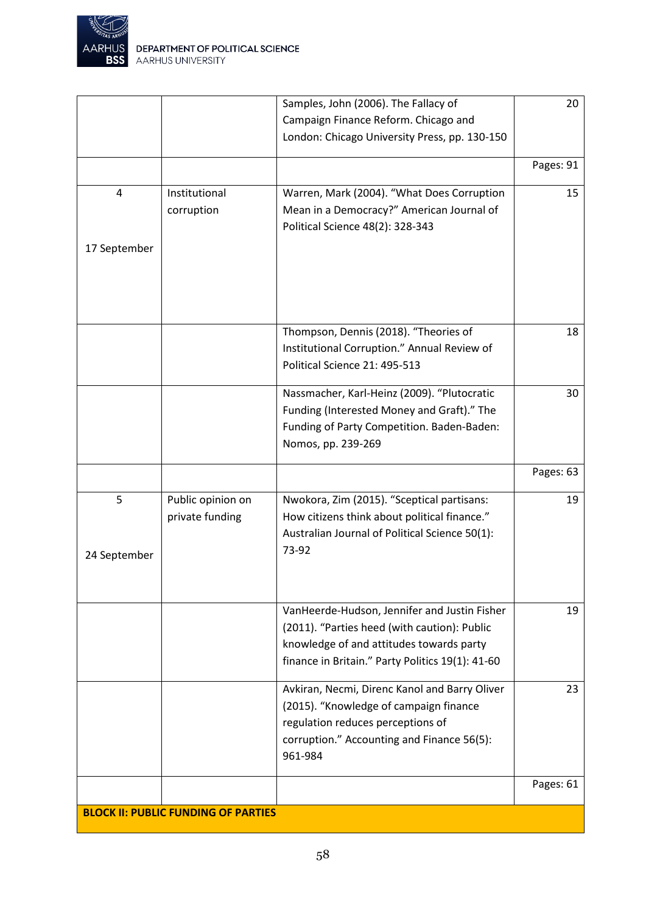| | | | |
|---|---|---|---|
| | | Samples, John (2006). The Fallacy of Campaign Finance Reform. Chicago and London: Chicago University Press, pp. 130-150 | 20 |
| | | | Pages: 91 |
| 4<br><br>17 September | Institutional corruption | Warren, Mark (2004). "What Does Corruption Mean in a Democracy?" American Journal of Political Science 48(2): 328-343 | 15 |
| | | Thompson, Dennis (2018). "Theories of Institutional Corruption." Annual Review of Political Science 21: 495-513 | 18 |
| | | Nassmacher, Karl-Heinz (2009). "Plutocratic Funding (Interested Money and Graft)." The Funding of Party Competition. Baden-Baden: Nomos, pp. 239-269 | 30 |
| | | | Pages: 63 |
| 5<br><br>24 September | Public opinion on private funding | Nwokora, Zim (2015). "Sceptical partisans: How citizens think about political finance." Australian Journal of Political Science 50(1): 73-92 | 19 |
| | | VanHeerde-Hudson, Jennifer and Justin Fisher (2011). "Parties heed (with caution): Public knowledge of and attitudes towards party finance in Britain." Party Politics 19(1): 41-60 | 19 |
| | | Avkiran, Necmi, Direnc Kanol and Barry Oliver (2015). "Knowledge of campaign finance regulation reduces perceptions of corruption." Accounting and Finance 56(5): 961-984 | 23 |
| | | | Pages: 61 |
| **BLOCK II: PUBLIC FUNDING OF PARTIES** | | | |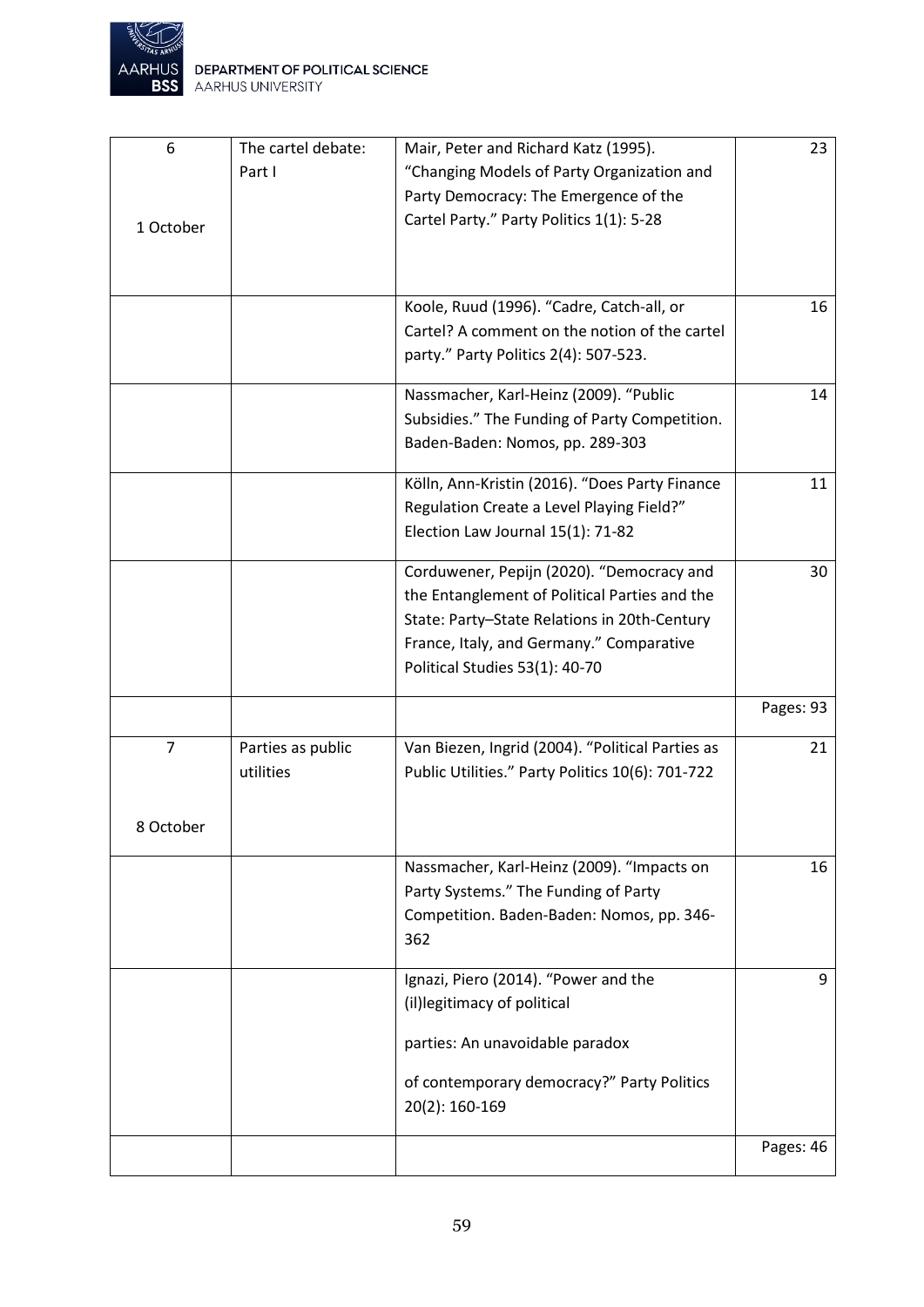| 6<br><br>1 October | The cartel debate: Part I | Mair, Peter and Richard Katz (1995). "Changing Models of Party Organization and Party Democracy: The Emergence of the Cartel Party." Party Politics 1(1): 5-28 | 23 |
|---|---|---|---|
| | | Koole, Ruud (1996). "Cadre, Catch-all, or Cartel? A comment on the notion of the cartel party." Party Politics 2(4): 507-523. | 16 |
| | | Nassmacher, Karl-Heinz (2009). "Public Subsidies." The Funding of Party Competition. Baden-Baden: Nomos, pp. 289-303 | 14 |
| | | Kölln, Ann-Kristin (2016). "Does Party Finance Regulation Create a Level Playing Field?" Election Law Journal 15(1): 71-82 | 11 |
| | | Corduwener, Pepijn (2020). "Democracy and the Entanglement of Political Parties and the State: Party–State Relations in 20th-Century France, Italy, and Germany." Comparative Political Studies 53(1): 40-70 | 30 |
| | | | Pages: 93 |
| 7<br><br>8 October | Parties as public utilities | Van Biezen, Ingrid (2004). "Political Parties as Public Utilities." Party Politics 10(6): 701-722 | 21 |
| | | Nassmacher, Karl-Heinz (2009). "Impacts on Party Systems." The Funding of Party Competition. Baden-Baden: Nomos, pp. 346-362 | 16 |
| | | Ignazi, Piero (2014). "Power and the (il)legitimacy of political parties: An unavoidable paradox of contemporary democracy?" Party Politics 20(2): 160-169 | 9 |
| | | | Pages: 46 |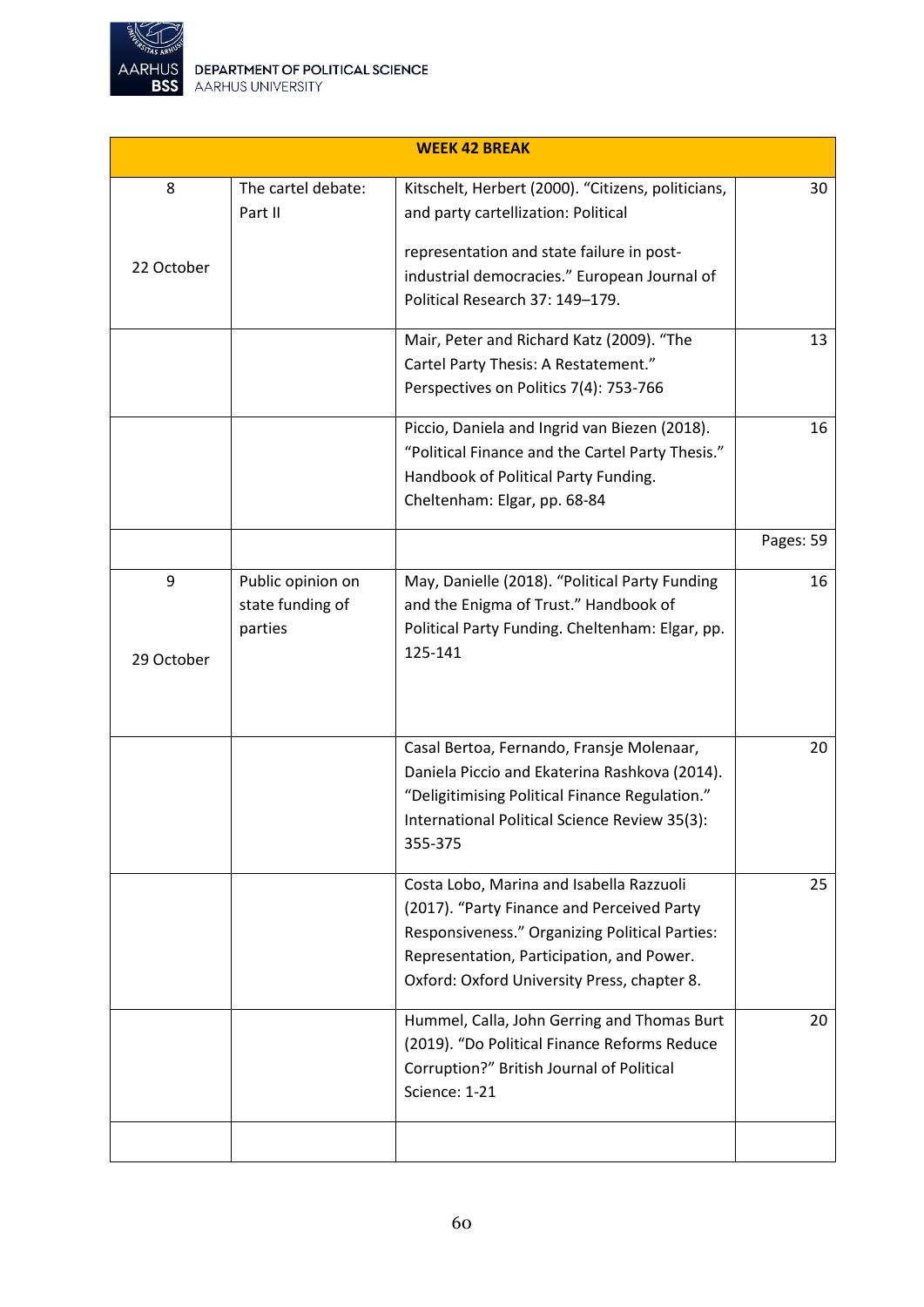| WEEK 42 BREAK | | | |
|---|---|---|---|
| 8<br><br>22 October | The cartel debate: Part II | Kitschelt, Herbert (2000). "Citizens, politicians, and party cartellization: Political representation and state failure in post-industrial democracies." European Journal of Political Research 37: 149–179. | 30 |
| | | Mair, Peter and Richard Katz (2009). "The Cartel Party Thesis: A Restatement." Perspectives on Politics 7(4): 753-766 | 13 |
| | | Piccio, Daniela and Ingrid van Biezen (2018). "Political Finance and the Cartel Party Thesis." Handbook of Political Party Funding. Cheltenham: Elgar, pp. 68-84 | 16 |
| | | | Pages: 59 |
| 9<br><br>29 October | Public opinion on state funding of parties | May, Danielle (2018). "Political Party Funding and the Enigma of Trust." Handbook of Political Party Funding. Cheltenham: Elgar, pp. 125-141 | 16 |
| | | Casal Bertoa, Fernando, Fransje Molenaar, Daniela Piccio and Ekaterina Rashkova (2014). "Deligitimising Political Finance Regulation." International Political Science Review 35(3): 355-375 | 20 |
| | | Costa Lobo, Marina and Isabella Razzuoli (2017). "Party Finance and Perceived Party Responsiveness." Organizing Political Parties: Representation, Participation, and Power. Oxford: Oxford University Press, chapter 8. | 25 |
| | | Hummel, Calla, John Gerring and Thomas Burt (2019). "Do Political Finance Reforms Reduce Corruption?" British Journal of Political Science: 1-21 | 20 |
| | | | |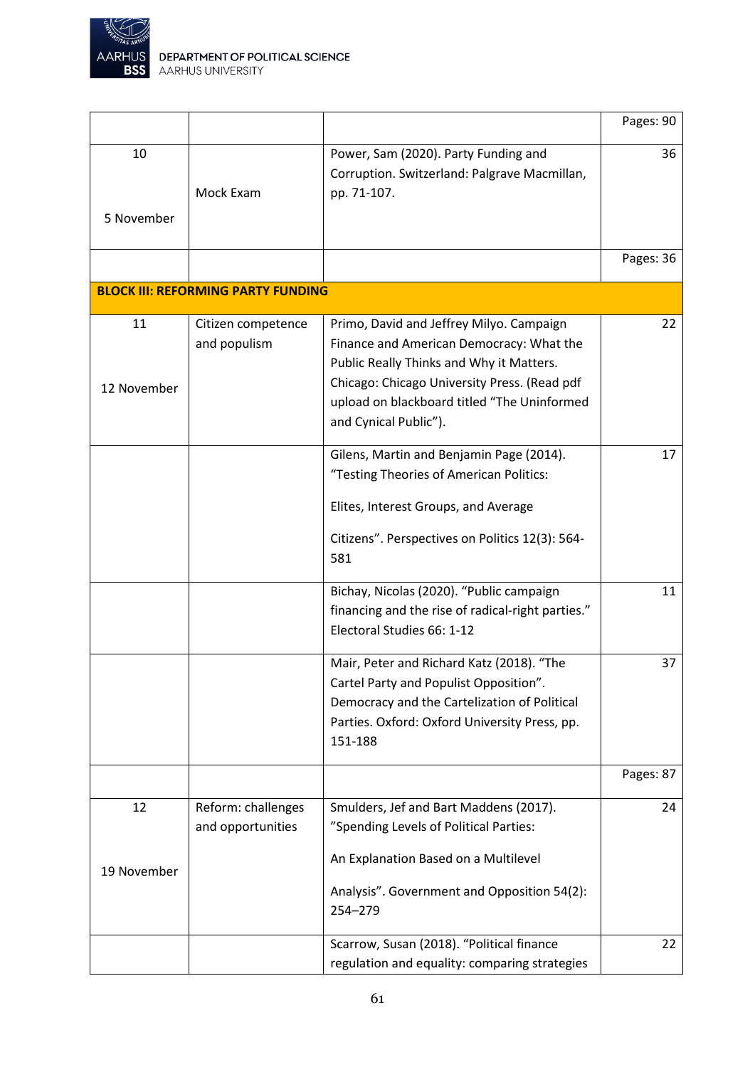| | | | Pages: 90 |
|---|---|---|---|
| 10<br><br>5 November | Mock Exam | Power, Sam (2020). Party Funding and Corruption. Switzerland: Palgrave Macmillan, pp. 71-107. | 36 |
| | | | Pages: 36 |
| **BLOCK III: REFORMING PARTY FUNDING** | | | |
| 11<br><br>12 November | Citizen competence and populism | Primo, David and Jeffrey Milyo. Campaign Finance and American Democracy: What the Public Really Thinks and Why it Matters. Chicago: Chicago University Press. (Read pdf upload on blackboard titled "The Uninformed and Cynical Public"). | 22 |
| | | Gilens, Martin and Benjamin Page (2014). "Testing Theories of American Politics: Elites, Interest Groups, and Average Citizens". Perspectives on Politics 12(3): 564-581 | 17 |
| | | Bichay, Nicolas (2020). "Public campaign financing and the rise of radical-right parties." Electoral Studies 66: 1-12 | 11 |
| | | Mair, Peter and Richard Katz (2018). "The Cartel Party and Populist Opposition". Democracy and the Cartelization of Political Parties. Oxford: Oxford University Press, pp. 151-188 | 37 |
| | | | Pages: 87 |
| 12<br><br>19 November | Reform: challenges and opportunities | Smulders, Jef and Bart Maddens (2017). "Spending Levels of Political Parties: An Explanation Based on a Multilevel Analysis". Government and Opposition 54(2): 254–279 | 24 |
| | | Scarrow, Susan (2018). "Political finance regulation and equality: comparing strategies | 22 |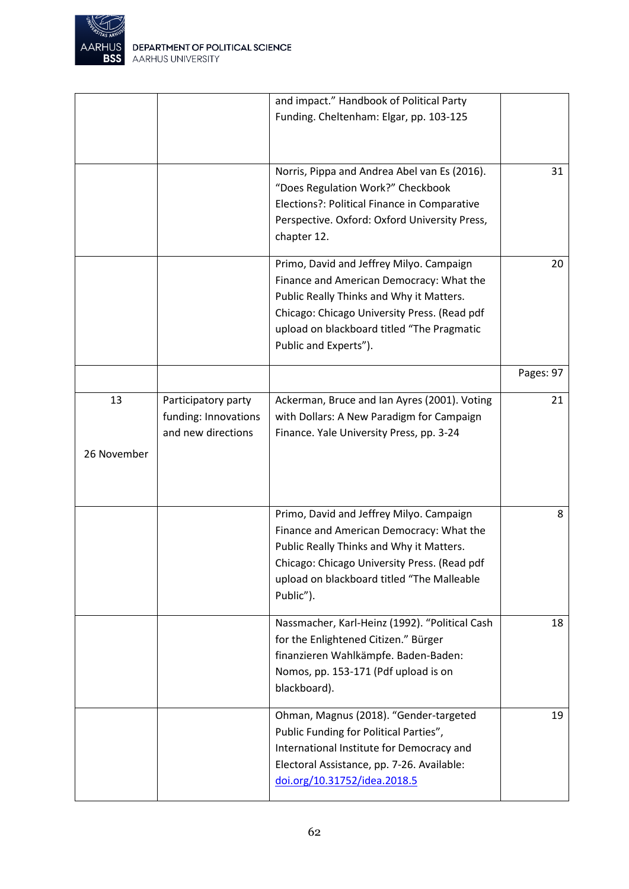|  |  |  |  |
|---|---|---|---|
|  |  | and impact." Handbook of Political Party Funding. Cheltenham: Elgar, pp. 103-125 |  |
|  |  | Norris, Pippa and Andrea Abel van Es (2016). "Does Regulation Work?" Checkbook Elections?: Political Finance in Comparative Perspective. Oxford: Oxford University Press, chapter 12. | 31 |
|  |  | Primo, David and Jeffrey Milyo. Campaign Finance and American Democracy: What the Public Really Thinks and Why it Matters. Chicago: Chicago University Press. (Read pdf upload on blackboard titled "The Pragmatic Public and Experts"). | 20 |
|  |  |  | Pages: 97 |
| 13<br><br>26 November | Participatory party funding: Innovations and new directions | Ackerman, Bruce and Ian Ayres (2001). Voting with Dollars: A New Paradigm for Campaign Finance. Yale University Press, pp. 3-24 | 21 |
|  |  | Primo, David and Jeffrey Milyo. Campaign Finance and American Democracy: What the Public Really Thinks and Why it Matters. Chicago: Chicago University Press. (Read pdf upload on blackboard titled "The Malleable Public"). | 8 |
|  |  | Nassmacher, Karl-Heinz (1992). "Political Cash for the Enlightened Citizen." Bürger finanzieren Wahlkämpfe. Baden-Baden: Nomos, pp. 153-171 (Pdf upload is on blackboard). | 18 |
|  |  | Ohman, Magnus (2018). "Gender-targeted Public Funding for Political Parties", International Institute for Democracy and Electoral Assistance, pp. 7-26. Available: [doi.org/10.31752/idea.2018.5](https://doi.org/10.31752/idea.2018.5) | 19 |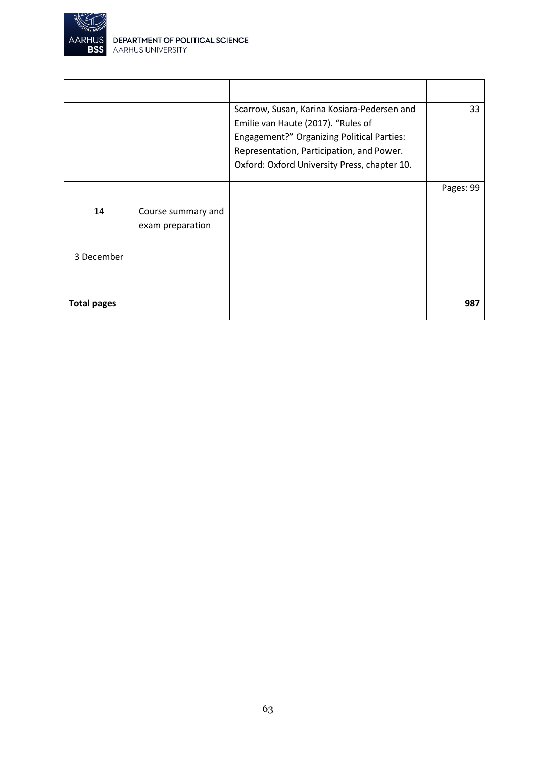| | | | |
|---|---|---|---|
| | | | |
| | | Scarrow, Susan, Karina Kosiara-Pedersen and Emilie van Haute (2017). "Rules of Engagement?" Organizing Political Parties: Representation, Participation, and Power. Oxford: Oxford University Press, chapter 10. | 33 |
| | | | Pages: 99 |
| 14<br><br>3 December | Course summary and exam preparation | | |
| **Total pages** | | | **987** |